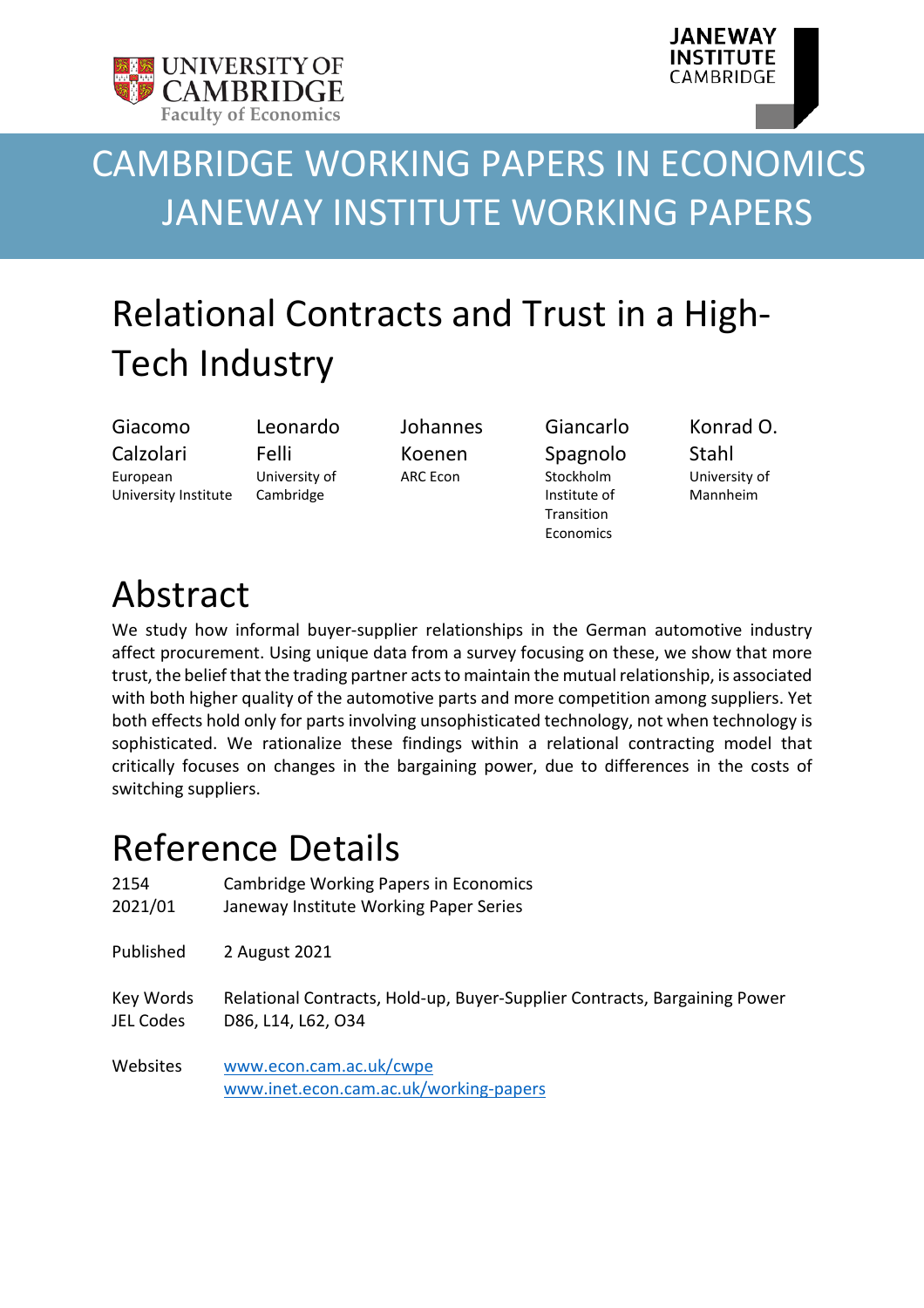UNIVERSITY OF CAMBRIDGE
Faculty of Economics

JANEWAY INSTITUTE CAMBRIDGE

# CAMBRIDGE WORKING PAPERS IN ECONOMICS
# JANEWAY INSTITUTE WORKING PAPERS

# Relational Contracts and Trust in a High-Tech Industry

| Giacomo Calzolari | Leonardo Felli | Johannes Koenen | Giancarlo Spagnolo | Konrad O. Stahl |
| --- | --- | --- | --- | --- |
| European University Institute | University of Cambridge | ARC Econ | Stockholm Institute of Transition Economics | University of Mannheim |

## Abstract

We study how informal buyer-supplier relationships in the German automotive industry affect procurement. Using unique data from a survey focusing on these, we show that more trust, the belief that the trading partner acts to maintain the mutual relationship, is associated with both higher quality of the automotive parts and more competition among suppliers. Yet both effects hold only for parts involving unsophisticated technology, not when technology is sophisticated. We rationalize these findings within a relational contracting model that critically focuses on changes in the bargaining power, due to differences in the costs of switching suppliers.

## Reference Details

| | |
| --- | --- |
| 2154 | Cambridge Working Papers in Economics |
| 2021/01 | Janeway Institute Working Paper Series |
| Published | 2 August 2021 |
| Key Words | Relational Contracts, Hold-up, Buyer-Supplier Contracts, Bargaining Power |
| JEL Codes | D86, L14, L62, O34 |
| Websites | www.econ.cam.ac.uk/cwpe |
| | www.inet.econ.cam.ac.uk/working-papers |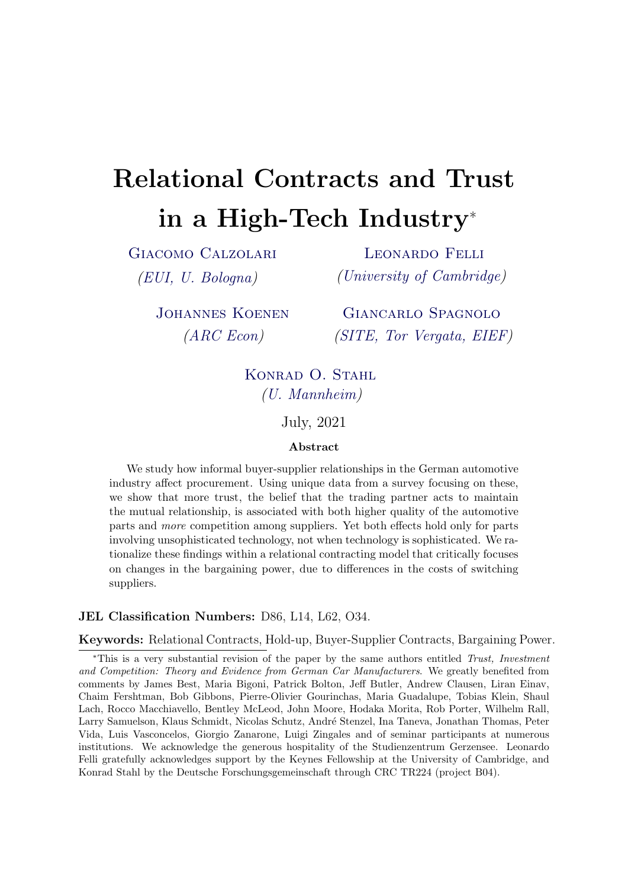# Relational Contracts and Trust in a High-Tech Industry[*]

Giacomo Calzolari
*(EUI, U. Bologna)*

Leonardo Felli
*(University of Cambridge)*

Johannes Koenen
*(ARC Econ)*

Giancarlo Spagnolo
*(SITE, Tor Vergata, EIEF)*

Konrad O. Stahl
*(U. Mannheim)*

July, 2021

**Abstract**

We study how informal buyer-supplier relationships in the German automotive industry affect procurement. Using unique data from a survey focusing on these, we show that more trust, the belief that the trading partner acts to maintain the mutual relationship, is associated with both higher quality of the automotive parts and *more* competition among suppliers. Yet both effects hold only for parts involving unsophisticated technology, not when technology is sophisticated. We rationalize these findings within a relational contracting model that critically focuses on changes in the bargaining power, due to differences in the costs of switching suppliers.

**JEL Classification Numbers:** D86, L14, L62, O34.

**Keywords:** Relational Contracts, Hold-up, Buyer-Supplier Contracts, Bargaining Power.

[*]This is a very substantial revision of the paper by the same authors entitled *Trust, Investment and Competition: Theory and Evidence from German Car Manufacturers*. We greatly benefited from comments by James Best, Maria Bigoni, Patrick Bolton, Jeff Butler, Andrew Clausen, Liran Einav, Chaim Fershtman, Bob Gibbons, Pierre-Olivier Gourinchas, Maria Guadalupe, Tobias Klein, Shaul Lach, Rocco Macchiavello, Bentley McLeod, John Moore, Hodaka Morita, Rob Porter, Wilhelm Rall, Larry Samuelson, Klaus Schmidt, Nicolas Schutz, André Stenzel, Ina Taneva, Jonathan Thomas, Peter Vida, Luis Vasconcelos, Giorgio Zanarone, Luigi Zingales and of seminar participants at numerous institutions. We acknowledge the generous hospitality of the Studienzentrum Gerzensee. Leonardo Felli gratefully acknowledges support by the Keynes Fellowship at the University of Cambridge, and Konrad Stahl by the Deutsche Forschungsgemeinschaft through CRC TR224 (project B04).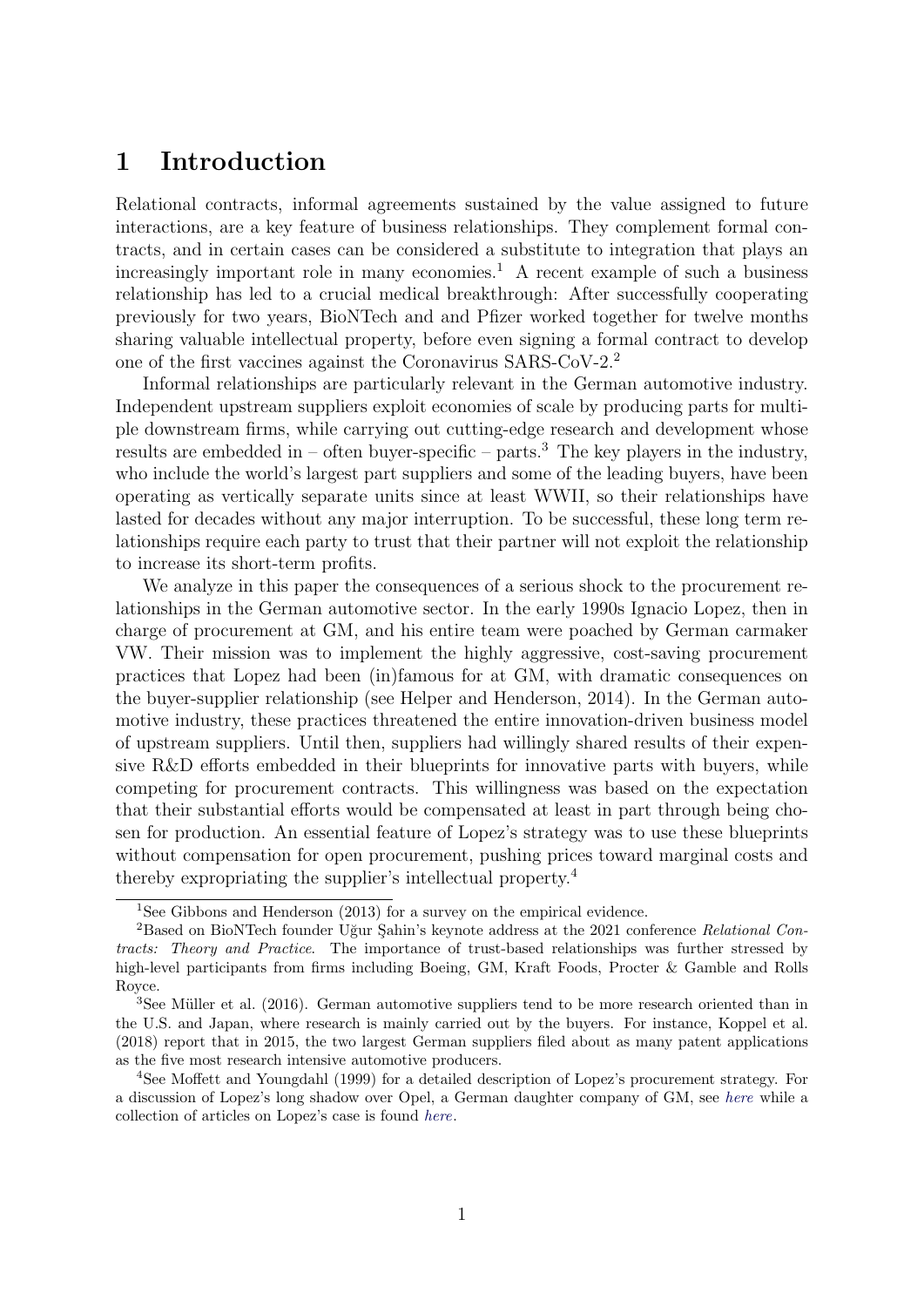# 1 Introduction

Relational contracts, informal agreements sustained by the value assigned to future interactions, are a key feature of business relationships. They complement formal contracts, and in certain cases can be considered a substitute to integration that plays an increasingly important role in many economies.[1] A recent example of such a business relationship has led to a crucial medical breakthrough: After successfully cooperating previously for two years, BioNTech and and Pfizer worked together for twelve months sharing valuable intellectual property, before even signing a formal contract to develop one of the first vaccines against the Coronavirus SARS-CoV-2.[2]

Informal relationships are particularly relevant in the German automotive industry. Independent upstream suppliers exploit economies of scale by producing parts for multiple downstream firms, while carrying out cutting-edge research and development whose results are embedded in – often buyer-specific – parts.[3] The key players in the industry, who include the world's largest part suppliers and some of the leading buyers, have been operating as vertically separate units since at least WWII, so their relationships have lasted for decades without any major interruption. To be successful, these long term relationships require each party to trust that their partner will not exploit the relationship to increase its short-term profits.

We analyze in this paper the consequences of a serious shock to the procurement relationships in the German automotive sector. In the early 1990s Ignacio Lopez, then in charge of procurement at GM, and his entire team were poached by German carmaker VW. Their mission was to implement the highly aggressive, cost-saving procurement practices that Lopez had been (in)famous for at GM, with dramatic consequences on the buyer-supplier relationship (see Helper and Henderson, 2014). In the German automotive industry, these practices threatened the entire innovation-driven business model of upstream suppliers. Until then, suppliers had willingly shared results of their expensive R&D efforts embedded in their blueprints for innovative parts with buyers, while competing for procurement contracts. This willingness was based on the expectation that their substantial efforts would be compensated at least in part through being chosen for production. An essential feature of Lopez's strategy was to use these blueprints without compensation for open procurement, pushing prices toward marginal costs and thereby expropriating the supplier's intellectual property.[4]

---

[1] See Gibbons and Henderson (2013) for a survey on the empirical evidence.

[2] Based on BioNTech founder Uğur Şahin's keynote address at the 2021 conference *Relational Contracts: Theory and Practice*. The importance of trust-based relationships was further stressed by high-level participants from firms including Boeing, GM, Kraft Foods, Procter & Gamble and Rolls Royce.

[3] See Müller et al. (2016). German automotive suppliers tend to be more research oriented than in the U.S. and Japan, where research is mainly carried out by the buyers. For instance, Koppel et al. (2018) report that in 2015, the two largest German suppliers filed about as many patent applications as the five most research intensive automotive producers.

[4] See Moffett and Youngdahl (1999) for a detailed description of Lopez's procurement strategy. For a discussion of Lopez's long shadow over Opel, a German daughter company of GM, see *here* while a collection of articles on Lopez's case is found *here*.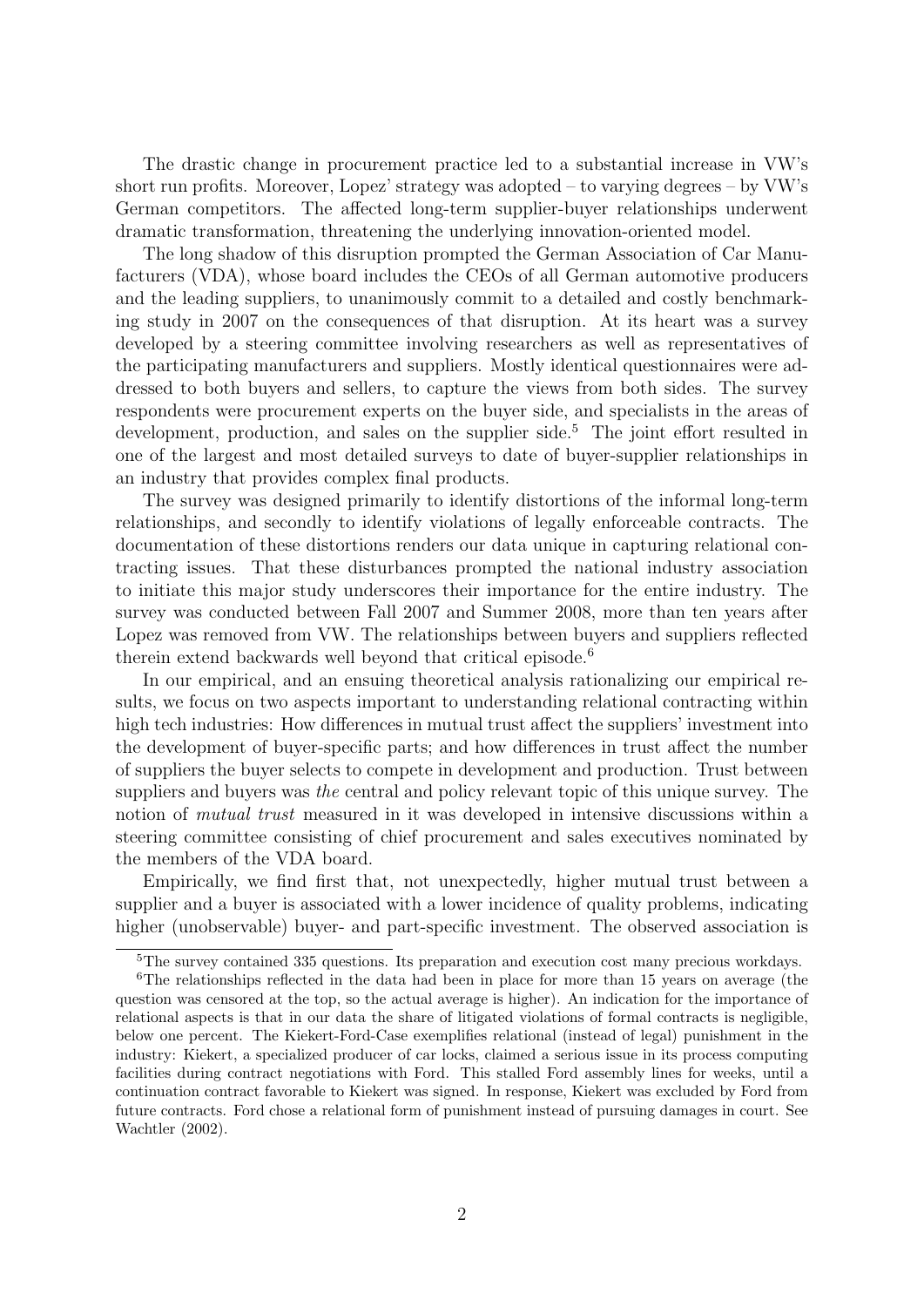The drastic change in procurement practice led to a substantial increase in VW's short run profits. Moreover, Lopez' strategy was adopted – to varying degrees – by VW's German competitors. The affected long-term supplier-buyer relationships underwent dramatic transformation, threatening the underlying innovation-oriented model.

The long shadow of this disruption prompted the German Association of Car Manufacturers (VDA), whose board includes the CEOs of all German automotive producers and the leading suppliers, to unanimously commit to a detailed and costly benchmarking study in 2007 on the consequences of that disruption. At its heart was a survey developed by a steering committee involving researchers as well as representatives of the participating manufacturers and suppliers. Mostly identical questionnaires were addressed to both buyers and sellers, to capture the views from both sides. The survey respondents were procurement experts on the buyer side, and specialists in the areas of development, production, and sales on the supplier side.[5] The joint effort resulted in one of the largest and most detailed surveys to date of buyer-supplier relationships in an industry that provides complex final products.

The survey was designed primarily to identify distortions of the informal long-term relationships, and secondly to identify violations of legally enforceable contracts. The documentation of these distortions renders our data unique in capturing relational contracting issues. That these disturbances prompted the national industry association to initiate this major study underscores their importance for the entire industry. The survey was conducted between Fall 2007 and Summer 2008, more than ten years after Lopez was removed from VW. The relationships between buyers and suppliers reflected therein extend backwards well beyond that critical episode.[6]

In our empirical, and an ensuing theoretical analysis rationalizing our empirical results, we focus on two aspects important to understanding relational contracting within high tech industries: How differences in mutual trust affect the suppliers' investment into the development of buyer-specific parts; and how differences in trust affect the number of suppliers the buyer selects to compete in development and production. Trust between suppliers and buyers was *the* central and policy relevant topic of this unique survey. The notion of *mutual trust* measured in it was developed in intensive discussions within a steering committee consisting of chief procurement and sales executives nominated by the members of the VDA board.

Empirically, we find first that, not unexpectedly, higher mutual trust between a supplier and a buyer is associated with a lower incidence of quality problems, indicating higher (unobservable) buyer- and part-specific investment. The observed association is

[5] The survey contained 335 questions. Its preparation and execution cost many precious workdays.

[6] The relationships reflected in the data had been in place for more than 15 years on average (the question was censored at the top, so the actual average is higher). An indication for the importance of relational aspects is that in our data the share of litigated violations of formal contracts is negligible, below one percent. The Kiekert-Ford-Case exemplifies relational (instead of legal) punishment in the industry: Kiekert, a specialized producer of car locks, claimed a serious issue in its process computing facilities during contract negotiations with Ford. This stalled Ford assembly lines for weeks, until a continuation contract favorable to Kiekert was signed. In response, Kiekert was excluded by Ford from future contracts. Ford chose a relational form of punishment instead of pursuing damages in court. See Wachtler (2002).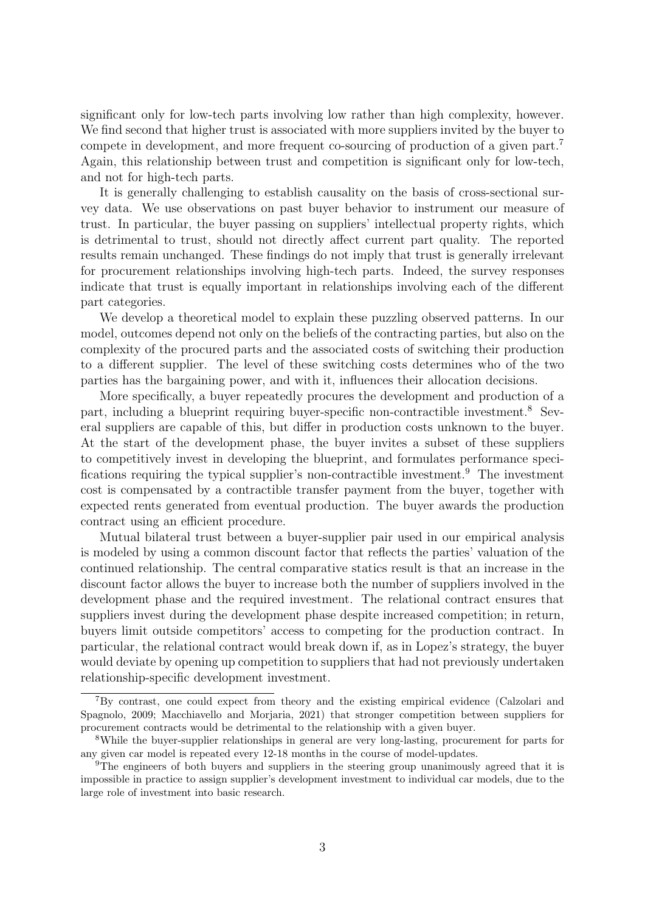significant only for low-tech parts involving low rather than high complexity, however. We find second that higher trust is associated with more suppliers invited by the buyer to compete in development, and more frequent co-sourcing of production of a given part.[7] Again, this relationship between trust and competition is significant only for low-tech, and not for high-tech parts.

It is generally challenging to establish causality on the basis of cross-sectional survey data. We use observations on past buyer behavior to instrument our measure of trust. In particular, the buyer passing on suppliers' intellectual property rights, which is detrimental to trust, should not directly affect current part quality. The reported results remain unchanged. These findings do not imply that trust is generally irrelevant for procurement relationships involving high-tech parts. Indeed, the survey responses indicate that trust is equally important in relationships involving each of the different part categories.

We develop a theoretical model to explain these puzzling observed patterns. In our model, outcomes depend not only on the beliefs of the contracting parties, but also on the complexity of the procured parts and the associated costs of switching their production to a different supplier. The level of these switching costs determines who of the two parties has the bargaining power, and with it, influences their allocation decisions.

More specifically, a buyer repeatedly procures the development and production of a part, including a blueprint requiring buyer-specific non-contractible investment.[8] Several suppliers are capable of this, but differ in production costs unknown to the buyer. At the start of the development phase, the buyer invites a subset of these suppliers to competitively invest in developing the blueprint, and formulates performance specifications requiring the typical supplier's non-contractible investment.[9] The investment cost is compensated by a contractible transfer payment from the buyer, together with expected rents generated from eventual production. The buyer awards the production contract using an efficient procedure.

Mutual bilateral trust between a buyer-supplier pair used in our empirical analysis is modeled by using a common discount factor that reflects the parties' valuation of the continued relationship. The central comparative statics result is that an increase in the discount factor allows the buyer to increase both the number of suppliers involved in the development phase and the required investment. The relational contract ensures that suppliers invest during the development phase despite increased competition; in return, buyers limit outside competitors' access to competing for the production contract. In particular, the relational contract would break down if, as in Lopez's strategy, the buyer would deviate by opening up competition to suppliers that had not previously undertaken relationship-specific development investment.

---

[7] By contrast, one could expect from theory and the existing empirical evidence (Calzolari and Spagnolo, 2009; Macchiavello and Morjaria, 2021) that stronger competition between suppliers for procurement contracts would be detrimental to the relationship with a given buyer.

[8] While the buyer-supplier relationships in general are very long-lasting, procurement for parts for any given car model is repeated every 12-18 months in the course of model-updates.

[9] The engineers of both buyers and suppliers in the steering group unanimously agreed that it is impossible in practice to assign supplier's development investment to individual car models, due to the large role of investment into basic research.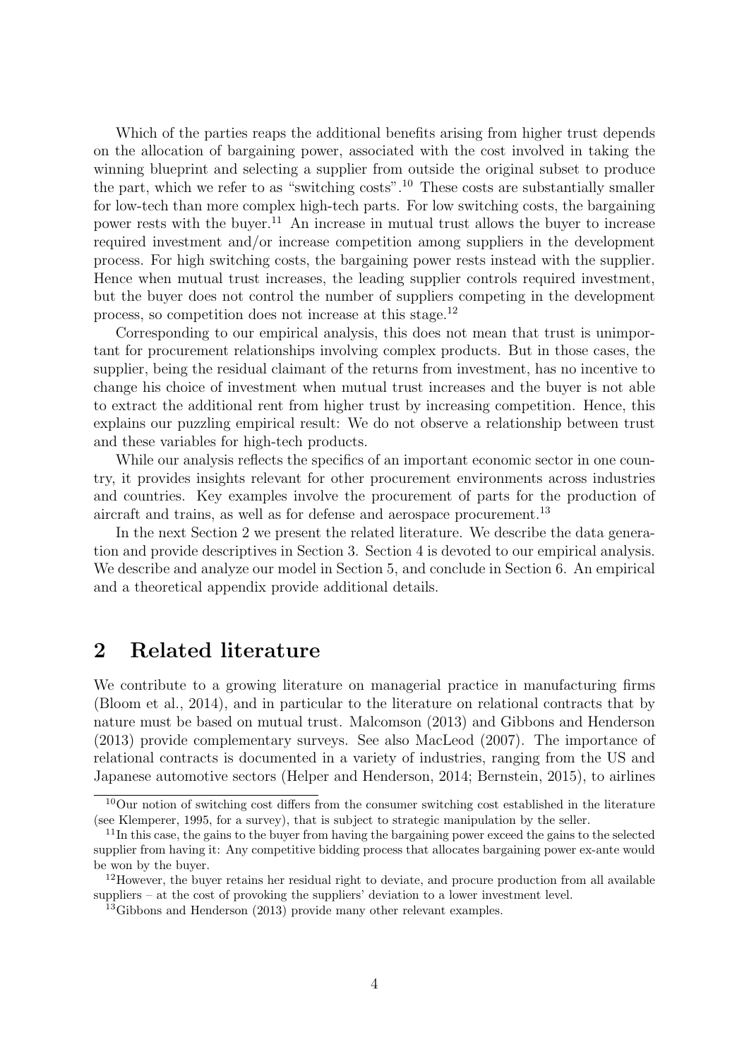Which of the parties reaps the additional benefits arising from higher trust depends on the allocation of bargaining power, associated with the cost involved in taking the winning blueprint and selecting a supplier from outside the original subset to produce the part, which we refer to as "switching costs".[10] These costs are substantially smaller for low-tech than more complex high-tech parts. For low switching costs, the bargaining power rests with the buyer.[11] An increase in mutual trust allows the buyer to increase required investment and/or increase competition among suppliers in the development process. For high switching costs, the bargaining power rests instead with the supplier. Hence when mutual trust increases, the leading supplier controls required investment, but the buyer does not control the number of suppliers competing in the development process, so competition does not increase at this stage.[12]

Corresponding to our empirical analysis, this does not mean that trust is unimportant for procurement relationships involving complex products. But in those cases, the supplier, being the residual claimant of the returns from investment, has no incentive to change his choice of investment when mutual trust increases and the buyer is not able to extract the additional rent from higher trust by increasing competition. Hence, this explains our puzzling empirical result: We do not observe a relationship between trust and these variables for high-tech products.

While our analysis reflects the specifics of an important economic sector in one country, it provides insights relevant for other procurement environments across industries and countries. Key examples involve the procurement of parts for the production of aircraft and trains, as well as for defense and aerospace procurement.[13]

In the next Section 2 we present the related literature. We describe the data generation and provide descriptives in Section 3. Section 4 is devoted to our empirical analysis. We describe and analyze our model in Section 5, and conclude in Section 6. An empirical and a theoretical appendix provide additional details.

## 2 Related literature

We contribute to a growing literature on managerial practice in manufacturing firms (Bloom et al., 2014), and in particular to the literature on relational contracts that by nature must be based on mutual trust. Malcomson (2013) and Gibbons and Henderson (2013) provide complementary surveys. See also MacLeod (2007). The importance of relational contracts is documented in a variety of industries, ranging from the US and Japanese automotive sectors (Helper and Henderson, 2014; Bernstein, 2015), to airlines

---

[10] Our notion of switching cost differs from the consumer switching cost established in the literature (see Klemperer, 1995, for a survey), that is subject to strategic manipulation by the seller.

[11] In this case, the gains to the buyer from having the bargaining power exceed the gains to the selected supplier from having it: Any competitive bidding process that allocates bargaining power ex-ante would be won by the buyer.

[12] However, the buyer retains her residual right to deviate, and procure production from all available suppliers – at the cost of provoking the suppliers' deviation to a lower investment level.

[13] Gibbons and Henderson (2013) provide many other relevant examples.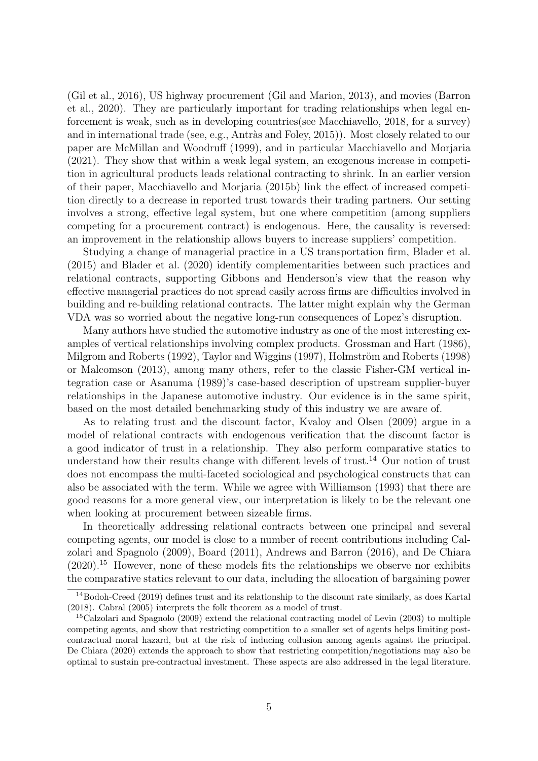(Gil et al., 2016), US highway procurement (Gil and Marion, 2013), and movies (Barron et al., 2020). They are particularly important for trading relationships when legal enforcement is weak, such as in developing countries(see Macchiavello, 2018, for a survey) and in international trade (see, e.g., Antràs and Foley, 2015)). Most closely related to our paper are McMillan and Woodruff (1999), and in particular Macchiavello and Morjaria (2021). They show that within a weak legal system, an exogenous increase in competition in agricultural products leads relational contracting to shrink. In an earlier version of their paper, Macchiavello and Morjaria (2015b) link the effect of increased competition directly to a decrease in reported trust towards their trading partners. Our setting involves a strong, effective legal system, but one where competition (among suppliers competing for a procurement contract) is endogenous. Here, the causality is reversed: an improvement in the relationship allows buyers to increase suppliers' competition.

Studying a change of managerial practice in a US transportation firm, Blader et al. (2015) and Blader et al. (2020) identify complementarities between such practices and relational contracts, supporting Gibbons and Henderson's view that the reason why effective managerial practices do not spread easily across firms are difficulties involved in building and re-building relational contracts. The latter might explain why the German VDA was so worried about the negative long-run consequences of Lopez's disruption.

Many authors have studied the automotive industry as one of the most interesting examples of vertical relationships involving complex products. Grossman and Hart (1986), Milgrom and Roberts (1992), Taylor and Wiggins (1997), Holmström and Roberts (1998) or Malcomson (2013), among many others, refer to the classic Fisher-GM vertical integration case or Asanuma (1989)'s case-based description of upstream supplier-buyer relationships in the Japanese automotive industry. Our evidence is in the same spirit, based on the most detailed benchmarking study of this industry we are aware of.

As to relating trust and the discount factor, Kvaloy and Olsen (2009) argue in a model of relational contracts with endogenous verification that the discount factor is a good indicator of trust in a relationship. They also perform comparative statics to understand how their results change with different levels of trust.[14] Our notion of trust does not encompass the multi-faceted sociological and psychological constructs that can also be associated with the term. While we agree with Williamson (1993) that there are good reasons for a more general view, our interpretation is likely to be the relevant one when looking at procurement between sizeable firms.

In theoretically addressing relational contracts between one principal and several competing agents, our model is close to a number of recent contributions including Calzolari and Spagnolo (2009), Board (2011), Andrews and Barron (2016), and De Chiara (2020).[15] However, none of these models fits the relationships we observe nor exhibits the comparative statics relevant to our data, including the allocation of bargaining power

[14] Bodoh-Creed (2019) defines trust and its relationship to the discount rate similarly, as does Kartal (2018). Cabral (2005) interprets the folk theorem as a model of trust.

[15] Calzolari and Spagnolo (2009) extend the relational contracting model of Levin (2003) to multiple competing agents, and show that restricting competition to a smaller set of agents helps limiting post-contractual moral hazard, but at the risk of inducing collusion among agents against the principal. De Chiara (2020) extends the approach to show that restricting competition/negotiations may also be optimal to sustain pre-contractual investment. These aspects are also addressed in the legal literature.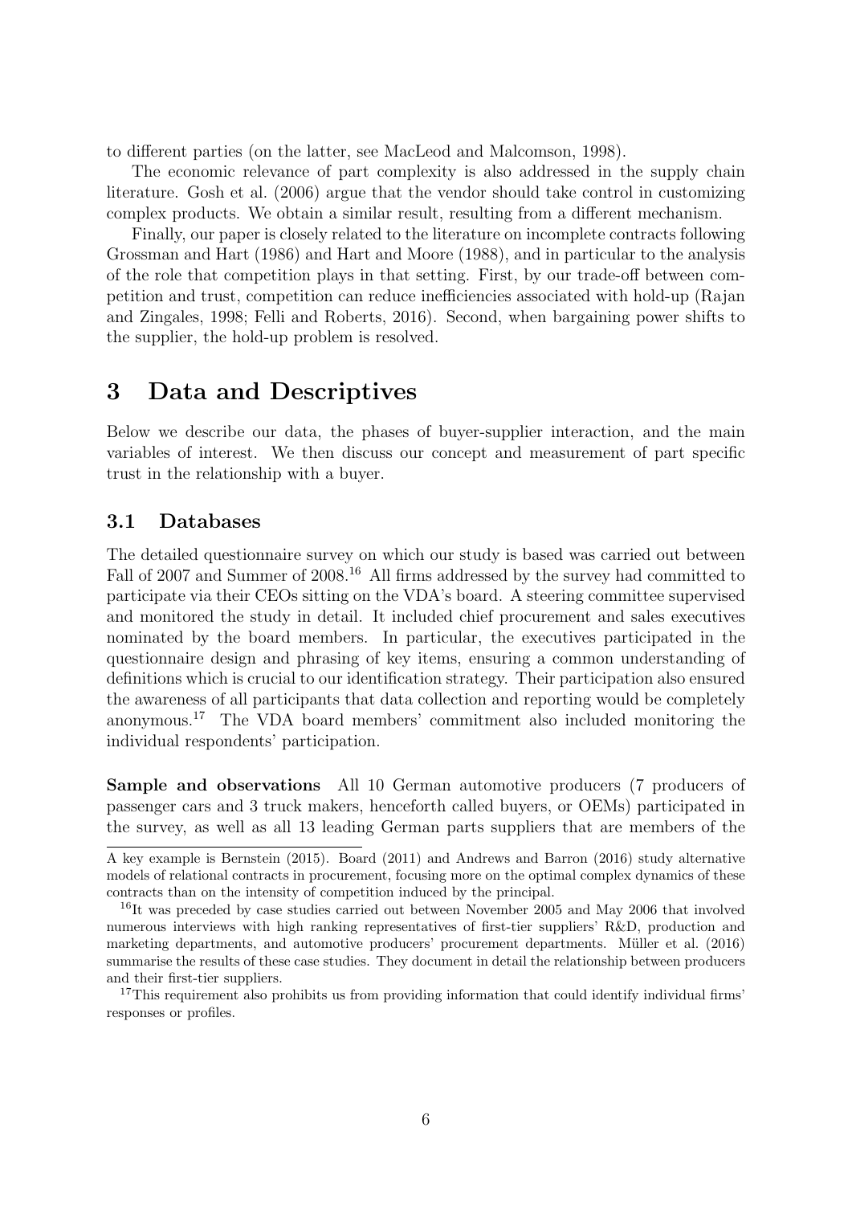to different parties (on the latter, see MacLeod and Malcomson, 1998).

The economic relevance of part complexity is also addressed in the supply chain literature. Gosh et al. (2006) argue that the vendor should take control in customizing complex products. We obtain a similar result, resulting from a different mechanism.

Finally, our paper is closely related to the literature on incomplete contracts following Grossman and Hart (1986) and Hart and Moore (1988), and in particular to the analysis of the role that competition plays in that setting. First, by our trade-off between competition and trust, competition can reduce inefficiencies associated with hold-up (Rajan and Zingales, 1998; Felli and Roberts, 2016). Second, when bargaining power shifts to the supplier, the hold-up problem is resolved.

# 3 Data and Descriptives

Below we describe our data, the phases of buyer-supplier interaction, and the main variables of interest. We then discuss our concept and measurement of part specific trust in the relationship with a buyer.

## 3.1 Databases

The detailed questionnaire survey on which our study is based was carried out between Fall of 2007 and Summer of 2008.[16] All firms addressed by the survey had committed to participate via their CEOs sitting on the VDA's board. A steering committee supervised and monitored the study in detail. It included chief procurement and sales executives nominated by the board members. In particular, the executives participated in the questionnaire design and phrasing of key items, ensuring a common understanding of definitions which is crucial to our identification strategy. Their participation also ensured the awareness of all participants that data collection and reporting would be completely anonymous.[17] The VDA board members' commitment also included monitoring the individual respondents' participation.

**Sample and observations** All 10 German automotive producers (7 producers of passenger cars and 3 truck makers, henceforth called buyers, or OEMs) participated in the survey, as well as all 13 leading German parts suppliers that are members of the

A key example is Bernstein (2015). Board (2011) and Andrews and Barron (2016) study alternative models of relational contracts in procurement, focusing more on the optimal complex dynamics of these contracts than on the intensity of competition induced by the principal.

[16] It was preceded by case studies carried out between November 2005 and May 2006 that involved numerous interviews with high ranking representatives of first-tier suppliers' R&D, production and marketing departments, and automotive producers' procurement departments. Müller et al. (2016) summarise the results of these case studies. They document in detail the relationship between producers and their first-tier suppliers.

[17] This requirement also prohibits us from providing information that could identify individual firms' responses or profiles.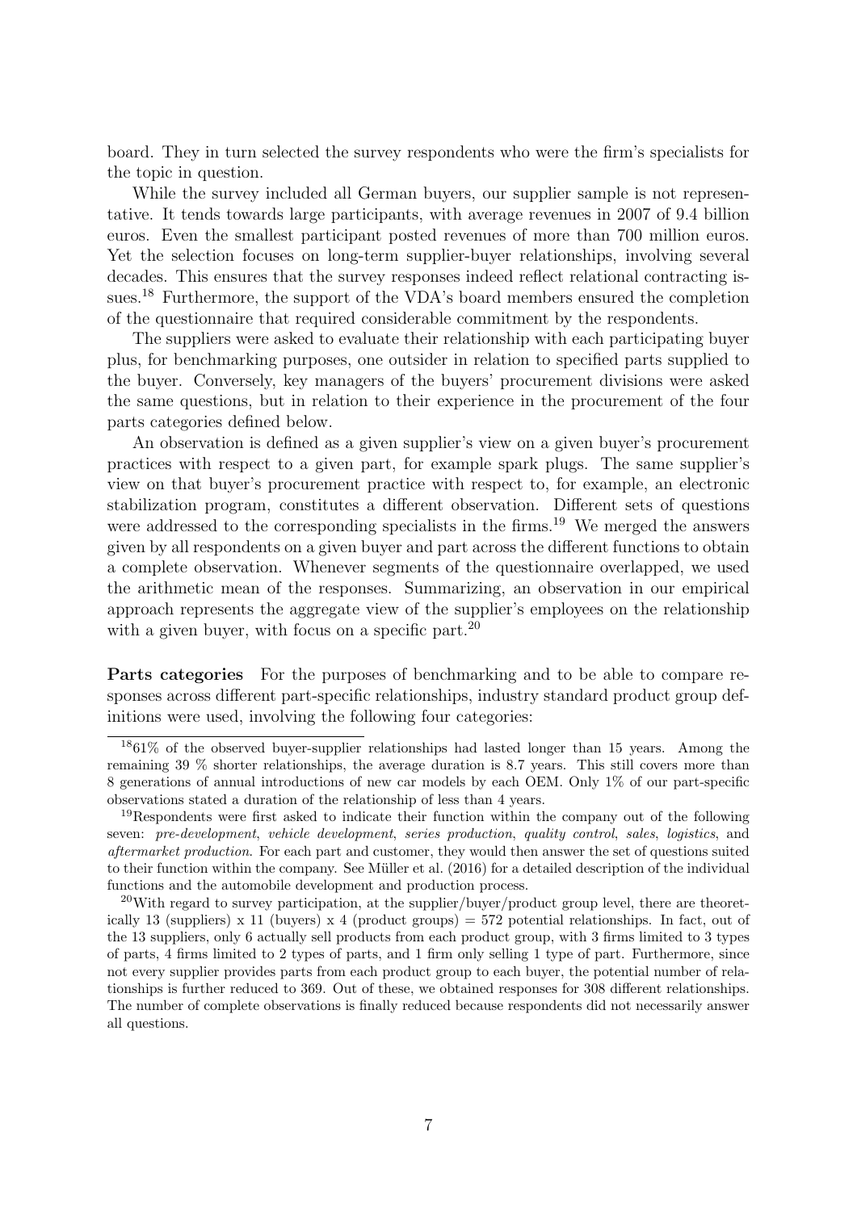board. They in turn selected the survey respondents who were the firm's specialists for the topic in question.

While the survey included all German buyers, our supplier sample is not representative. It tends towards large participants, with average revenues in 2007 of 9.4 billion euros. Even the smallest participant posted revenues of more than 700 million euros. Yet the selection focuses on long-term supplier-buyer relationships, involving several decades. This ensures that the survey responses indeed reflect relational contracting issues.[18] Furthermore, the support of the VDA's board members ensured the completion of the questionnaire that required considerable commitment by the respondents.

The suppliers were asked to evaluate their relationship with each participating buyer plus, for benchmarking purposes, one outsider in relation to specified parts supplied to the buyer. Conversely, key managers of the buyers' procurement divisions were asked the same questions, but in relation to their experience in the procurement of the four parts categories defined below.

An observation is defined as a given supplier's view on a given buyer's procurement practices with respect to a given part, for example spark plugs. The same supplier's view on that buyer's procurement practice with respect to, for example, an electronic stabilization program, constitutes a different observation. Different sets of questions were addressed to the corresponding specialists in the firms.[19] We merged the answers given by all respondents on a given buyer and part across the different functions to obtain a complete observation. Whenever segments of the questionnaire overlapped, we used the arithmetic mean of the responses. Summarizing, an observation in our empirical approach represents the aggregate view of the supplier's employees on the relationship with a given buyer, with focus on a specific part.[20]

**Parts categories** For the purposes of benchmarking and to be able to compare responses across different part-specific relationships, industry standard product group definitions were used, involving the following four categories:

---

[18] 61% of the observed buyer-supplier relationships had lasted longer than 15 years. Among the remaining 39 % shorter relationships, the average duration is 8.7 years. This still covers more than 8 generations of annual introductions of new car models by each OEM. Only 1% of our part-specific observations stated a duration of the relationship of less than 4 years.

[19] Respondents were first asked to indicate their function within the company out of the following seven: *pre-development*, *vehicle development*, *series production*, *quality control*, *sales*, *logistics*, and *aftermarket production*. For each part and customer, they would then answer the set of questions suited to their function within the company. See Müller et al. (2016) for a detailed description of the individual functions and the automobile development and production process.

[20] With regard to survey participation, at the supplier/buyer/product group level, there are theoretically 13 (suppliers) x 11 (buyers) x 4 (product groups) = 572 potential relationships. In fact, out of the 13 suppliers, only 6 actually sell products from each product group, with 3 firms limited to 3 types of parts, 4 firms limited to 2 types of parts, and 1 firm only selling 1 type of part. Furthermore, since not every supplier provides parts from each product group to each buyer, the potential number of relationships is further reduced to 369. Out of these, we obtained responses for 308 different relationships. The number of complete observations is finally reduced because respondents did not necessarily answer all questions.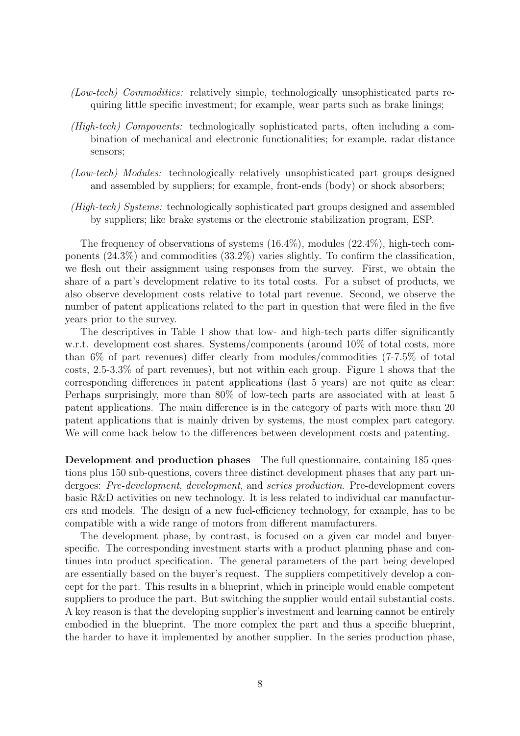- *(Low-tech) Commodities:* relatively simple, technologically unsophisticated parts requiring little specific investment; for example, wear parts such as brake linings;
- *(High-tech) Components:* technologically sophisticated parts, often including a combination of mechanical and electronic functionalities; for example, radar distance sensors;
- *(Low-tech) Modules:* technologically relatively unsophisticated part groups designed and assembled by suppliers; for example, front-ends (body) or shock absorbers;
- *(High-tech) Systems:* technologically sophisticated part groups designed and assembled by suppliers; like brake systems or the electronic stabilization program, ESP.

The frequency of observations of systems (16.4%), modules (22.4%), high-tech components (24.3%) and commodities (33.2%) varies slightly. To confirm the classification, we flesh out their assignment using responses from the survey. First, we obtain the share of a part's development relative to its total costs. For a subset of products, we also observe development costs relative to total part revenue. Second, we observe the number of patent applications related to the part in question that were filed in the five years prior to the survey.

The descriptives in Table 1 show that low- and high-tech parts differ significantly w.r.t. development cost shares. Systems/components (around 10% of total costs, more than 6% of part revenues) differ clearly from modules/commodities (7-7.5% of total costs, 2.5-3.3% of part revenues), but not within each group. Figure 1 shows that the corresponding differences in patent applications (last 5 years) are not quite as clear: Perhaps surprisingly, more than 80% of low-tech parts are associated with at least 5 patent applications. The main difference is in the category of parts with more than 20 patent applications that is mainly driven by systems, the most complex part category. We will come back below to the differences between development costs and patenting.

**Development and production phases** The full questionnaire, containing 185 questions plus 150 sub-questions, covers three distinct development phases that any part undergoes: *Pre-development*, *development*, and *series production*. Pre-development covers basic R&D activities on new technology. It is less related to individual car manufacturers and models. The design of a new fuel-efficiency technology, for example, has to be compatible with a wide range of motors from different manufacturers.

The development phase, by contrast, is focused on a given car model and buyer-specific. The corresponding investment starts with a product planning phase and continues into product specification. The general parameters of the part being developed are essentially based on the buyer's request. The suppliers competitively develop a concept for the part. This results in a blueprint, which in principle would enable competent suppliers to produce the part. But switching the supplier would entail substantial costs. A key reason is that the developing supplier's investment and learning cannot be entirely embodied in the blueprint. The more complex the part and thus a specific blueprint, the harder to have it implemented by another supplier. In the series production phase,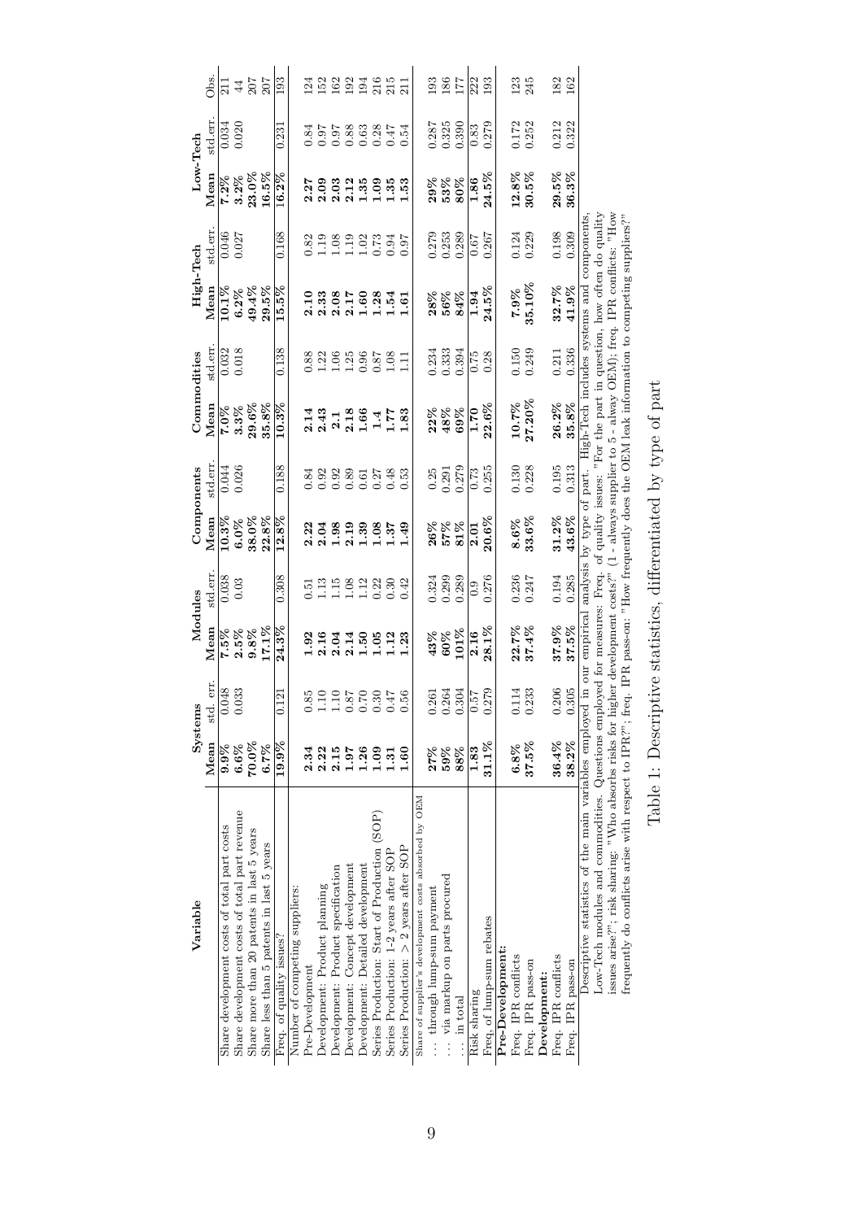| Variable | Systems | | Modules | | Components | | Commodities | | High-Tech | | Low-Tech | | Obs. |
|---|---|---|---|---|---|---|---|---|---|---|---|---|---|
| | Mean | std. err. | Mean | std.err. | Mean | std.err. | Mean | std.err. | Mean | std.err. | Mean | std.err. | |
| Share development costs of total part costs | **9.9%** | 0.048 | **7.5%** | 0.038 | **10.3%** | 0.044 | **7.0%** | 0.032 | **10.1%** | 0.046 | **7.2%** | 0.034 | 211 |
| Share development costs of total part revenue | **6.6%** | 0.033 | **2.5%** | 0.03 | **6.0%** | 0.026 | **3.3%** | 0.018 | **6.2%** | 0.027 | **3.2%** | 0.020 | 44 |
| Share more than 20 patents in last 5 years | **70.0%** | | **9.8%** | | **38.0%** | | **29.6%** | | **49.4%** | | **23.0%** | | 207 |
| Share less than 5 patents in last 5 years | **6.7%** | | **17.1%** | | **22.8%** | | **35.8%** | | **29.5%** | | **16.5%** | | 207 |
| Freq. of quality issues? | **19.9%** | 0.121 | **24.3%** | 0.308 | **12.8%** | 0.188 | **10.3%** | 0.138 | **15.5%** | 0.168 | **16.2%** | 0.231 | 193 |
| Number of competing suppliers: | | | | | | | | | | | | | |
| Pre-Development | **2.34** | 0.85 | **1.92** | 0.51 | **2.22** | 0.84 | **2.14** | 0.88 | **2.10** | 0.82 | **2.27** | 0.84 | 124 |
| Development: Product planning | **2.22** | 1.10 | **2.16** | 1.13 | **2.04** | 0.92 | **2.43** | 1.22 | **2.33** | 1.19 | **2.09** | 0.97 | 152 |
| Development: Product specification | **2.15** | 1.10 | **2.04** | 1.15 | **1.98** | 0.92 | **2.1** | 1.06 | **2.08** | 1.08 | **2.03** | 0.97 | 162 |
| Development: Concept development | **1.97** | 0.87 | **2.14** | 1.08 | **2.19** | 0.89 | **2.18** | 1.25 | **2.17** | 1.19 | **2.12** | 0.88 | 192 |
| Development: Detailed development | **1.26** | 0.70 | **1.50** | 1.12 | **1.39** | 0.61 | **1.66** | 0.96 | **1.60** | 1.02 | **1.35** | 0.63 | 194 |
| Series Production: Start of Production (SOP) | **1.09** | 0.30 | **1.05** | 0.22 | **1.08** | 0.27 | **1.4** | 0.87 | **1.28** | 0.73 | **1.09** | 0.28 | 216 |
| Series Production: 1-2 years after SOP | **1.31** | 0.47 | **1.12** | 0.30 | **1.37** | 0.48 | **1.77** | 1.08 | **1.54** | 0.94 | **1.35** | 0.47 | 215 |
| Series Production: > 2 years after SOP | **1.60** | 0.56 | **1.23** | 0.42 | **1.49** | 0.53 | **1.83** | 1.11 | **1.61** | 0.97 | **1.53** | 0.54 | 211 |
| Share of supplier's development costs absorbed by OEM | | | | | | | | | | | | | |
| … through lump-sum payment | **27%** | 0.261 | **43%** | 0.324 | **26%** | 0.25 | **22%** | 0.234 | **28%** | 0.279 | **29%** | 0.287 | 193 |
| … via markup on parts procured | **59%** | 0.264 | **60%** | 0.299 | **57%** | 0.291 | **48%** | 0.333 | **56%** | 0.253 | **53%** | 0.325 | 186 |
| … in total | **88%** | 0.304 | **101%** | 0.289 | **81%** | 0.279 | **69%** | 0.394 | **84%** | 0.289 | **80%** | 0.390 | 177 |
| Risk sharing | **1.83** | 0.57 | **2.16** | 0.9 | **2.01** | 0.73 | **1.70** | 0.75 | **1.94** | 0.67 | **1.86** | 0.83 | 222 |
| Freq. of lump-sum rebates | **31.1%** | 0.279 | **28.1%** | 0.276 | **20.6%** | 0.255 | **22.6%** | 0.28 | **24.5%** | 0.267 | **24.5%** | 0.279 | 193 |
| **Pre-Development:** | | | | | | | | | | | | | |
| Freq. IPR conflicts | **6.8%** | 0.114 | **22.7%** | 0.236 | **8.6%** | 0.130 | **10.7%** | 0.150 | **7.9%** | 0.124 | **12.8%** | 0.172 | 123 |
| Freq. IPR pass-on | **37.5%** | 0.233 | **37.4%** | 0.247 | **33.6%** | 0.228 | **27.20%** | 0.249 | **35.10%** | 0.229 | **30.5%** | 0.252 | 245 |
| **Development:** | | | | | | | | | | | | | |
| Freq. IPR conflicts | **36.4%** | 0.206 | **37.9%** | 0.194 | **31.2%** | 0.195 | **26.2%** | 0.211 | **32.7%** | 0.198 | **29.5%** | 0.212 | 182 |
| Freq. IPR pass-on | **38.2%** | 0.305 | **37.5%** | 0.285 | **43.6%** | 0.313 | **35.8%** | 0.336 | **41.9%** | 0.309 | **36.3%** | 0.322 | 162 |

Descriptive statistics of the main variables employed in our empirical analysis by type of part. High-Tech includes systems and components, Low-Tech modules and commodities. Questions employed for measures: Freq. of quality issues: "For the part in question, how often do quality issues arise?"; risk sharing: "Who absorbs risks for higher development costs?" (1 - always supplier to 5 - alway OEM); freq. IPR conflicts: "How frequently do conflicts arise with respect to IPR?"; freq. IPR pass-on: "How frequently does the OEM leak information to competing suppliers?"

Table 1: Descriptive statistics, differentiated by type of part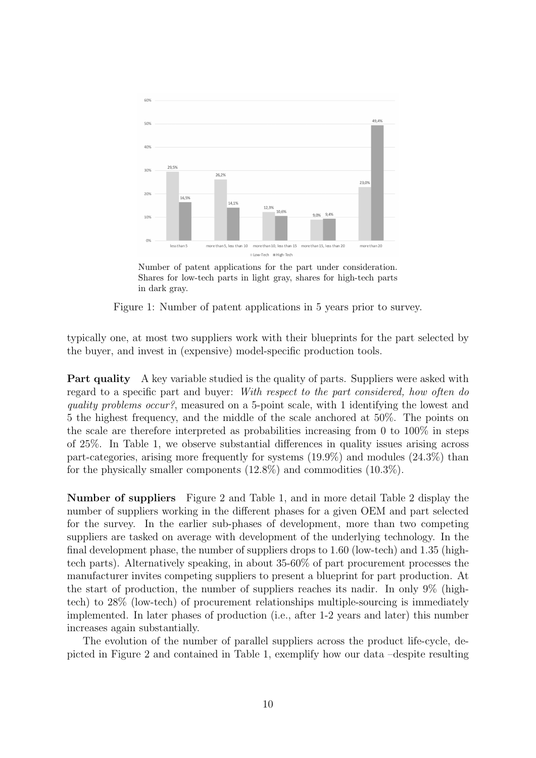Number of patent applications for the part under consideration. Shares for low-tech parts in light gray, shares for high-tech parts in dark gray.

Figure 1: Number of patent applications in 5 years prior to survey.

typically one, at most two suppliers work with their blueprints for the part selected by the buyer, and invest in (expensive) model-specific production tools.

**Part quality** A key variable studied is the quality of parts. Suppliers were asked with regard to a specific part and buyer: *With respect to the part considered, how often do quality problems occur?*, measured on a 5-point scale, with 1 identifying the lowest and 5 the highest frequency, and the middle of the scale anchored at 50%. The points on the scale are therefore interpreted as probabilities increasing from 0 to 100% in steps of 25%. In Table 1, we observe substantial differences in quality issues arising across part-categories, arising more frequently for systems (19.9%) and modules (24.3%) than for the physically smaller components (12.8%) and commodities (10.3%).

**Number of suppliers** Figure 2 and Table 1, and in more detail Table 2 display the number of suppliers working in the different phases for a given OEM and part selected for the survey. In the earlier sub-phases of development, more than two competing suppliers are tasked on average with development of the underlying technology. In the final development phase, the number of suppliers drops to 1.60 (low-tech) and 1.35 (high-tech parts). Alternatively speaking, in about 35-60% of part procurement processes the manufacturer invites competing suppliers to present a blueprint for part production. At the start of production, the number of suppliers reaches its nadir. In only 9% (high-tech) to 28% (low-tech) of procurement relationships multiple-sourcing is immediately implemented. In later phases of production (i.e., after 1-2 years and later) this number increases again substantially.

The evolution of the number of parallel suppliers across the product life-cycle, depicted in Figure 2 and contained in Table 1, exemplify how our data –despite resulting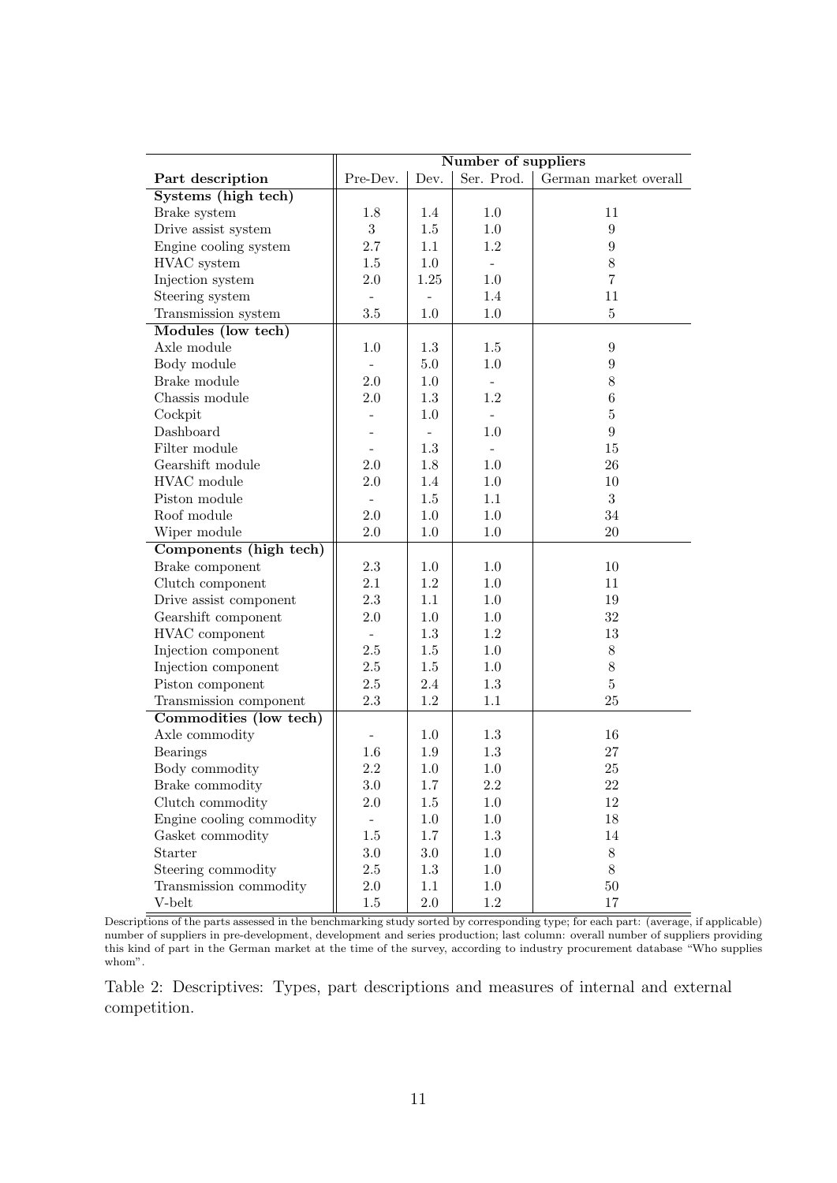| | Number of suppliers | | | |
|---|---|---|---|---|
| **Part description** | Pre-Dev. | Dev. | Ser. Prod. | German market overall |
| **Systems (high tech)** | | | | |
| Brake system | 1.8 | 1.4 | 1.0 | 11 |
| Drive assist system | 3 | 1.5 | 1.0 | 9 |
| Engine cooling system | 2.7 | 1.1 | 1.2 | 9 |
| HVAC system | 1.5 | 1.0 | - | 8 |
| Injection system | 2.0 | 1.25 | 1.0 | 7 |
| Steering system | - | - | 1.4 | 11 |
| Transmission system | 3.5 | 1.0 | 1.0 | 5 |
| **Modules (low tech)** | | | | |
| Axle module | 1.0 | 1.3 | 1.5 | 9 |
| Body module | - | 5.0 | 1.0 | 9 |
| Brake module | 2.0 | 1.0 | - | 8 |
| Chassis module | 2.0 | 1.3 | 1.2 | 6 |
| Cockpit | - | 1.0 | - | 5 |
| Dashboard | - | - | 1.0 | 9 |
| Filter module | - | 1.3 | - | 15 |
| Gearshift module | 2.0 | 1.8 | 1.0 | 26 |
| HVAC module | 2.0 | 1.4 | 1.0 | 10 |
| Piston module | - | 1.5 | 1.1 | 3 |
| Roof module | 2.0 | 1.0 | 1.0 | 34 |
| Wiper module | 2.0 | 1.0 | 1.0 | 20 |
| **Components (high tech)** | | | | |
| Brake component | 2.3 | 1.0 | 1.0 | 10 |
| Clutch component | 2.1 | 1.2 | 1.0 | 11 |
| Drive assist component | 2.3 | 1.1 | 1.0 | 19 |
| Gearshift component | 2.0 | 1.0 | 1.0 | 32 |
| HVAC component | - | 1.3 | 1.2 | 13 |
| Injection component | 2.5 | 1.5 | 1.0 | 8 |
| Injection component | 2.5 | 1.5 | 1.0 | 8 |
| Piston component | 2.5 | 2.4 | 1.3 | 5 |
| Transmission component | 2.3 | 1.2 | 1.1 | 25 |
| **Commodities (low tech)** | | | | |
| Axle commodity | - | 1.0 | 1.3 | 16 |
| Bearings | 1.6 | 1.9 | 1.3 | 27 |
| Body commodity | 2.2 | 1.0 | 1.0 | 25 |
| Brake commodity | 3.0 | 1.7 | 2.2 | 22 |
| Clutch commodity | 2.0 | 1.5 | 1.0 | 12 |
| Engine cooling commodity | - | 1.0 | 1.0 | 18 |
| Gasket commodity | 1.5 | 1.7 | 1.3 | 14 |
| Starter | 3.0 | 3.0 | 1.0 | 8 |
| Steering commodity | 2.5 | 1.3 | 1.0 | 8 |
| Transmission commodity | 2.0 | 1.1 | 1.0 | 50 |
| V-belt | 1.5 | 2.0 | 1.2 | 17 |

Descriptions of the parts assessed in the benchmarking study sorted by corresponding type; for each part: (average, if applicable) number of suppliers in pre-development, development and series production; last column: overall number of suppliers providing this kind of part in the German market at the time of the survey, according to industry procurement database "Who supplies whom".

Table 2: Descriptives: Types, part descriptions and measures of internal and external competition.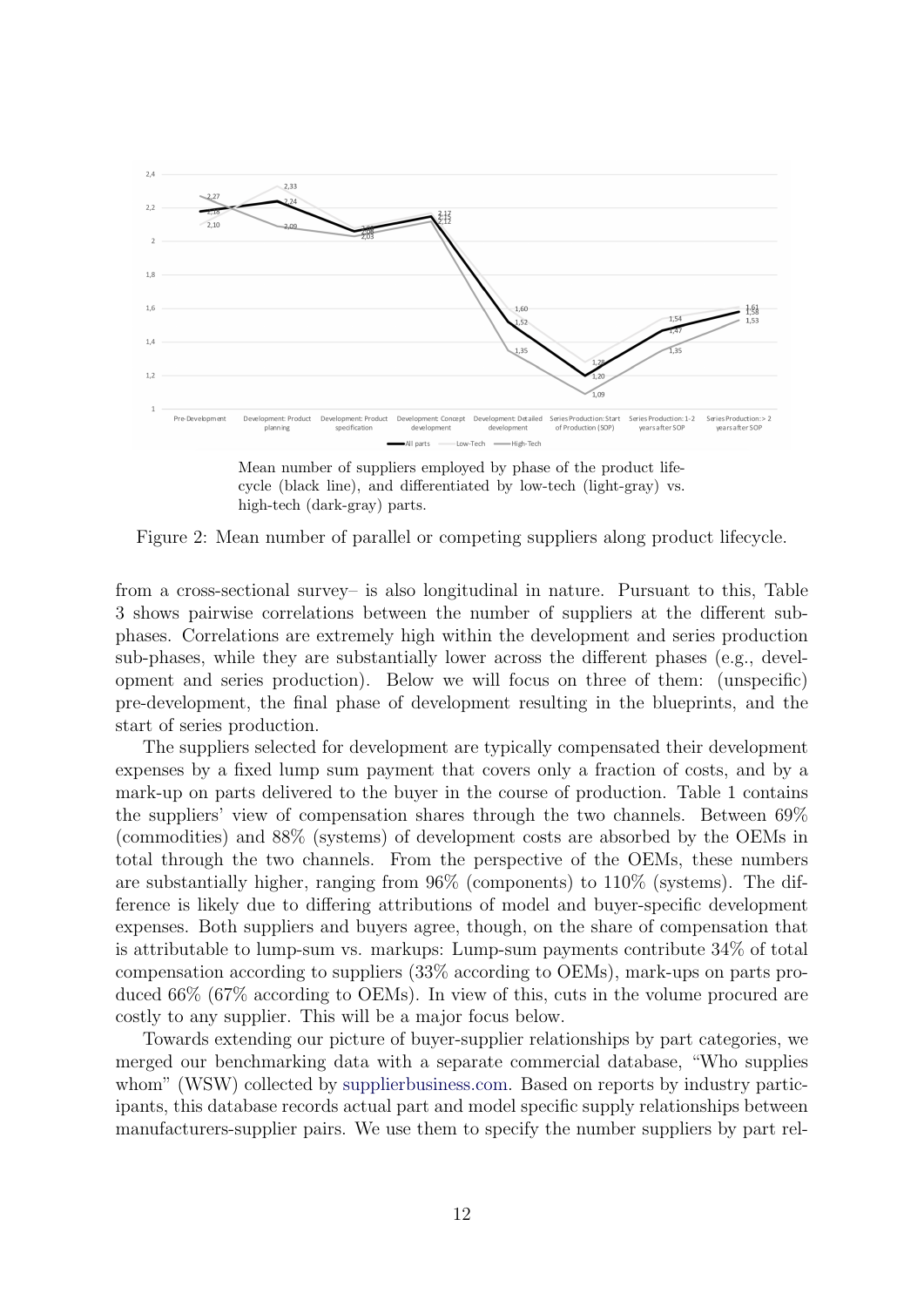Mean number of suppliers employed by phase of the product lifecycle (black line), and differentiated by low-tech (light-gray) vs. high-tech (dark-gray) parts.

Figure 2: Mean number of parallel or competing suppliers along product lifecycle.

from a cross-sectional survey– is also longitudinal in nature. Pursuant to this, Table 3 shows pairwise correlations between the number of suppliers at the different sub-phases. Correlations are extremely high within the development and series production sub-phases, while they are substantially lower across the different phases (e.g., development and series production). Below we will focus on three of them: (unspecific) pre-development, the final phase of development resulting in the blueprints, and the start of series production.

The suppliers selected for development are typically compensated their development expenses by a fixed lump sum payment that covers only a fraction of costs, and by a mark-up on parts delivered to the buyer in the course of production. Table 1 contains the suppliers' view of compensation shares through the two channels. Between 69% (commodities) and 88% (systems) of development costs are absorbed by the OEMs in total through the two channels. From the perspective of the OEMs, these numbers are substantially higher, ranging from 96% (components) to 110% (systems). The difference is likely due to differing attributions of model and buyer-specific development expenses. Both suppliers and buyers agree, though, on the share of compensation that is attributable to lump-sum vs. markups: Lump-sum payments contribute 34% of total compensation according to suppliers (33% according to OEMs), mark-ups on parts produced 66% (67% according to OEMs). In view of this, cuts in the volume procured are costly to any supplier. This will be a major focus below.

Towards extending our picture of buyer-supplier relationships by part categories, we merged our benchmarking data with a separate commercial database, "Who supplies whom" (WSW) collected by supplierbusiness.com. Based on reports by industry participants, this database records actual part and model specific supply relationships between manufacturers-supplier pairs. We use them to specify the number suppliers by part rel-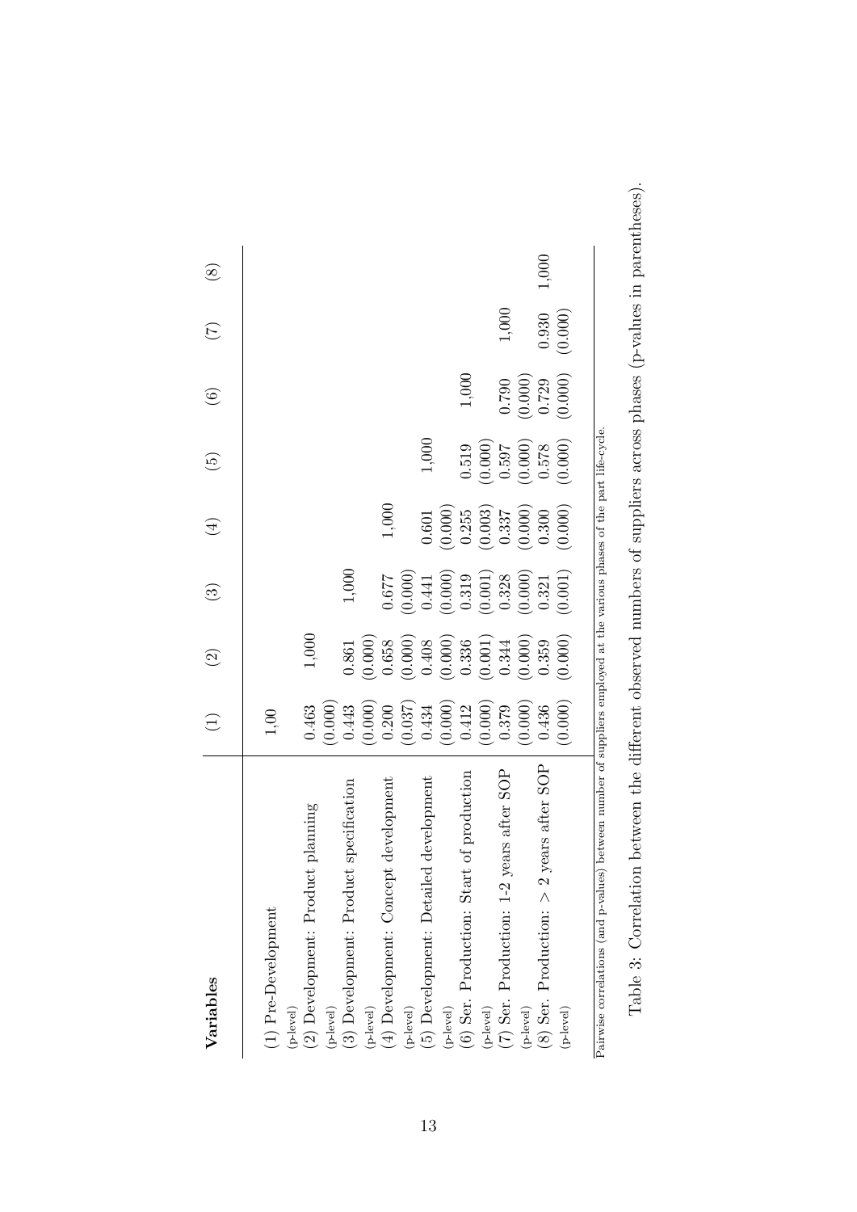| Variables | (1) | (2) | (3) | (4) | (5) | (6) | (7) | (8) |
|---|---|---|---|---|---|---|---|---|
| (1) Pre-Development | 1,00 | | | | | | | |
| (p-level) | | | | | | | | |
| (2) Development: Product planning | 0.463 | 1,000 | | | | | | |
| (p-level) | (0.000) | | | | | | | |
| (3) Development: Product specification | 0.443 | 0.861 | 1,000 | | | | | |
| (p-level) | (0.000) | (0.000) | | | | | | |
| (4) Development: Concept development | 0.200 | 0.658 | 0.677 | 1,000 | | | | |
| (p-level) | (0.037) | (0.000) | (0.000) | | | | | |
| (5) Development: Detailed development | 0.434 | 0.408 | 0.441 | 0.601 | 1,000 | | | |
| (p-level) | (0.000) | (0.000) | (0.000) | (0.000) | | | | |
| (6) Ser. Production: Start of production | 0.412 | 0.336 | 0.319 | 0.255 | 0.519 | 1,000 | | |
| (p-level) | (0.000) | (0.001) | (0.001) | (0.003) | (0.000) | | | |
| (7) Ser. Production: 1-2 years after SOP | 0.379 | 0.344 | 0.328 | 0.337 | 0.597 | 0.790 | 1,000 | |
| (p-level) | (0.000) | (0.000) | (0.000) | (0.000) | (0.000) | (0.000) | | |
| (8) Ser. Production: > 2 years after SOP | 0.436 | 0.359 | 0.321 | 0.300 | 0.578 | 0.729 | 0.930 | 1,000 |
| (p-level) | (0.000) | (0.000) | (0.001) | (0.000) | (0.000) | (0.000) | (0.000) | |

Pairwise correlations (and p-values) between number of suppliers employed at the various phases of the part life-cycle.

Table 3: Correlation between the different observed numbers of suppliers across phases (p-values in parentheses).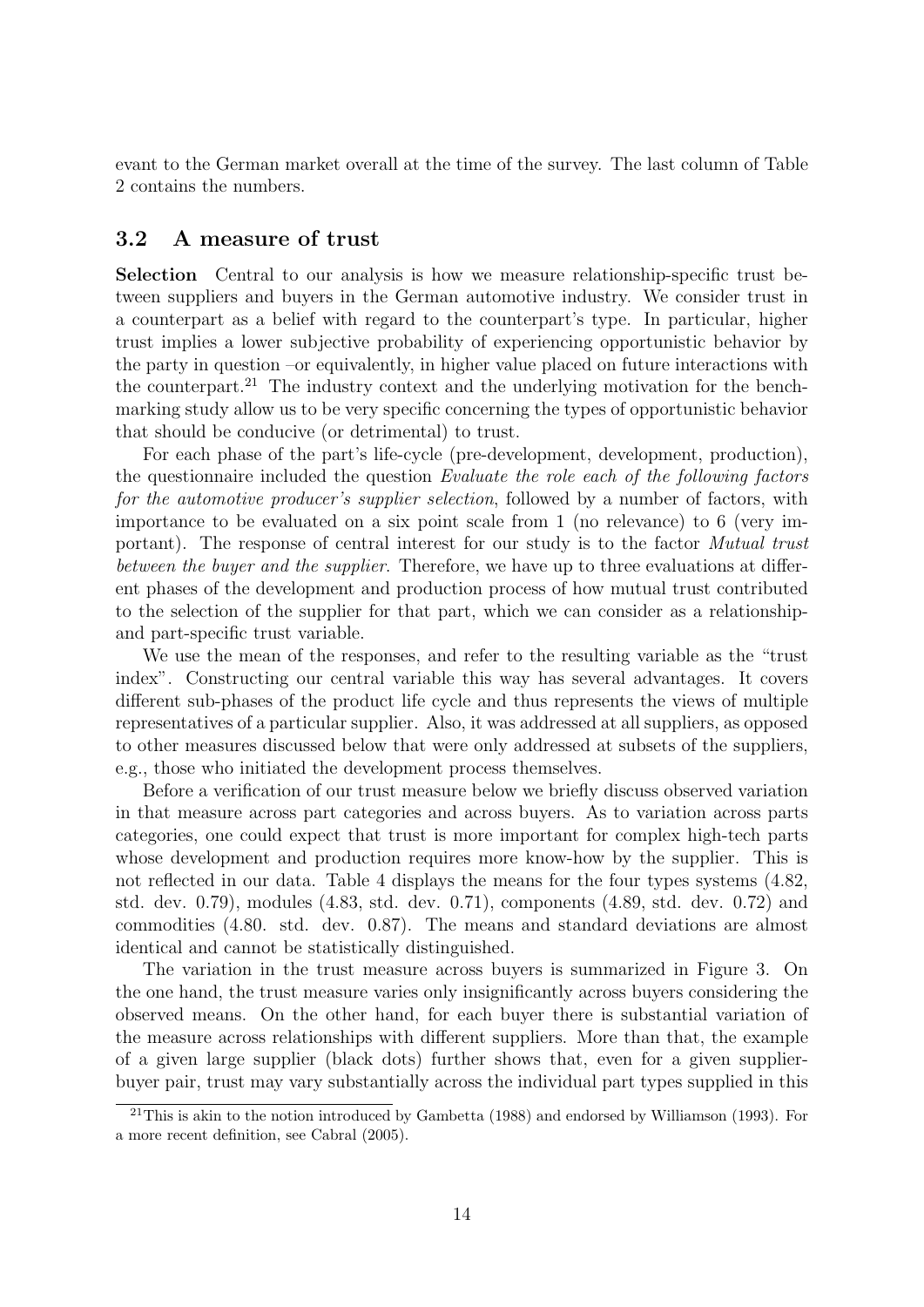evant to the German market overall at the time of the survey. The last column of Table 2 contains the numbers.

## 3.2 A measure of trust

**Selection** Central to our analysis is how we measure relationship-specific trust between suppliers and buyers in the German automotive industry. We consider trust in a counterpart as a belief with regard to the counterpart's type. In particular, higher trust implies a lower subjective probability of experiencing opportunistic behavior by the party in question –or equivalently, in higher value placed on future interactions with the counterpart.[21] The industry context and the underlying motivation for the benchmarking study allow us to be very specific concerning the types of opportunistic behavior that should be conducive (or detrimental) to trust.

For each phase of the part's life-cycle (pre-development, development, production), the questionnaire included the question *Evaluate the role each of the following factors for the automotive producer's supplier selection*, followed by a number of factors, with importance to be evaluated on a six point scale from 1 (no relevance) to 6 (very important). The response of central interest for our study is to the factor *Mutual trust between the buyer and the supplier*. Therefore, we have up to three evaluations at different phases of the development and production process of how mutual trust contributed to the selection of the supplier for that part, which we can consider as a relationship- and part-specific trust variable.

We use the mean of the responses, and refer to the resulting variable as the "trust index". Constructing our central variable this way has several advantages. It covers different sub-phases of the product life cycle and thus represents the views of multiple representatives of a particular supplier. Also, it was addressed at all suppliers, as opposed to other measures discussed below that were only addressed at subsets of the suppliers, e.g., those who initiated the development process themselves.

Before a verification of our trust measure below we briefly discuss observed variation in that measure across part categories and across buyers. As to variation across parts categories, one could expect that trust is more important for complex high-tech parts whose development and production requires more know-how by the supplier. This is not reflected in our data. Table 4 displays the means for the four types systems (4.82, std. dev. 0.79), modules (4.83, std. dev. 0.71), components (4.89, std. dev. 0.72) and commodities (4.80. std. dev. 0.87). The means and standard deviations are almost identical and cannot be statistically distinguished.

The variation in the trust measure across buyers is summarized in Figure 3. On the one hand, the trust measure varies only insignificantly across buyers considering the observed means. On the other hand, for each buyer there is substantial variation of the measure across relationships with different suppliers. More than that, the example of a given large supplier (black dots) further shows that, even for a given supplier-buyer pair, trust may vary substantially across the individual part types supplied in this

[21] This is akin to the notion introduced by Gambetta (1988) and endorsed by Williamson (1993). For a more recent definition, see Cabral (2005).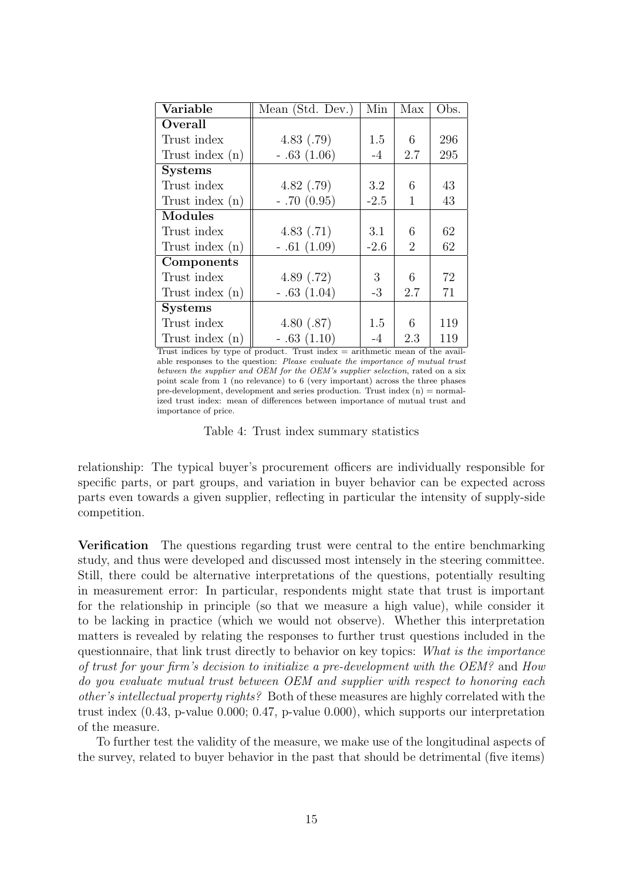| Variable | Mean (Std. Dev.) | Min | Max | Obs. |
|---|---|---|---|---|
| **Overall** | | | | |
| Trust index | 4.83 (.79) | 1.5 | 6 | 296 |
| Trust index (n) | - .63 (1.06) | -4 | 2.7 | 295 |
| **Systems** | | | | |
| Trust index | 4.82 (.79) | 3.2 | 6 | 43 |
| Trust index (n) | - .70 (0.95) | -2.5 | 1 | 43 |
| **Modules** | | | | |
| Trust index | 4.83 (.71) | 3.1 | 6 | 62 |
| Trust index (n) | - .61 (1.09) | -2.6 | 2 | 62 |
| **Components** | | | | |
| Trust index | 4.89 (.72) | 3 | 6 | 72 |
| Trust index (n) | - .63 (1.04) | -3 | 2.7 | 71 |
| **Systems** | | | | |
| Trust index | 4.80 (.87) | 1.5 | 6 | 119 |
| Trust index (n) | - .63 (1.10) | -4 | 2.3 | 119 |

Trust indices by type of product. Trust index = arithmetic mean of the available responses to the question: *Please evaluate the importance of mutual trust between the supplier and OEM for the OEM's supplier selection*, rated on a six point scale from 1 (no relevance) to 6 (very important) across the three phases pre-development, development and series production. Trust index (n) = normalized trust index: mean of differences between importance of mutual trust and importance of price.

Table 4: Trust index summary statistics

relationship: The typical buyer's procurement officers are individually responsible for specific parts, or part groups, and variation in buyer behavior can be expected across parts even towards a given supplier, reflecting in particular the intensity of supply-side competition.

**Verification** The questions regarding trust were central to the entire benchmarking study, and thus were developed and discussed most intensely in the steering committee. Still, there could be alternative interpretations of the questions, potentially resulting in measurement error: In particular, respondents might state that trust is important for the relationship in principle (so that we measure a high value), while consider it to be lacking in practice (which we would not observe). Whether this interpretation matters is revealed by relating the responses to further trust questions included in the questionnaire, that link trust directly to behavior on key topics: *What is the importance of trust for your firm's decision to initialize a pre-development with the OEM?* and *How do you evaluate mutual trust between OEM and supplier with respect to honoring each other's intellectual property rights?* Both of these measures are highly correlated with the trust index (0.43, p-value 0.000; 0.47, p-value 0.000), which supports our interpretation of the measure.

To further test the validity of the measure, we make use of the longitudinal aspects of the survey, related to buyer behavior in the past that should be detrimental (five items)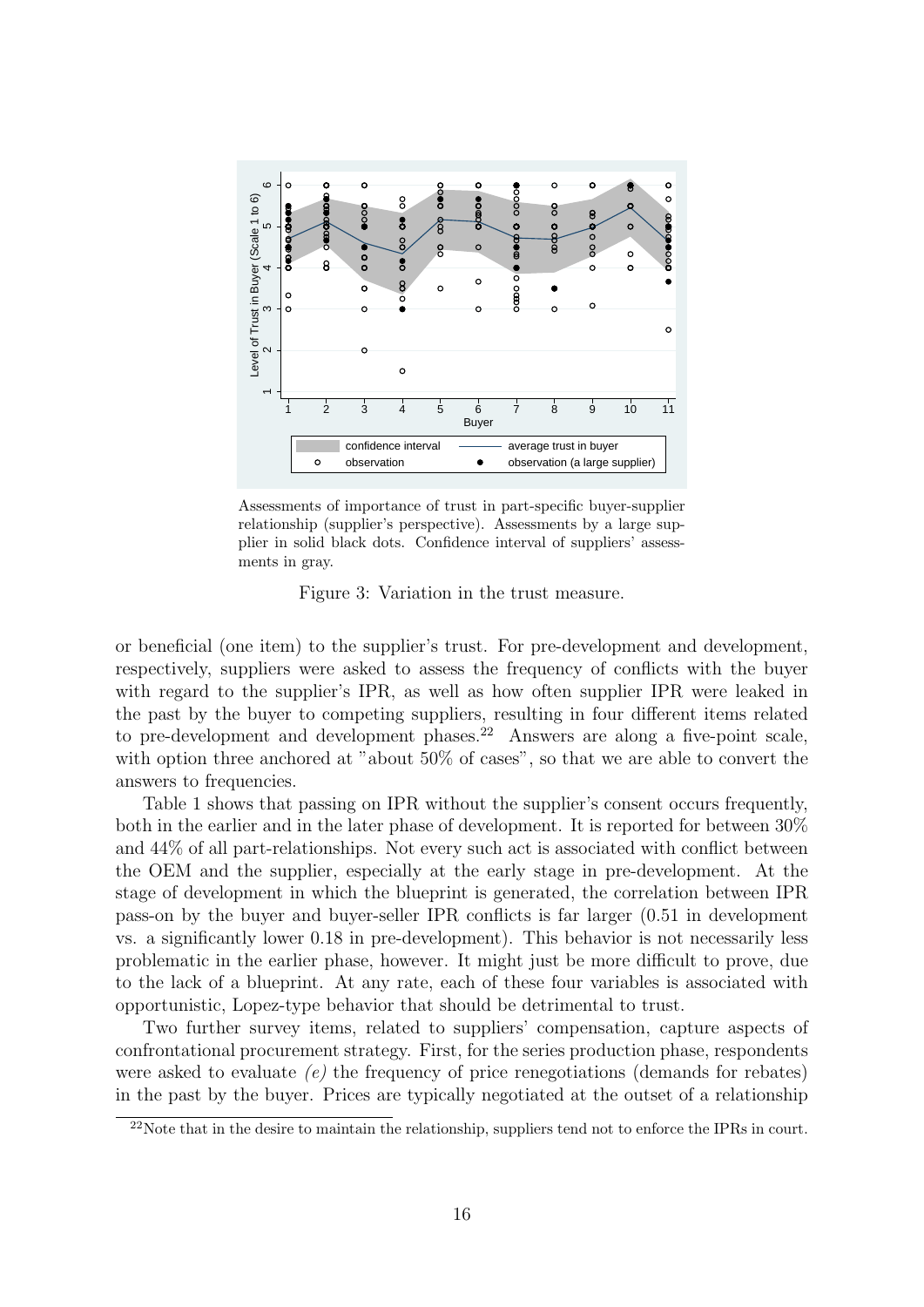Assessments of importance of trust in part-specific buyer-supplier relationship (supplier's perspective). Assessments by a large supplier in solid black dots. Confidence interval of suppliers' assessments in gray.

Figure 3: Variation in the trust measure.

or beneficial (one item) to the supplier's trust. For pre-development and development, respectively, suppliers were asked to assess the frequency of conflicts with the buyer with regard to the supplier's IPR, as well as how often supplier IPR were leaked in the past by the buyer to competing suppliers, resulting in four different items related to pre-development and development phases.[22] Answers are along a five-point scale, with option three anchored at "about 50% of cases", so that we are able to convert the answers to frequencies.

Table 1 shows that passing on IPR without the supplier's consent occurs frequently, both in the earlier and in the later phase of development. It is reported for between 30% and 44% of all part-relationships. Not every such act is associated with conflict between the OEM and the supplier, especially at the early stage in pre-development. At the stage of development in which the blueprint is generated, the correlation between IPR pass-on by the buyer and buyer-seller IPR conflicts is far larger (0.51 in development vs. a significantly lower 0.18 in pre-development). This behavior is not necessarily less problematic in the earlier phase, however. It might just be more difficult to prove, due to the lack of a blueprint. At any rate, each of these four variables is associated with opportunistic, Lopez-type behavior that should be detrimental to trust.

Two further survey items, related to suppliers' compensation, capture aspects of confrontational procurement strategy. First, for the series production phase, respondents were asked to evaluate *(e)* the frequency of price renegotiations (demands for rebates) in the past by the buyer. Prices are typically negotiated at the outset of a relationship

[22] Note that in the desire to maintain the relationship, suppliers tend not to enforce the IPRs in court.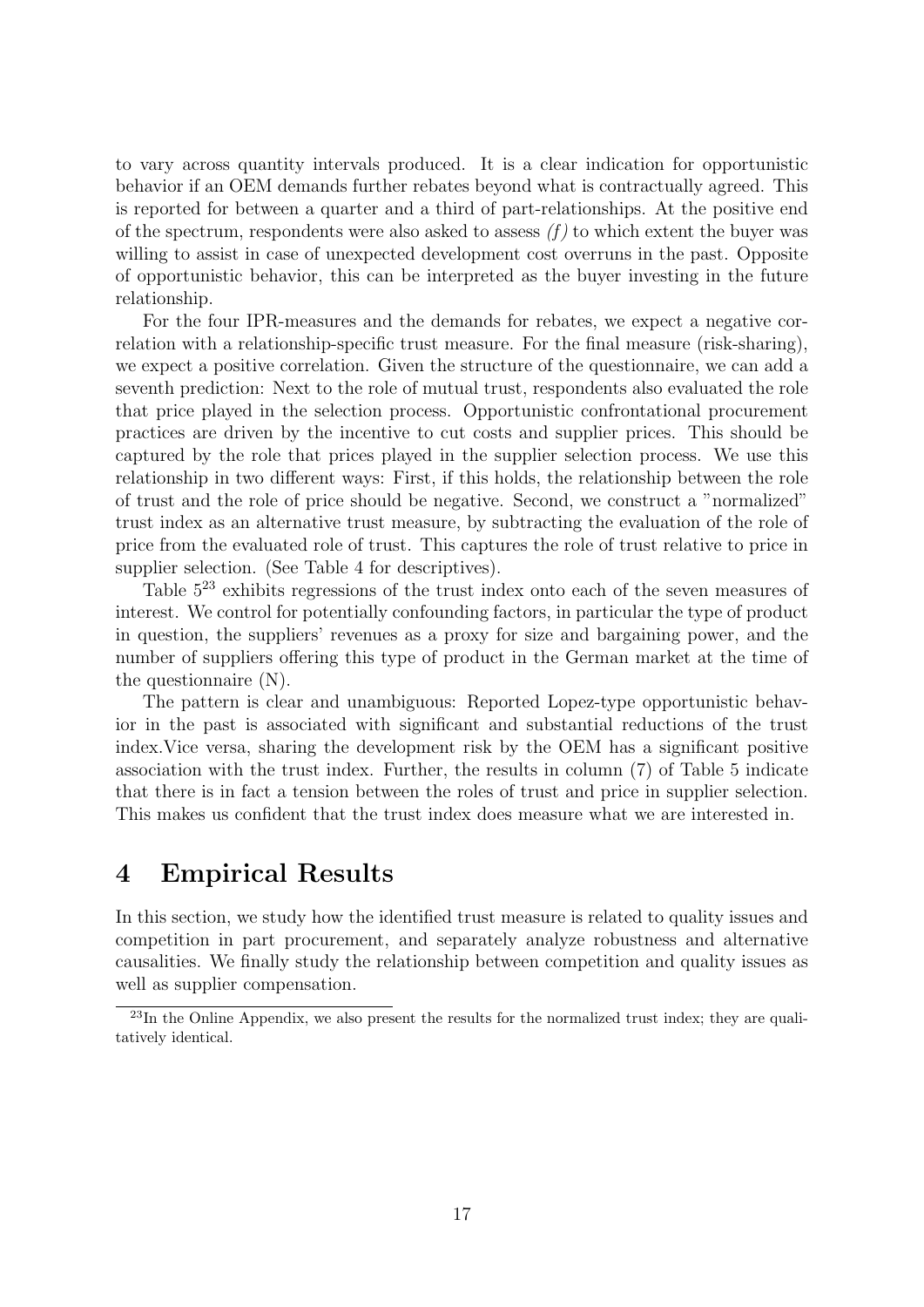to vary across quantity intervals produced. It is a clear indication for opportunistic behavior if an OEM demands further rebates beyond what is contractually agreed. This is reported for between a quarter and a third of part-relationships. At the positive end of the spectrum, respondents were also asked to assess *(f)* to which extent the buyer was willing to assist in case of unexpected development cost overruns in the past. Opposite of opportunistic behavior, this can be interpreted as the buyer investing in the future relationship.

For the four IPR-measures and the demands for rebates, we expect a negative correlation with a relationship-specific trust measure. For the final measure (risk-sharing), we expect a positive correlation. Given the structure of the questionnaire, we can add a seventh prediction: Next to the role of mutual trust, respondents also evaluated the role that price played in the selection process. Opportunistic confrontational procurement practices are driven by the incentive to cut costs and supplier prices. This should be captured by the role that prices played in the supplier selection process. We use this relationship in two different ways: First, if this holds, the relationship between the role of trust and the role of price should be negative. Second, we construct a "normalized" trust index as an alternative trust measure, by subtracting the evaluation of the role of price from the evaluated role of trust. This captures the role of trust relative to price in supplier selection. (See Table 4 for descriptives).

Table 5[23] exhibits regressions of the trust index onto each of the seven measures of interest. We control for potentially confounding factors, in particular the type of product in question, the suppliers' revenues as a proxy for size and bargaining power, and the number of suppliers offering this type of product in the German market at the time of the questionnaire (N).

The pattern is clear and unambiguous: Reported Lopez-type opportunistic behavior in the past is associated with significant and substantial reductions of the trust index.Vice versa, sharing the development risk by the OEM has a significant positive association with the trust index. Further, the results in column (7) of Table 5 indicate that there is in fact a tension between the roles of trust and price in supplier selection. This makes us confident that the trust index does measure what we are interested in.

# 4 Empirical Results

In this section, we study how the identified trust measure is related to quality issues and competition in part procurement, and separately analyze robustness and alternative causalities. We finally study the relationship between competition and quality issues as well as supplier compensation.

[23] In the Online Appendix, we also present the results for the normalized trust index; they are qualitatively identical.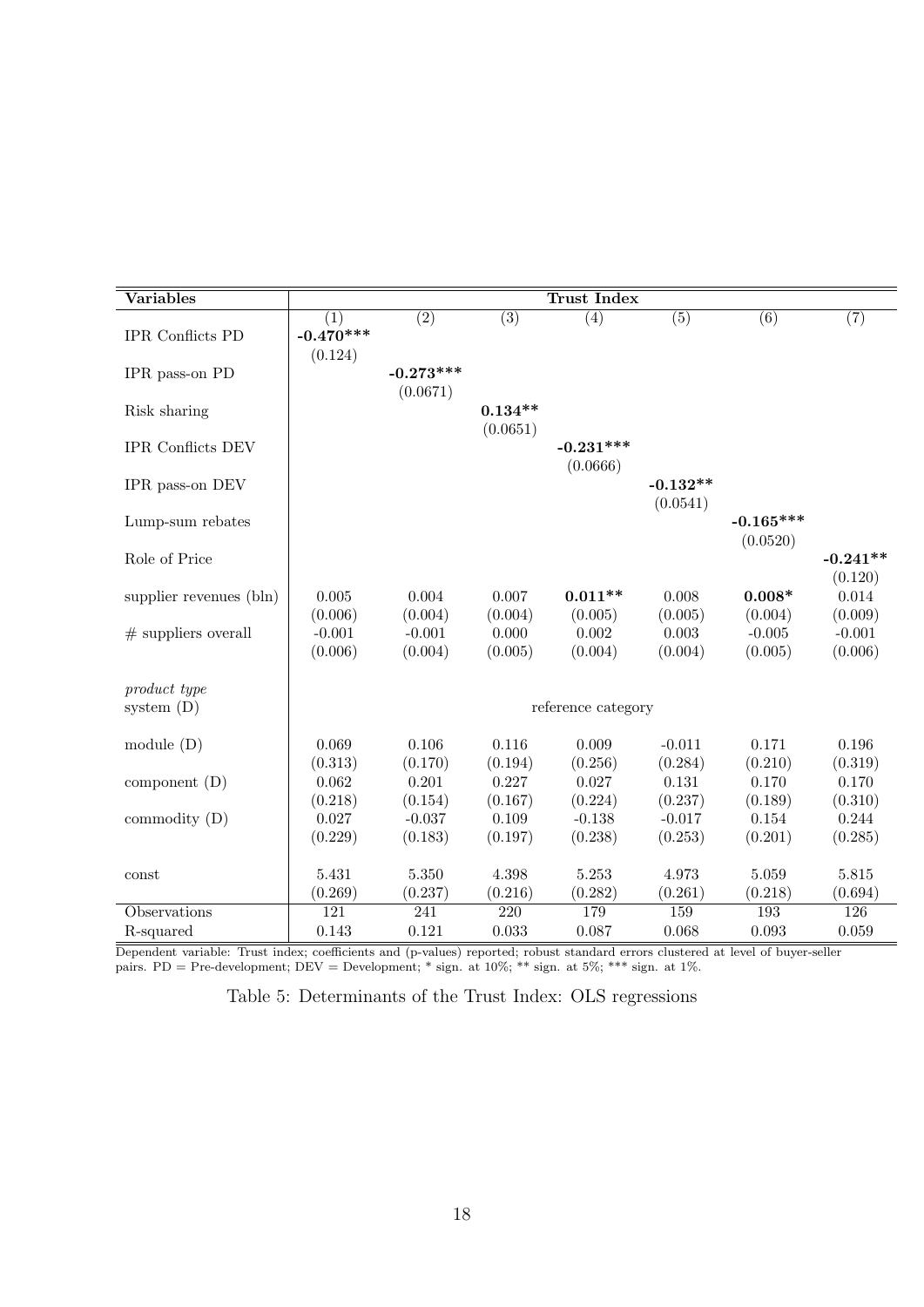| **Variables** | **Trust Index** | | | | | | |
|---|---|---|---|---|---|---|---|
| | (1) | (2) | (3) | (4) | (5) | (6) | (7) |
| IPR Conflicts PD | **-0.470*****<br>(0.124) | | | | | | |
| IPR pass-on PD | | **-0.273*****<br>(0.0671) | | | | | |
| Risk sharing | | | **0.134****<br>(0.0651) | | | | |
| IPR Conflicts DEV | | | | **-0.231*****<br>(0.0666) | | | |
| IPR pass-on DEV | | | | | **-0.132****<br>(0.0541) | | |
| Lump-sum rebates | | | | | | **-0.165*****<br>(0.0520) | |
| Role of Price | | | | | | | **-0.241****<br>(0.120) |
| supplier revenues (bln) | 0.005<br>(0.006) | 0.004<br>(0.004) | 0.007<br>(0.004) | **0.011****<br>(0.005) | 0.008<br>(0.005) | **0.008***<br>(0.004) | 0.014<br>(0.009) |
| # suppliers overall | -0.001<br>(0.006) | -0.001<br>(0.004) | 0.000<br>(0.005) | 0.002<br>(0.004) | 0.003<br>(0.004) | -0.005<br>(0.005) | -0.001<br>(0.006) |
| *product type* | | | | | | | |
| system (D) | | | | reference category | | | |
| module (D) | 0.069<br>(0.313) | 0.106<br>(0.170) | 0.116<br>(0.194) | 0.009<br>(0.256) | -0.011<br>(0.284) | 0.171<br>(0.210) | 0.196<br>(0.319) |
| component (D) | 0.062<br>(0.218) | 0.201<br>(0.154) | 0.227<br>(0.167) | 0.027<br>(0.224) | 0.131<br>(0.237) | 0.170<br>(0.189) | 0.170<br>(0.310) |
| commodity (D) | 0.027<br>(0.229) | -0.037<br>(0.183) | 0.109<br>(0.197) | -0.138<br>(0.238) | -0.017<br>(0.253) | 0.154<br>(0.201) | 0.244<br>(0.285) |
| const | 5.431<br>(0.269) | 5.350<br>(0.237) | 4.398<br>(0.216) | 5.253<br>(0.282) | 4.973<br>(0.261) | 5.059<br>(0.218) | 5.815<br>(0.694) |
| Observations | 121 | 241 | 220 | 179 | 159 | 193 | 126 |
| R-squared | 0.143 | 0.121 | 0.033 | 0.087 | 0.068 | 0.093 | 0.059 |

Dependent variable: Trust index; coefficients and (p-values) reported; robust standard errors clustered at level of buyer-seller pairs. PD = Pre-development; DEV = Development; * sign. at 10%; ** sign. at 5%; *** sign. at 1%.

Table 5: Determinants of the Trust Index: OLS regressions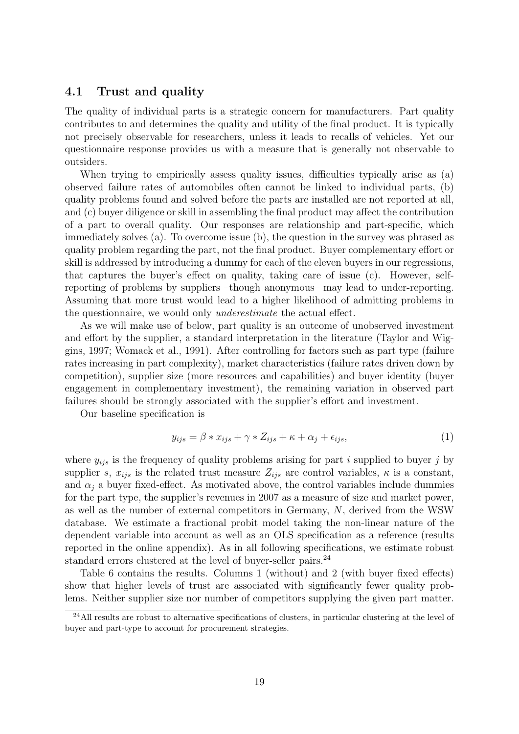### 4.1 Trust and quality

The quality of individual parts is a strategic concern for manufacturers. Part quality contributes to and determines the quality and utility of the final product. It is typically not precisely observable for researchers, unless it leads to recalls of vehicles. Yet our questionnaire response provides us with a measure that is generally not observable to outsiders.

When trying to empirically assess quality issues, difficulties typically arise as (a) observed failure rates of automobiles often cannot be linked to individual parts, (b) quality problems found and solved before the parts are installed are not reported at all, and (c) buyer diligence or skill in assembling the final product may affect the contribution of a part to overall quality. Our responses are relationship and part-specific, which immediately solves (a). To overcome issue (b), the question in the survey was phrased as quality problem regarding the part, not the final product. Buyer complementary effort or skill is addressed by introducing a dummy for each of the eleven buyers in our regressions, that captures the buyer's effect on quality, taking care of issue (c). However, self-reporting of problems by suppliers –though anonymous– may lead to under-reporting. Assuming that more trust would lead to a higher likelihood of admitting problems in the questionnaire, we would only *underestimate* the actual effect.

As we will make use of below, part quality is an outcome of unobserved investment and effort by the supplier, a standard interpretation in the literature (Taylor and Wiggins, 1997; Womack et al., 1991). After controlling for factors such as part type (failure rates increasing in part complexity), market characteristics (failure rates driven down by competition), supplier size (more resources and capabilities) and buyer identity (buyer engagement in complementary investment), the remaining variation in observed part failures should be strongly associated with the supplier's effort and investment.

Our baseline specification is

$$y_{ijs} = \beta * x_{ijs} + \gamma * Z_{ijs} + \kappa + \alpha_j + \epsilon_{ijs}, \tag{1}$$

where $y_{ijs}$ is the frequency of quality problems arising for part $i$ supplied to buyer $j$ by supplier $s$, $x_{ijs}$ is the related trust measure $Z_{ijs}$ are control variables, $\kappa$ is a constant, and $\alpha_j$ a buyer fixed-effect. As motivated above, the control variables include dummies for the part type, the supplier's revenues in 2007 as a measure of size and market power, as well as the number of external competitors in Germany, $N$, derived from the WSW database. We estimate a fractional probit model taking the non-linear nature of the dependent variable into account as well as an OLS specification as a reference (results reported in the online appendix). As in all following specifications, we estimate robust standard errors clustered at the level of buyer-seller pairs.[24]

Table 6 contains the results. Columns 1 (without) and 2 (with buyer fixed effects) show that higher levels of trust are associated with significantly fewer quality problems. Neither supplier size nor number of competitors supplying the given part matter.

[24] All results are robust to alternative specifications of clusters, in particular clustering at the level of buyer and part-type to account for procurement strategies.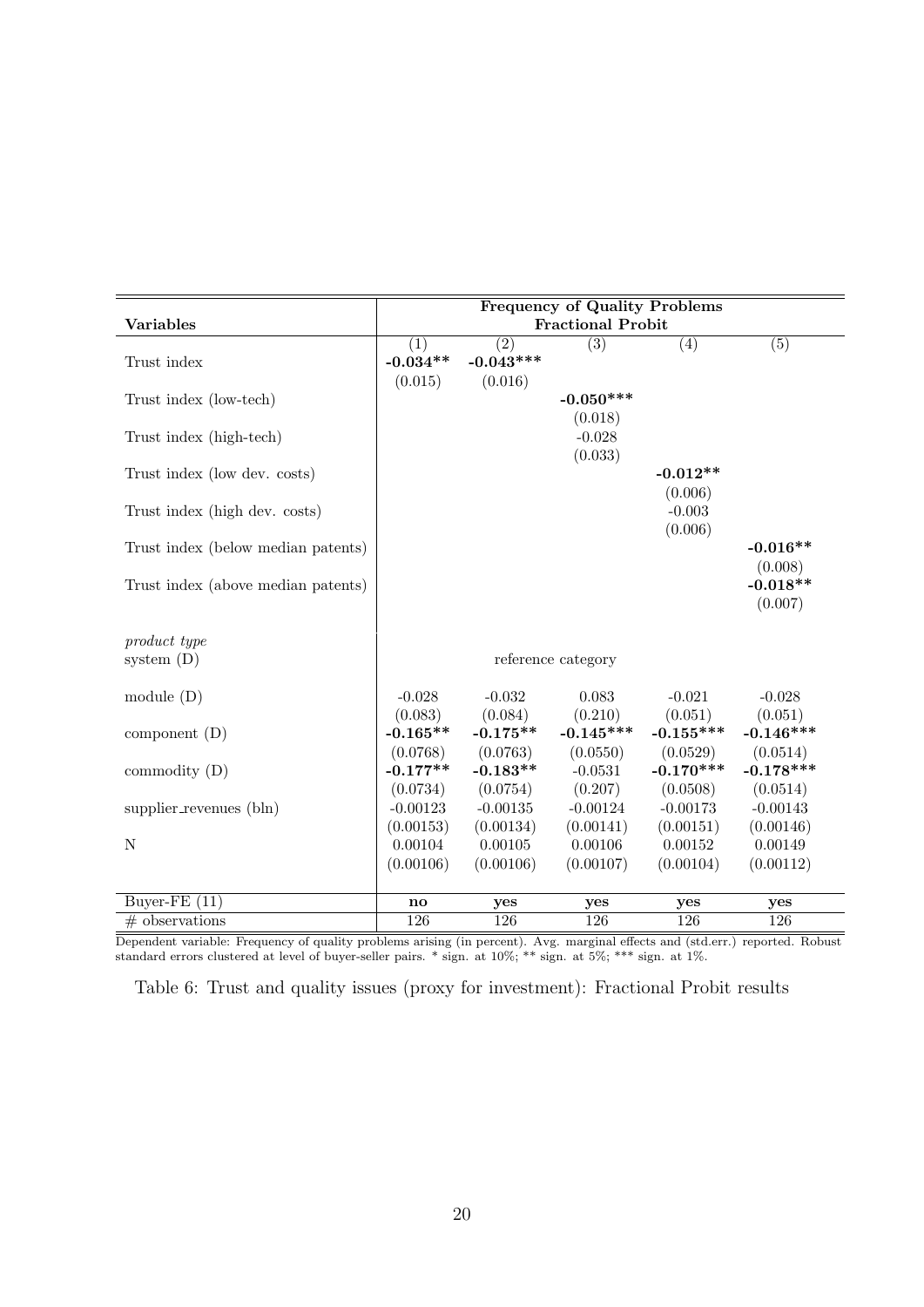| **Variables** | **Frequency of Quality Problems** | | | | |
|---|---|---|---|---|---|
| | **Fractional Probit** | | | | |
| | (1) | (2) | (3) | (4) | (5) |
| Trust index | **-0.034**\*\* | **-0.043**\*\*\* | | | |
| | (0.015) | (0.016) | | | |
| Trust index (low-tech) | | | **-0.050**\*\*\* | | |
| | | | (0.018) | | |
| Trust index (high-tech) | | | -0.028 | | |
| | | | (0.033) | | |
| Trust index (low dev. costs) | | | | **-0.012**\*\* | |
| | | | | (0.006) | |
| Trust index (high dev. costs) | | | | -0.003 | |
| | | | | (0.006) | |
| Trust index (below median patents) | | | | | **-0.016**\*\* |
| | | | | | (0.008) |
| Trust index (above median patents) | | | | | **-0.018**\*\* |
| | | | | | (0.007) |
| *product type* | | | | | |
| system (D) | | | reference category | | |
| module (D) | -0.028 | -0.032 | 0.083 | -0.021 | -0.028 |
| | (0.083) | (0.084) | (0.210) | (0.051) | (0.051) |
| component (D) | **-0.165**\*\* | **-0.175**\*\* | **-0.145**\*\*\* | **-0.155**\*\*\* | **-0.146**\*\*\* |
| | (0.0768) | (0.0763) | (0.0550) | (0.0529) | (0.0514) |
| commodity (D) | **-0.177**\*\* | **-0.183**\*\* | -0.0531 | **-0.170**\*\*\* | **-0.178**\*\*\* |
| | (0.0734) | (0.0754) | (0.207) | (0.0508) | (0.0514) |
| supplier_revenues (bln) | -0.00123 | -0.00135 | -0.00124 | -0.00173 | -0.00143 |
| | (0.00153) | (0.00134) | (0.00141) | (0.00151) | (0.00146) |
| N | 0.00104 | 0.00105 | 0.00106 | 0.00152 | 0.00149 |
| | (0.00106) | (0.00106) | (0.00107) | (0.00104) | (0.00112) |
| Buyer-FE (11) | **no** | **yes** | **yes** | **yes** | **yes** |
| # observations | 126 | 126 | 126 | 126 | 126 |

Dependent variable: Frequency of quality problems arising (in percent). Avg. marginal effects and (std.err.) reported. Robust standard errors clustered at level of buyer-seller pairs. * sign. at 10%; ** sign. at 5%; *** sign. at 1%.

Table 6: Trust and quality issues (proxy for investment): Fractional Probit results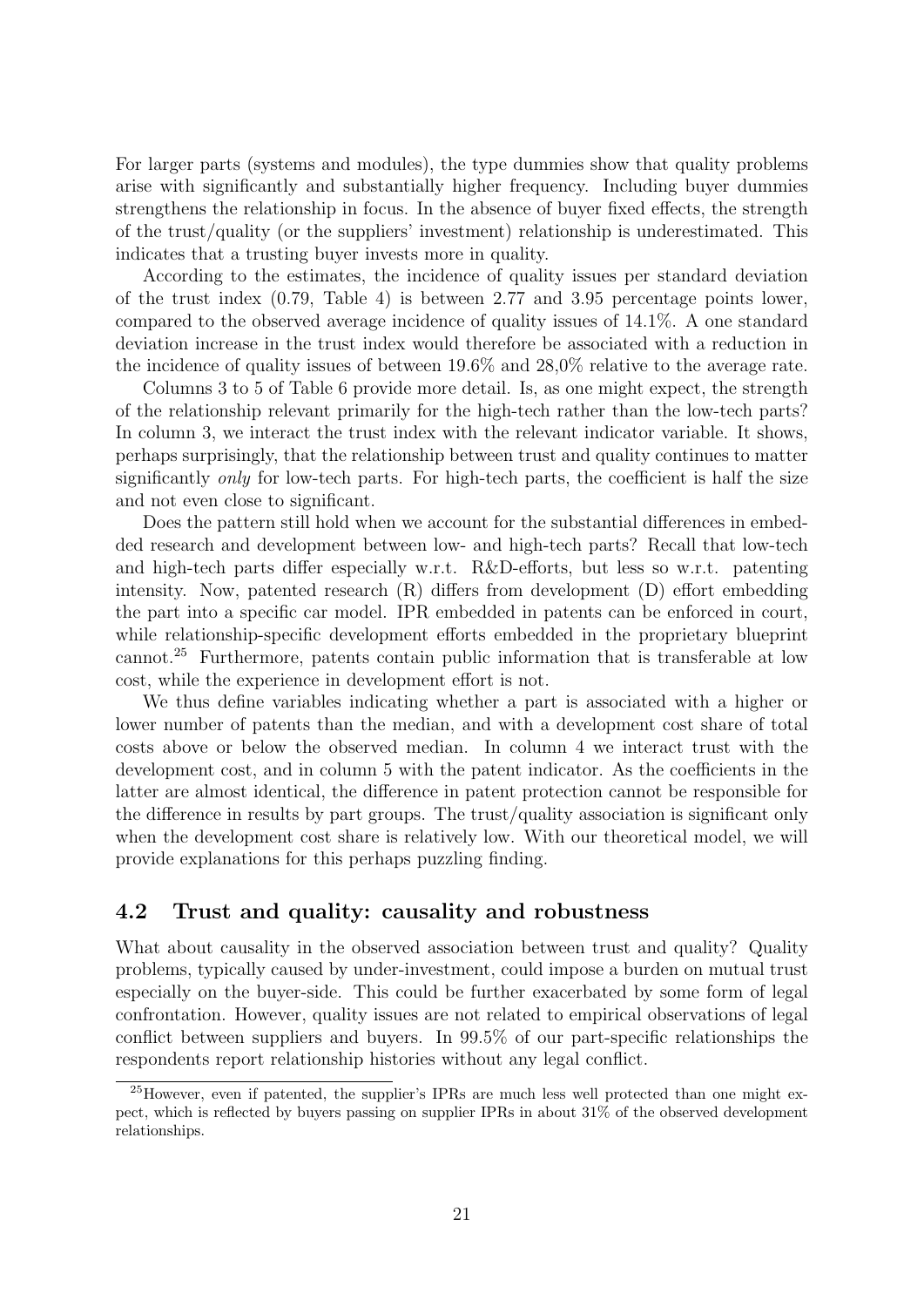For larger parts (systems and modules), the type dummies show that quality problems arise with significantly and substantially higher frequency. Including buyer dummies strengthens the relationship in focus. In the absence of buyer fixed effects, the strength of the trust/quality (or the suppliers' investment) relationship is underestimated. This indicates that a trusting buyer invests more in quality.

According to the estimates, the incidence of quality issues per standard deviation of the trust index (0.79, Table 4) is between 2.77 and 3.95 percentage points lower, compared to the observed average incidence of quality issues of 14.1%. A one standard deviation increase in the trust index would therefore be associated with a reduction in the incidence of quality issues of between 19.6% and 28,0% relative to the average rate.

Columns 3 to 5 of Table 6 provide more detail. Is, as one might expect, the strength of the relationship relevant primarily for the high-tech rather than the low-tech parts? In column 3, we interact the trust index with the relevant indicator variable. It shows, perhaps surprisingly, that the relationship between trust and quality continues to matter significantly *only* for low-tech parts. For high-tech parts, the coefficient is half the size and not even close to significant.

Does the pattern still hold when we account for the substantial differences in embedded research and development between low- and high-tech parts? Recall that low-tech and high-tech parts differ especially w.r.t. R&D-efforts, but less so w.r.t. patenting intensity. Now, patented research (R) differs from development (D) effort embedding the part into a specific car model. IPR embedded in patents can be enforced in court, while relationship-specific development efforts embedded in the proprietary blueprint cannot.[25] Furthermore, patents contain public information that is transferable at low cost, while the experience in development effort is not.

We thus define variables indicating whether a part is associated with a higher or lower number of patents than the median, and with a development cost share of total costs above or below the observed median. In column 4 we interact trust with the development cost, and in column 5 with the patent indicator. As the coefficients in the latter are almost identical, the difference in patent protection cannot be responsible for the difference in results by part groups. The trust/quality association is significant only when the development cost share is relatively low. With our theoretical model, we will provide explanations for this perhaps puzzling finding.

## 4.2 Trust and quality: causality and robustness

What about causality in the observed association between trust and quality? Quality problems, typically caused by under-investment, could impose a burden on mutual trust especially on the buyer-side. This could be further exacerbated by some form of legal confrontation. However, quality issues are not related to empirical observations of legal conflict between suppliers and buyers. In 99.5% of our part-specific relationships the respondents report relationship histories without any legal conflict.

[25] However, even if patented, the supplier's IPRs are much less well protected than one might expect, which is reflected by buyers passing on supplier IPRs in about 31% of the observed development relationships.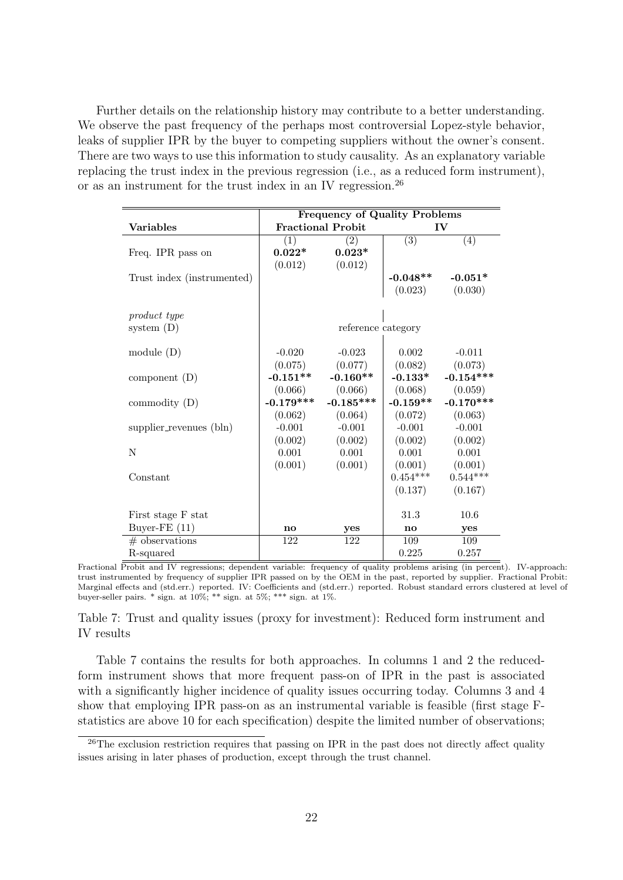Further details on the relationship history may contribute to a better understanding. We observe the past frequency of the perhaps most controversial Lopez-style behavior, leaks of supplier IPR by the buyer to competing suppliers without the owner's consent. There are two ways to use this information to study causality. As an explanatory variable replacing the trust index in the previous regression (i.e., as a reduced form instrument), or as an instrument for the trust index in an IV regression.[26]

| | Frequency of Quality Problems | | | |
|---|---|---|---|---|
| **Variables** | **Fractional Probit** | | **IV** | |
| | (1) | (2) | (3) | (4) |
| Freq. IPR pass on | **0.022*** | **0.023*** | | |
| | (0.012) | (0.012) | | |
| Trust index (instrumented) | | | **-0.048**** | **-0.051*** |
| | | | (0.023) | (0.030) |
| *product type* | | | | |
| system (D) | reference category | | | |
| module (D) | -0.020 | -0.023 | 0.002 | -0.011 |
| | (0.075) | (0.077) | (0.082) | (0.073) |
| component (D) | **-0.151**** | **-0.160**** | **-0.133*** | **-0.154***** |
| | (0.066) | (0.066) | (0.068) | (0.059) |
| commodity (D) | **-0.179***** | **-0.185***** | **-0.159**** | **-0.170***** |
| | (0.062) | (0.064) | (0.072) | (0.063) |
| supplier_revenues (bln) | -0.001 | -0.001 | -0.001 | -0.001 |
| | (0.002) | (0.002) | (0.002) | (0.002) |
| N | 0.001 | 0.001 | 0.001 | 0.001 |
| | (0.001) | (0.001) | (0.001) | (0.001) |
| Constant | | | 0.454*** | 0.544*** |
| | | | (0.137) | (0.167) |
| First stage F stat | | | 31.3 | 10.6 |
| Buyer-FE (11) | **no** | **yes** | **no** | **yes** |
| # observations | 122 | 122 | 109 | 109 |
| R-squared | | | 0.225 | 0.257 |

Fractional Probit and IV regressions; dependent variable: frequency of quality problems arising (in percent). IV-approach: trust instrumented by frequency of supplier IPR passed on by the OEM in the past, reported by supplier. Fractional Probit: Marginal effects and (std.err.) reported. IV: Coefficients and (std.err.) reported. Robust standard errors clustered at level of buyer-seller pairs. * sign. at 10%; ** sign. at 5%; *** sign. at 1%.

Table 7: Trust and quality issues (proxy for investment): Reduced form instrument and IV results

Table 7 contains the results for both approaches. In columns 1 and 2 the reduced-form instrument shows that more frequent pass-on of IPR in the past is associated with a significantly higher incidence of quality issues occurring today. Columns 3 and 4 show that employing IPR pass-on as an instrumental variable is feasible (first stage F-statistics are above 10 for each specification) despite the limited number of observations;

[26] The exclusion restriction requires that passing on IPR in the past does not directly affect quality issues arising in later phases of production, except through the trust channel.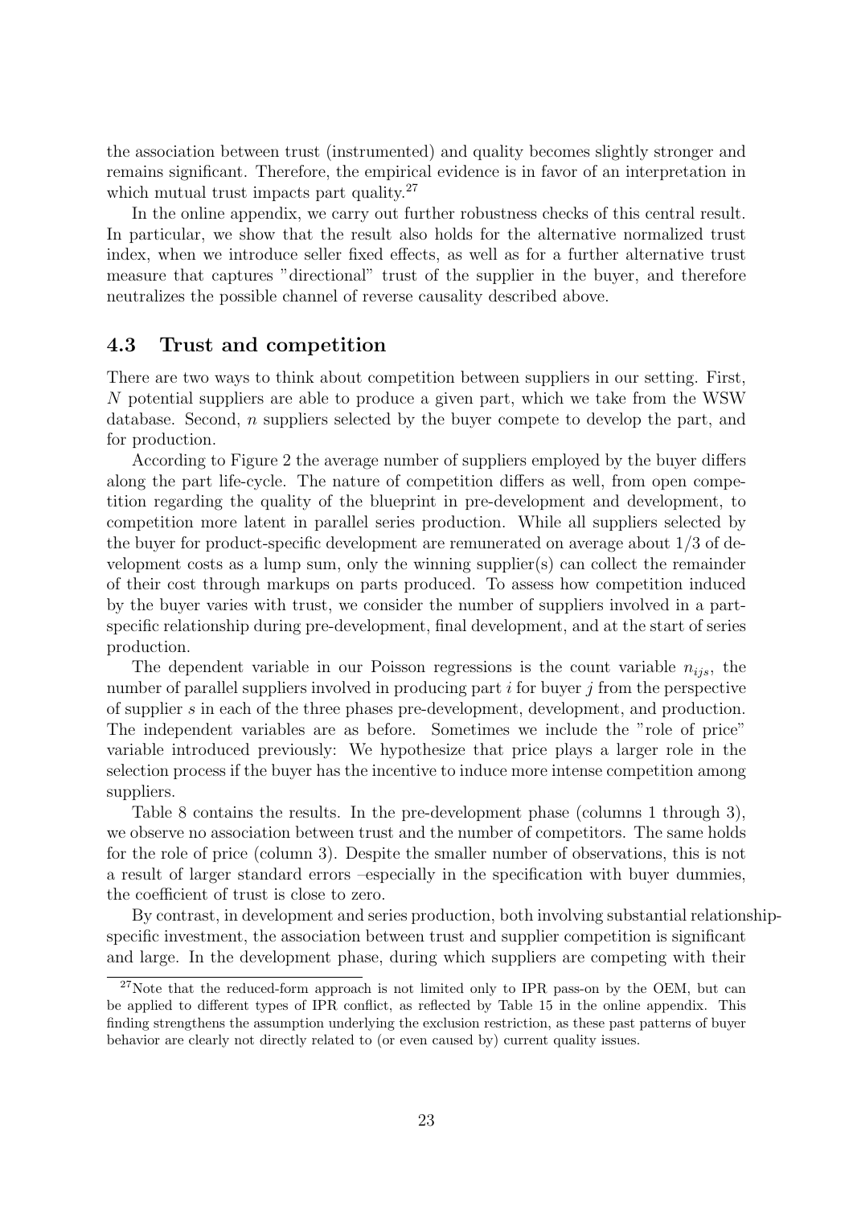the association between trust (instrumented) and quality becomes slightly stronger and remains significant. Therefore, the empirical evidence is in favor of an interpretation in which mutual trust impacts part quality.[27]

In the online appendix, we carry out further robustness checks of this central result. In particular, we show that the result also holds for the alternative normalized trust index, when we introduce seller fixed effects, as well as for a further alternative trust measure that captures "directional" trust of the supplier in the buyer, and therefore neutralizes the possible channel of reverse causality described above.

### 4.3 Trust and competition

There are two ways to think about competition between suppliers in our setting. First, $N$ potential suppliers are able to produce a given part, which we take from the WSW database. Second, $n$ suppliers selected by the buyer compete to develop the part, and for production.

According to Figure 2 the average number of suppliers employed by the buyer differs along the part life-cycle. The nature of competition differs as well, from open competition regarding the quality of the blueprint in pre-development and development, to competition more latent in parallel series production. While all suppliers selected by the buyer for product-specific development are remunerated on average about 1/3 of development costs as a lump sum, only the winning supplier(s) can collect the remainder of their cost through markups on parts produced. To assess how competition induced by the buyer varies with trust, we consider the number of suppliers involved in a part-specific relationship during pre-development, final development, and at the start of series production.

The dependent variable in our Poisson regressions is the count variable $n_{ijs}$, the number of parallel suppliers involved in producing part $i$ for buyer $j$ from the perspective of supplier $s$ in each of the three phases pre-development, development, and production. The independent variables are as before. Sometimes we include the "role of price" variable introduced previously: We hypothesize that price plays a larger role in the selection process if the buyer has the incentive to induce more intense competition among suppliers.

Table 8 contains the results. In the pre-development phase (columns 1 through 3), we observe no association between trust and the number of competitors. The same holds for the role of price (column 3). Despite the smaller number of observations, this is not a result of larger standard errors –especially in the specification with buyer dummies, the coefficient of trust is close to zero.

By contrast, in development and series production, both involving substantial relationship-specific investment, the association between trust and supplier competition is significant and large. In the development phase, during which suppliers are competing with their

[27] Note that the reduced-form approach is not limited only to IPR pass-on by the OEM, but can be applied to different types of IPR conflict, as reflected by Table 15 in the online appendix. This finding strengthens the assumption underlying the exclusion restriction, as these past patterns of buyer behavior are clearly not directly related to (or even caused by) current quality issues.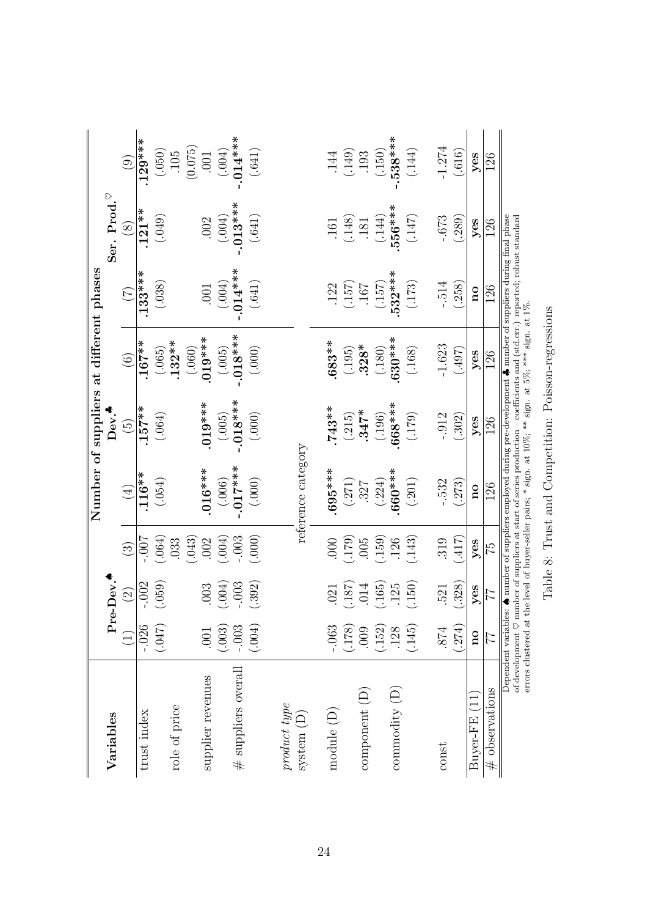| Variables | Number of suppliers at different phases | | | | | | | | |
|---|---|---|---|---|---|---|---|---|---|
| | Pre-Dev.♠ | | | Dev.♣ | | | Ser. Prod.♡ | | |
| | (1) | (2) | (3) | (4) | (5) | (6) | (7) | (8) | (9) |
| trust index | -.026 | -.002 | -.007 | **.116**\*\* | **.157**\*\* | **.167**\*\* | **.133**\*\*\* | **.121**\*\* | **.129**\*\*\* |
| | (.047) | (.059) | (.064) | (.054) | (.064) | (.065) | (.038) | (.049) | (.050) |
| role of price | | | .033 | | | **.132**\*\* | | | .105 |
| | | | (.043) | | | (.060) | | | (0.075) |
| supplier revenues | .001 | .003 | .002 | **.016**\*\*\* | **.019**\*\*\* | **.019**\*\*\* | .001 | .002 | .001 |
| | (.003) | (.004) | (.004) | (.006) | (.005) | (.005) | (.004) | (.004) | (.004) |
| # suppliers overall | -.003 | -.003 | -.003 | **-.017**\*\*\* | **-.018**\*\*\* | **-.018**\*\*\* | **-.014**\*\*\* | **-.013**\*\*\* | **-.014**\*\*\* |
| | (.004) | (.392) | (.000) | (.000) | (.000) | (.000) | (.641) | (.641) | (.641) |
| *product type* | | | | | | | | | |
| system (D) | reference category | | | | | | | | |
| module (D) | -.063 | .021 | .000 | **.695**\*\*\* | **.743**\*\* | **.683**\*\* | .122 | .161 | .144 |
| | (.178) | (.187) | (.179) | (.271) | (.215) | (.195) | (.157) | (.148) | (.149) |
| component (D) | .009 | .014 | .005 | .327 | **.347**\* | **.328**\* | .167 | .181 | .193 |
| | (.152) | (.165) | (.159) | (.224) | (.196) | (.180) | (.157) | (.144) | (.150) |
| commodity (D) | .128 | .125 | .126 | **.660**\*\*\* | **.668**\*\*\* | **.630**\*\*\* | **.532**\*\*\* | **.556**\*\*\* | **.538**\*\*\* |
| | (.145) | (.150) | (.143) | (.201) | (.179) | (.168) | (.173) | (.147) | (.144) |
| const | .874 | .521 | .319 | -.532 | -.912 | -1.623 | -.514 | -.673 | -1.274 |
| | (.274) | (.328) | (.417) | (.273) | (.302) | (.497) | (.258) | (.289) | (.616) |
| Buyer-FE (11) | **no** | **yes** | **yes** | **no** | **yes** | **yes** | **no** | **yes** | **yes** |
| # observations | 77 | 77 | 75 | 126 | 126 | 126 | 126 | 126 | 126 |

Dependent variables: ♠ number of suppliers employed during pre-development ♣ number of suppliers during final phase of development ♡ number of suppliers at start of series production – coefficients and (std.err.) reported; robust standard errors clustered at the level of buyer-seller pairs; \* sign. at 10%; \*\* sign. at 5%; \*\*\* sign. at 1%.

Table 8: Trust and Competition: Poisson-regressions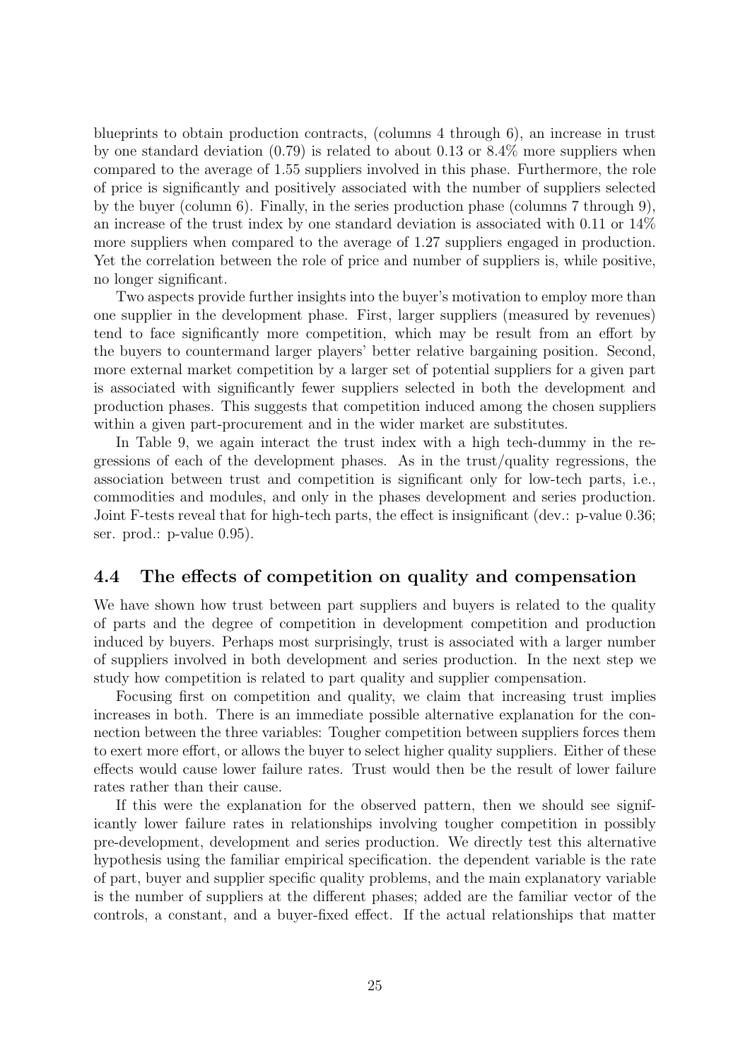blueprints to obtain production contracts, (columns 4 through 6), an increase in trust by one standard deviation (0.79) is related to about 0.13 or 8.4% more suppliers when compared to the average of 1.55 suppliers involved in this phase. Furthermore, the role of price is significantly and positively associated with the number of suppliers selected by the buyer (column 6). Finally, in the series production phase (columns 7 through 9), an increase of the trust index by one standard deviation is associated with 0.11 or 14% more suppliers when compared to the average of 1.27 suppliers engaged in production. Yet the correlation between the role of price and number of suppliers is, while positive, no longer significant.

Two aspects provide further insights into the buyer's motivation to employ more than one supplier in the development phase. First, larger suppliers (measured by revenues) tend to face significantly more competition, which may be result from an effort by the buyers to countermand larger players' better relative bargaining position. Second, more external market competition by a larger set of potential suppliers for a given part is associated with significantly fewer suppliers selected in both the development and production phases. This suggests that competition induced among the chosen suppliers within a given part-procurement and in the wider market are substitutes.

In Table 9, we again interact the trust index with a high tech-dummy in the regressions of each of the development phases. As in the trust/quality regressions, the association between trust and competition is significant only for low-tech parts, i.e., commodities and modules, and only in the phases development and series production. Joint F-tests reveal that for high-tech parts, the effect is insignificant (dev.: p-value 0.36; ser. prod.: p-value 0.95).

## 4.4 The effects of competition on quality and compensation

We have shown how trust between part suppliers and buyers is related to the quality of parts and the degree of competition in development competition and production induced by buyers. Perhaps most surprisingly, trust is associated with a larger number of suppliers involved in both development and series production. In the next step we study how competition is related to part quality and supplier compensation.

Focusing first on competition and quality, we claim that increasing trust implies increases in both. There is an immediate possible alternative explanation for the connection between the three variables: Tougher competition between suppliers forces them to exert more effort, or allows the buyer to select higher quality suppliers. Either of these effects would cause lower failure rates. Trust would then be the result of lower failure rates rather than their cause.

If this were the explanation for the observed pattern, then we should see significantly lower failure rates in relationships involving tougher competition in possibly pre-development, development and series production. We directly test this alternative hypothesis using the familiar empirical specification. the dependent variable is the rate of part, buyer and supplier specific quality problems, and the main explanatory variable is the number of suppliers at the different phases; added are the familiar vector of the controls, a constant, and a buyer-fixed effect. If the actual relationships that matter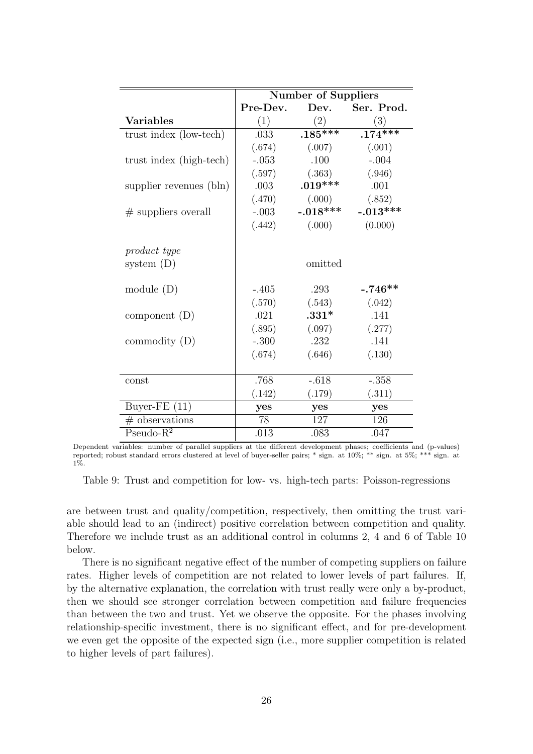| | Number of Suppliers | | |
|---|---|---|---|
| | Pre-Dev. | Dev. | Ser. Prod. |
| **Variables** | (1) | (2) | (3) |
| trust index (low-tech) | .033 | **.185*****| **.174***** |
| | (.674) | (.007) | (.001) |
| trust index (high-tech) | -.053 | .100 | -.004 |
| | (.597) | (.363) | (.946) |
| supplier revenues (bln) | .003 | **.019***** | .001 |
| | (.470) | (.000) | (.852) |
| # suppliers overall | -.003 | **-.018***** | **-.013***** |
| | (.442) | (.000) | (0.000) |
| *product type* | | | |
| system (D) | | omitted | |
| module (D) | -.405 | .293 | **-.746**** |
| | (.570) | (.543) | (.042) |
| component (D) | .021 | **.331*** | .141 |
| | (.895) | (.097) | (.277) |
| commodity (D) | -.300 | .232 | .141 |
| | (.674) | (.646) | (.130) |
| const | .768 | -.618 | -.358 |
| | (.142) | (.179) | (.311) |
| Buyer-FE (11) | **yes** | **yes** | **yes** |
| # observations | 78 | 127 | 126 |
| Pseudo-$R^2$ | .013 | .083 | .047 |

Dependent variables: number of parallel suppliers at the different development phases; coefficients and (p-values) reported; robust standard errors clustered at level of buyer-seller pairs; * sign. at 10%; ** sign. at 5%; *** sign. at 1%.

Table 9: Trust and competition for low- vs. high-tech parts: Poisson-regressions

are between trust and quality/competition, respectively, then omitting the trust variable should lead to an (indirect) positive correlation between competition and quality. Therefore we include trust as an additional control in columns 2, 4 and 6 of Table 10 below.

There is no significant negative effect of the number of competing suppliers on failure rates. Higher levels of competition are not related to lower levels of part failures. If, by the alternative explanation, the correlation with trust really were only a by-product, then we should see stronger correlation between competition and failure frequencies than between the two and trust. Yet we observe the opposite. For the phases involving relationship-specific investment, there is no significant effect, and for pre-development we even get the opposite of the expected sign (i.e., more supplier competition is related to higher levels of part failures).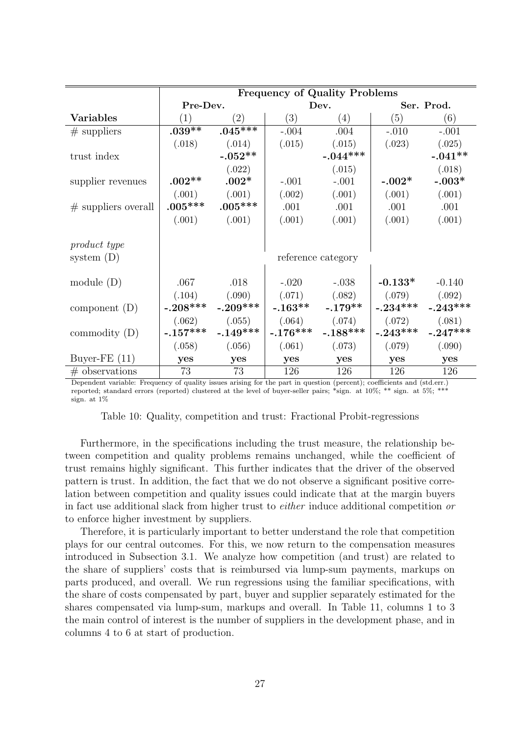| | Frequency of Quality Problems | | | | | |
|---|---|---|---|---|---|---|
| | Pre-Dev. | | Dev. | | Ser. Prod. | |
| **Variables** | (1) | (2) | (3) | (4) | (5) | (6) |
| # suppliers | **.039**\*\* | **.045**\*\*\* | -.004 | .004 | -.010 | -.001 |
| | (.018) | (.014) | (.015) | (.015) | (.023) | (.025) |
| trust index | | **-.052**\*\* | | **-.044**\*\*\* | | **-.041**\*\* |
| | | (.022) | | (.015) | | (.018) |
| supplier revenues | **.002**\*\* | **.002**\* | -.001 | -.001 | **-.002**\* | **-.003**\* |
| | (.001) | (.001) | (.002) | (.001) | (.001) | (.001) |
| # suppliers overall | **.005**\*\*\* | **.005**\*\*\* | .001 | .001 | .001 | .001 |
| | (.001) | (.001) | (.001) | (.001) | (.001) | (.001) |
| *product type* | | | | | | |
| system (D) | reference category | | | | | |
| module (D) | .067 | .018 | -.020 | -.038 | **-0.133**\* | -0.140 |
| | (.104) | (.090) | (.071) | (.082) | (.079) | (.092) |
| component (D) | **-.208**\*\*\* | **-.209**\*\*\* | **-.163**\*\* | **-.179**\*\* | **-.234**\*\*\* | **-.243**\*\*\* |
| | (.062) | (.055) | (.064) | (.074) | (.072) | (.081) |
| commodity (D) | **-.157**\*\*\* | **-.149**\*\*\* | **-.176**\*\*\* | **-.188**\*\*\* | **-.243**\*\*\* | **-.247**\*\*\* |
| | (.058) | (.056) | (.061) | (.073) | (.079) | (.090) |
| Buyer-FE (11) | **yes** | **yes** | **yes** | **yes** | **yes** | **yes** |
| # observations | 73 | 73 | 126 | 126 | 126 | 126 |

Dependent variable: Frequency of quality issues arising for the part in question (percent); coefficients and (std.err.) reported; standard errors (reported) clustered at the level of buyer-seller pairs; *sign. at 10%; ** sign. at 5%; *** sign. at 1%

Table 10: Quality, competition and trust: Fractional Probit-regressions

Furthermore, in the specifications including the trust measure, the relationship between competition and quality problems remains unchanged, while the coefficient of trust remains highly significant. This further indicates that the driver of the observed pattern is trust. In addition, the fact that we do not observe a significant positive correlation between competition and quality issues could indicate that at the margin buyers in fact use additional slack from higher trust to *either* induce additional competition *or* to enforce higher investment by suppliers.

Therefore, it is particularly important to better understand the role that competition plays for our central outcomes. For this, we now return to the compensation measures introduced in Subsection 3.1. We analyze how competition (and trust) are related to the share of suppliers' costs that is reimbursed via lump-sum payments, markups on parts produced, and overall. We run regressions using the familiar specifications, with the share of costs compensated by part, buyer and supplier separately estimated for the shares compensated via lump-sum, markups and overall. In Table 11, columns 1 to 3 the main control of interest is the number of suppliers in the development phase, and in columns 4 to 6 at start of production.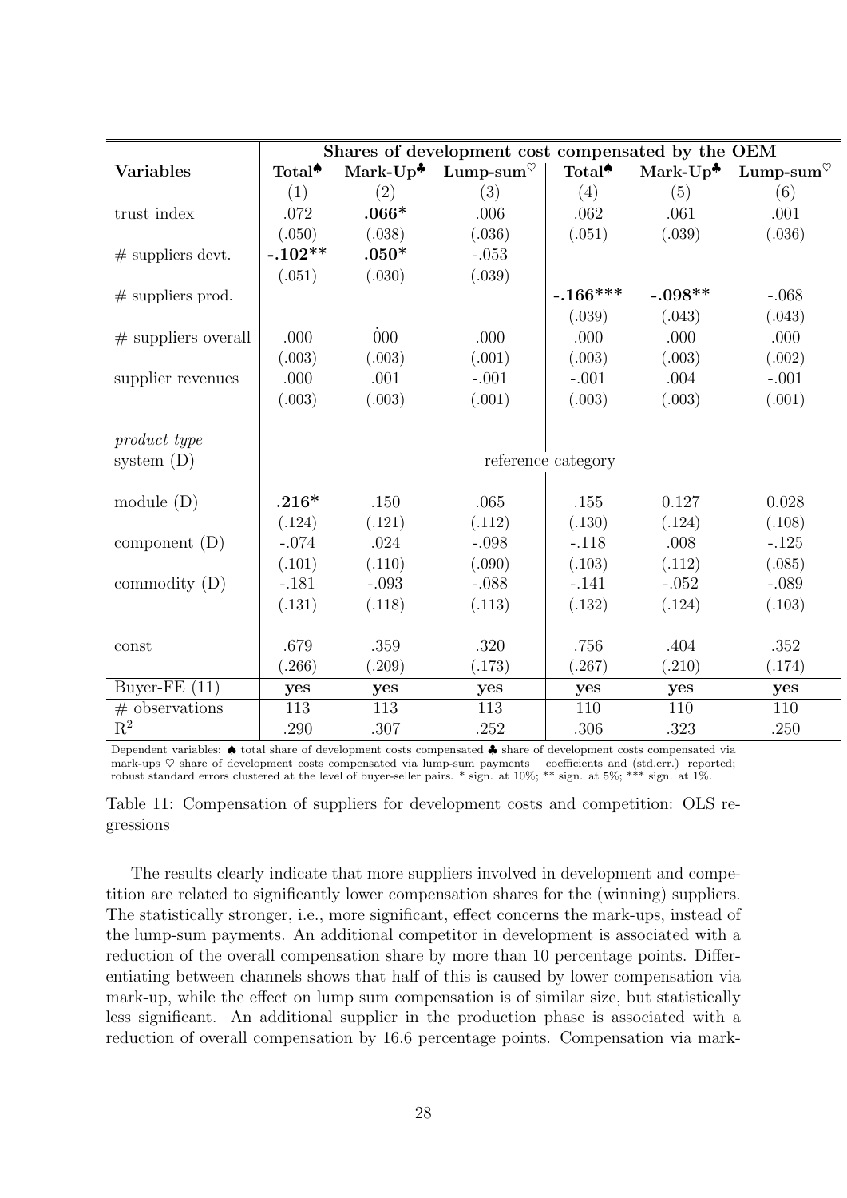| Variables | Shares of development cost compensated by the OEM | | | | | |
|---|---|---|---|---|---|---|
| | Total♠ | Mark-Up♣ | Lump-sum♡ | Total♠ | Mark-Up♣ | Lump-sum♡ |
| | (1) | (2) | (3) | (4) | (5) | (6) |
| trust index | .072 | **.066*** | .006 | .062 | .061 | .001 |
| | (.050) | (.038) | (.036) | (.051) | (.039) | (.036) |
| # suppliers devt. | **-.102**** | **.050*** | -.053 | | | |
| | (.051) | (.030) | (.039) | | | |
| # suppliers prod. | | | | **-.166***** | **-.098**** | -.068 |
| | | | | (.039) | (.043) | (.043) |
| # suppliers overall | .000 | .000 | .000 | .000 | .000 | .000 |
| | (.003) | (.003) | (.001) | (.003) | (.003) | (.002) |
| supplier revenues | .000 | .001 | -.001 | -.001 | .004 | -.001 |
| | (.003) | (.003) | (.001) | (.003) | (.003) | (.001) |
| *product type* | | | | | | |
| system (D) | reference category | | | | | |
| module (D) | **.216*** | .150 | .065 | .155 | 0.127 | 0.028 |
| | (.124) | (.121) | (.112) | (.130) | (.124) | (.108) |
| component (D) | -.074 | .024 | -.098 | -.118 | .008 | -.125 |
| | (.101) | (.110) | (.090) | (.103) | (.112) | (.085) |
| commodity (D) | -.181 | -.093 | -.088 | -.141 | -.052 | -.089 |
| | (.131) | (.118) | (.113) | (.132) | (.124) | (.103) |
| const | .679 | .359 | .320 | .756 | .404 | .352 |
| | (.266) | (.209) | (.173) | (.267) | (.210) | (.174) |
| Buyer-FE (11) | **yes** | **yes** | **yes** | **yes** | **yes** | **yes** |
| # observations | 113 | 113 | 113 | 110 | 110 | 110 |
| $R^2$ | .290 | .307 | .252 | .306 | .323 | .250 |

Dependent variables: ♠ total share of development costs compensated ♣ share of development costs compensated via mark-ups ♡ share of development costs compensated via lump-sum payments – coefficients and (std.err.) reported; robust standard errors clustered at the level of buyer-seller pairs. * sign. at 10%; ** sign. at 5%; *** sign. at 1%.

Table 11: Compensation of suppliers for development costs and competition: OLS regressions

The results clearly indicate that more suppliers involved in development and competition are related to significantly lower compensation shares for the (winning) suppliers. The statistically stronger, i.e., more significant, effect concerns the mark-ups, instead of the lump-sum payments. An additional competitor in development is associated with a reduction of the overall compensation share by more than 10 percentage points. Differentiating between channels shows that half of this is caused by lower compensation via mark-up, while the effect on lump sum compensation is of similar size, but statistically less significant. An additional supplier in the production phase is associated with a reduction of overall compensation by 16.6 percentage points. Compensation via mark-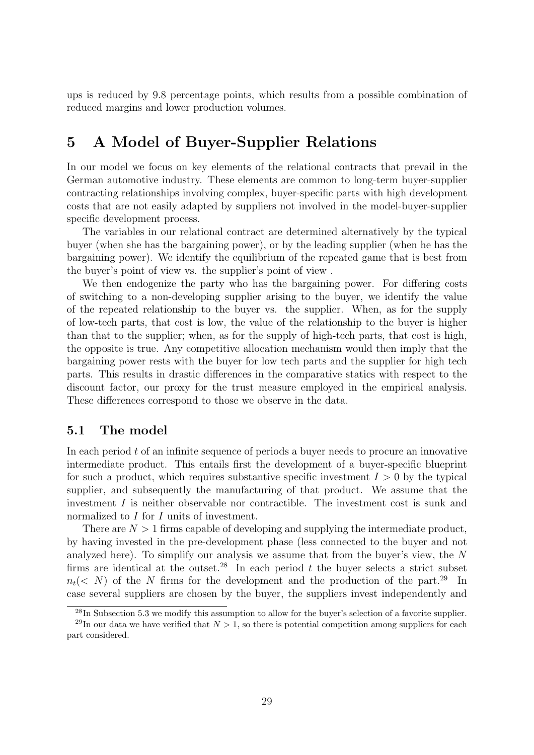ups is reduced by 9.8 percentage points, which results from a possible combination of reduced margins and lower production volumes.

# 5 A Model of Buyer-Supplier Relations

In our model we focus on key elements of the relational contracts that prevail in the German automotive industry. These elements are common to long-term buyer-supplier contracting relationships involving complex, buyer-specific parts with high development costs that are not easily adapted by suppliers not involved in the model-buyer-supplier specific development process.

The variables in our relational contract are determined alternatively by the typical buyer (when she has the bargaining power), or by the leading supplier (when he has the bargaining power). We identify the equilibrium of the repeated game that is best from the buyer's point of view vs. the supplier's point of view .

We then endogenize the party who has the bargaining power. For differing costs of switching to a non-developing supplier arising to the buyer, we identify the value of the repeated relationship to the buyer vs. the supplier. When, as for the supply of low-tech parts, that cost is low, the value of the relationship to the buyer is higher than that to the supplier; when, as for the supply of high-tech parts, that cost is high, the opposite is true. Any competitive allocation mechanism would then imply that the bargaining power rests with the buyer for low tech parts and the supplier for high tech parts. This results in drastic differences in the comparative statics with respect to the discount factor, our proxy for the trust measure employed in the empirical analysis. These differences correspond to those we observe in the data.

## 5.1 The model

In each period $t$ of an infinite sequence of periods a buyer needs to procure an innovative intermediate product. This entails first the development of a buyer-specific blueprint for such a product, which requires substantive specific investment $I > 0$ by the typical supplier, and subsequently the manufacturing of that product. We assume that the investment $I$ is neither observable nor contractible. The investment cost is sunk and normalized to $I$ for $I$ units of investment.

There are $N > 1$ firms capable of developing and supplying the intermediate product, by having invested in the pre-development phase (less connected to the buyer and not analyzed here). To simplify our analysis we assume that from the buyer's view, the $N$ firms are identical at the outset.[28] In each period $t$ the buyer selects a strict subset $n_t (< N)$ of the $N$ firms for the development and the production of the part.[29] In case several suppliers are chosen by the buyer, the suppliers invest independently and

[28] In Subsection 5.3 we modify this assumption to allow for the buyer's selection of a favorite supplier.

[29] In our data we have verified that $N > 1$, so there is potential competition among suppliers for each part considered.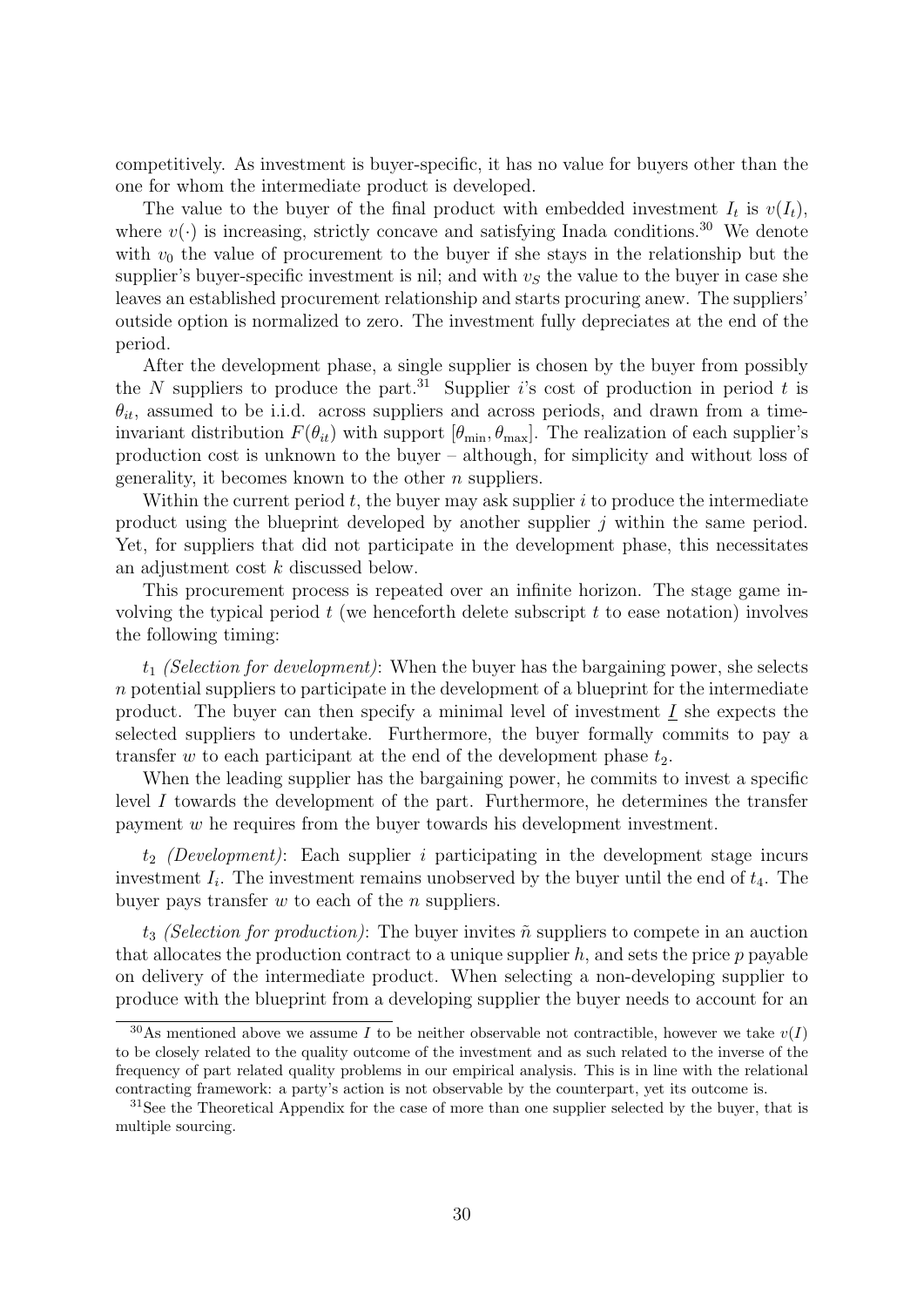competitively. As investment is buyer-specific, it has no value for buyers other than the one for whom the intermediate product is developed.

The value to the buyer of the final product with embedded investment $I_t$ is $v(I_t)$, where $v(\cdot)$ is increasing, strictly concave and satisfying Inada conditions.[30] We denote with $v_0$ the value of procurement to the buyer if she stays in the relationship but the supplier's buyer-specific investment is nil; and with $v_S$ the value to the buyer in case she leaves an established procurement relationship and starts procuring anew. The suppliers' outside option is normalized to zero. The investment fully depreciates at the end of the period.

After the development phase, a single supplier is chosen by the buyer from possibly the $N$ suppliers to produce the part.[31] Supplier $i$'s cost of production in period $t$ is $\theta_{it}$, assumed to be i.i.d. across suppliers and across periods, and drawn from a time-invariant distribution $F(\theta_{it})$ with support $[\theta_{\min}, \theta_{\max}]$. The realization of each supplier's production cost is unknown to the buyer – although, for simplicity and without loss of generality, it becomes known to the other $n$ suppliers.

Within the current period $t$, the buyer may ask supplier $i$ to produce the intermediate product using the blueprint developed by another supplier $j$ within the same period. Yet, for suppliers that did not participate in the development phase, this necessitates an adjustment cost $k$ discussed below.

This procurement process is repeated over an infinite horizon. The stage game involving the typical period $t$ (we henceforth delete subscript $t$ to ease notation) involves the following timing:

$t_1$ *(Selection for development)*: When the buyer has the bargaining power, she selects $n$ potential suppliers to participate in the development of a blueprint for the intermediate product. The buyer can then specify a minimal level of investment $\underline{I}$ she expects the selected suppliers to undertake. Furthermore, the buyer formally commits to pay a transfer $w$ to each participant at the end of the development phase $t_2$.

When the leading supplier has the bargaining power, he commits to invest a specific level $I$ towards the development of the part. Furthermore, he determines the transfer payment $w$ he requires from the buyer towards his development investment.

$t_2$ *(Development)*: Each supplier $i$ participating in the development stage incurs investment $I_i$. The investment remains unobserved by the buyer until the end of $t_4$. The buyer pays transfer $w$ to each of the $n$ suppliers.

$t_3$ *(Selection for production)*: The buyer invites $\tilde{n}$ suppliers to compete in an auction that allocates the production contract to a unique supplier $h$, and sets the price $p$ payable on delivery of the intermediate product. When selecting a non-developing supplier to produce with the blueprint from a developing supplier the buyer needs to account for an

[30] As mentioned above we assume $I$ to be neither observable not contractible, however we take $v(I)$ to be closely related to the quality outcome of the investment and as such related to the inverse of the frequency of part related quality problems in our empirical analysis. This is in line with the relational contracting framework: a party's action is not observable by the counterpart, yet its outcome is.

[31] See the Theoretical Appendix for the case of more than one supplier selected by the buyer, that is multiple sourcing.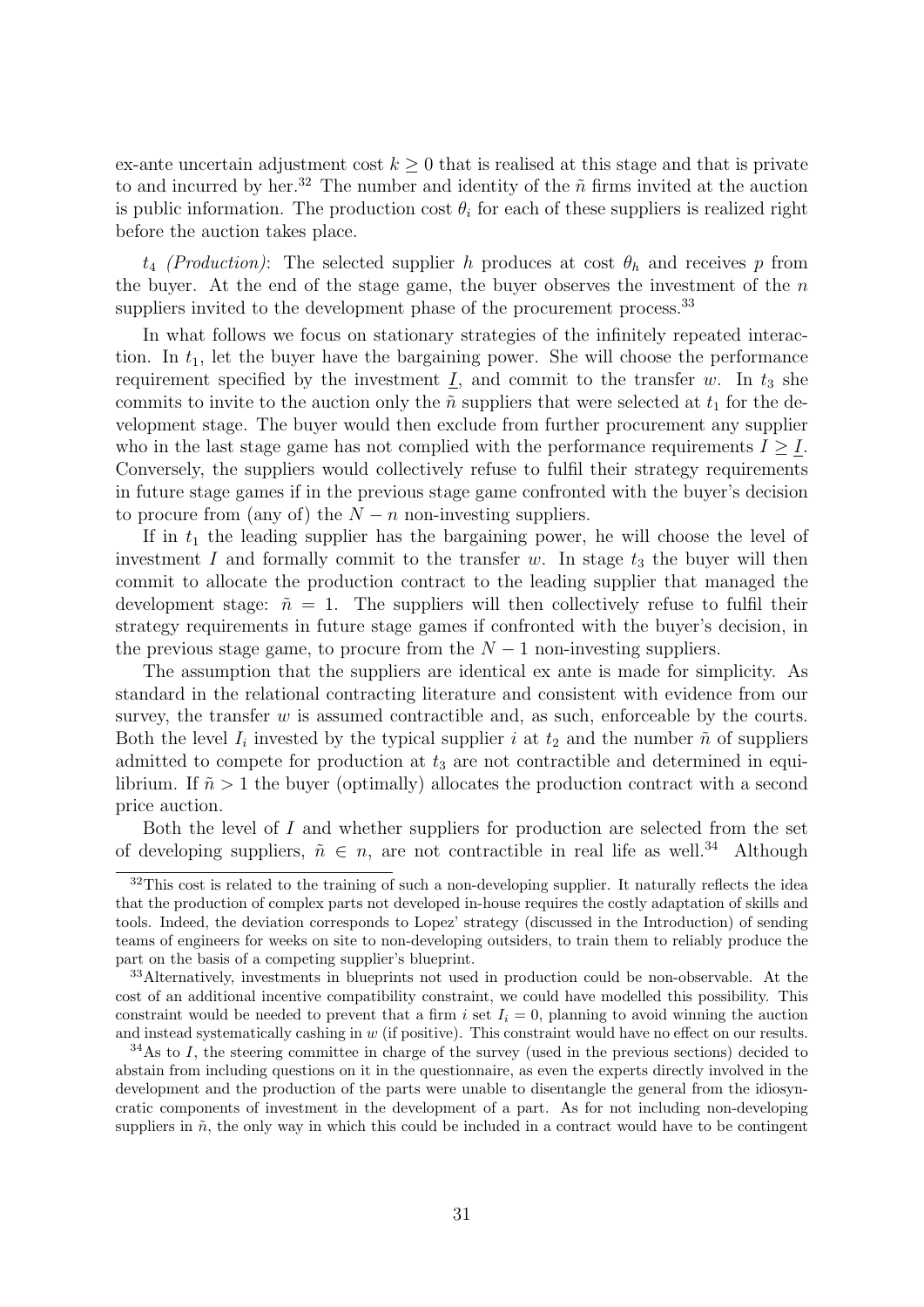ex-ante uncertain adjustment cost $k \geq 0$ that is realised at this stage and that is private to and incurred by her.[32] The number and identity of the $\tilde{n}$ firms invited at the auction is public information. The production cost $\theta_i$ for each of these suppliers is realized right before the auction takes place.

$t_4$ *(Production)*: The selected supplier $h$ produces at cost $\theta_h$ and receives $p$ from the buyer. At the end of the stage game, the buyer observes the investment of the $n$ suppliers invited to the development phase of the procurement process.[33]

In what follows we focus on stationary strategies of the infinitely repeated interaction. In $t_1$, let the buyer have the bargaining power. She will choose the performance requirement specified by the investment $\underline{I}$, and commit to the transfer $w$. In $t_3$ she commits to invite to the auction only the $\tilde{n}$ suppliers that were selected at $t_1$ for the development stage. The buyer would then exclude from further procurement any supplier who in the last stage game has not complied with the performance requirements $I \geq \underline{I}$. Conversely, the suppliers would collectively refuse to fulfil their strategy requirements in future stage games if in the previous stage game confronted with the buyer's decision to procure from (any of) the $N - n$ non-investing suppliers.

If in $t_1$ the leading supplier has the bargaining power, he will choose the level of investment $I$ and formally commit to the transfer $w$. In stage $t_3$ the buyer will then commit to allocate the production contract to the leading supplier that managed the development stage: $\tilde{n} = 1$. The suppliers will then collectively refuse to fulfil their strategy requirements in future stage games if confronted with the buyer's decision, in the previous stage game, to procure from the $N - 1$ non-investing suppliers.

The assumption that the suppliers are identical ex ante is made for simplicity. As standard in the relational contracting literature and consistent with evidence from our survey, the transfer $w$ is assumed contractible and, as such, enforceable by the courts. Both the level $I_i$ invested by the typical supplier $i$ at $t_2$ and the number $\tilde{n}$ of suppliers admitted to compete for production at $t_3$ are not contractible and determined in equilibrium. If $\tilde{n} > 1$ the buyer (optimally) allocates the production contract with a second price auction.

Both the level of $I$ and whether suppliers for production are selected from the set of developing suppliers, $\tilde{n} \in n$, are not contractible in real life as well.[34] Although

[32] This cost is related to the training of such a non-developing supplier. It naturally reflects the idea that the production of complex parts not developed in-house requires the costly adaptation of skills and tools. Indeed, the deviation corresponds to Lopez' strategy (discussed in the Introduction) of sending teams of engineers for weeks on site to non-developing outsiders, to train them to reliably produce the part on the basis of a competing supplier's blueprint.

[33] Alternatively, investments in blueprints not used in production could be non-observable. At the cost of an additional incentive compatibility constraint, we could have modelled this possibility. This constraint would be needed to prevent that a firm $i$ set $I_i = 0$, planning to avoid winning the auction and instead systematically cashing in $w$ (if positive). This constraint would have no effect on our results.

[34] As to $I$, the steering committee in charge of the survey (used in the previous sections) decided to abstain from including questions on it in the questionnaire, as even the experts directly involved in the development and the production of the parts were unable to disentangle the general from the idiosyncratic components of investment in the development of a part. As for not including non-developing suppliers in $\tilde{n}$, the only way in which this could be included in a contract would have to be contingent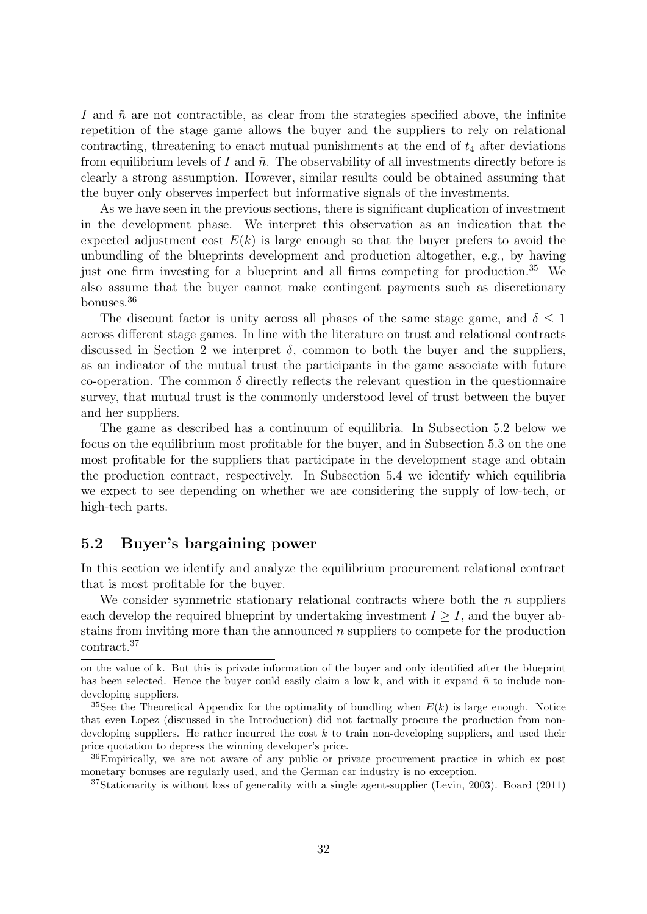$I$ and $\tilde{n}$ are not contractible, as clear from the strategies specified above, the infinite repetition of the stage game allows the buyer and the suppliers to rely on relational contracting, threatening to enact mutual punishments at the end of $t_4$ after deviations from equilibrium levels of $I$ and $\tilde{n}$. The observability of all investments directly before is clearly a strong assumption. However, similar results could be obtained assuming that the buyer only observes imperfect but informative signals of the investments.

As we have seen in the previous sections, there is significant duplication of investment in the development phase. We interpret this observation as an indication that the expected adjustment cost $E(k)$ is large enough so that the buyer prefers to avoid the unbundling of the blueprints development and production altogether, e.g., by having just one firm investing for a blueprint and all firms competing for production.[35] We also assume that the buyer cannot make contingent payments such as discretionary bonuses.[36]

The discount factor is unity across all phases of the same stage game, and $\delta \leq 1$ across different stage games. In line with the literature on trust and relational contracts discussed in Section 2 we interpret $\delta$, common to both the buyer and the suppliers, as an indicator of the mutual trust the participants in the game associate with future co-operation. The common $\delta$ directly reflects the relevant question in the questionnaire survey, that mutual trust is the commonly understood level of trust between the buyer and her suppliers.

The game as described has a continuum of equilibria. In Subsection 5.2 below we focus on the equilibrium most profitable for the buyer, and in Subsection 5.3 on the one most profitable for the suppliers that participate in the development stage and obtain the production contract, respectively. In Subsection 5.4 we identify which equilibria we expect to see depending on whether we are considering the supply of low-tech, or high-tech parts.

## 5.2 Buyer's bargaining power

In this section we identify and analyze the equilibrium procurement relational contract that is most profitable for the buyer.

We consider symmetric stationary relational contracts where both the $n$ suppliers each develop the required blueprint by undertaking investment $I \geq \underline{I}$, and the buyer abstains from inviting more than the announced $n$ suppliers to compete for the production contract.[37]

---

on the value of k. But this is private information of the buyer and only identified after the blueprint has been selected. Hence the buyer could easily claim a low k, and with it expand $\tilde{n}$ to include non-developing suppliers.

[35] See the Theoretical Appendix for the optimality of bundling when $E(k)$ is large enough. Notice that even Lopez (discussed in the Introduction) did not factually procure the production from non-developing suppliers. He rather incurred the cost $k$ to train non-developing suppliers, and used their price quotation to depress the winning developer's price.

[36] Empirically, we are not aware of any public or private procurement practice in which ex post monetary bonuses are regularly used, and the German car industry is no exception.

[37] Stationarity is without loss of generality with a single agent-supplier (Levin, 2003). Board (2011)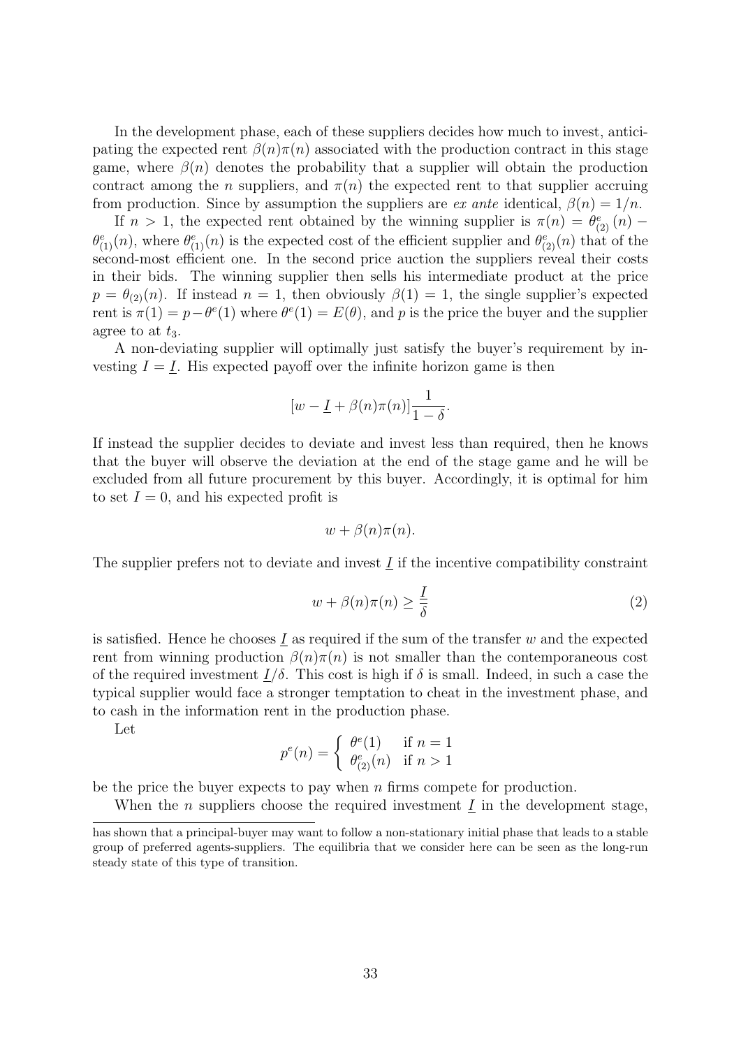In the development phase, each of these suppliers decides how much to invest, anticipating the expected rent $\beta(n)\pi(n)$ associated with the production contract in this stage game, where $\beta(n)$ denotes the probability that a supplier will obtain the production contract among the $n$ suppliers, and $\pi(n)$ the expected rent to that supplier accruing from production. Since by assumption the suppliers are *ex ante* identical, $\beta(n) = 1/n$.

If $n > 1$, the expected rent obtained by the winning supplier is $\pi(n) = \theta^e_{(2)}(n) - \theta^e_{(1)}(n)$, where $\theta^e_{(1)}(n)$ is the expected cost of the efficient supplier and $\theta^e_{(2)}(n)$ that of the second-most efficient one. In the second price auction the suppliers reveal their costs in their bids. The winning supplier then sells his intermediate product at the price $p = \theta_{(2)}(n)$. If instead $n = 1$, then obviously $\beta(1) = 1$, the single supplier's expected rent is $\pi(1) = p - \theta^e(1)$ where $\theta^e(1) = E(\theta)$, and $p$ is the price the buyer and the supplier agree to at $t_3$.

A non-deviating supplier will optimally just satisfy the buyer's requirement by investing $I = \underline{I}$. His expected payoff over the infinite horizon game is then

$$[w - \underline{I} + \beta(n)\pi(n)]\frac{1}{1-\delta}.$$

If instead the supplier decides to deviate and invest less than required, then he knows that the buyer will observe the deviation at the end of the stage game and he will be excluded from all future procurement by this buyer. Accordingly, it is optimal for him to set $I = 0$, and his expected profit is

$$w + \beta(n)\pi(n).$$

The supplier prefers not to deviate and invest $\underline{I}$ if the incentive compatibility constraint

$$w + \beta(n)\pi(n) \geq \frac{\underline{I}}{\delta} \tag{2}$$

is satisfied. Hence he chooses $\underline{I}$ as required if the sum of the transfer $w$ and the expected rent from winning production $\beta(n)\pi(n)$ is not smaller than the contemporaneous cost of the required investment $\underline{I}/\delta$. This cost is high if $\delta$ is small. Indeed, in such a case the typical supplier would face a stronger temptation to cheat in the investment phase, and to cash in the information rent in the production phase.

Let

$$p^e(n) = \begin{cases} \theta^e(1) & \text{if } n = 1 \\ \theta^e_{(2)}(n) & \text{if } n > 1 \end{cases}$$

be the price the buyer expects to pay when $n$ firms compete for production.

When the $n$ suppliers choose the required investment $\underline{I}$ in the development stage,

---

has shown that a principal-buyer may want to follow a non-stationary initial phase that leads to a stable group of preferred agents-suppliers. The equilibria that we consider here can be seen as the long-run steady state of this type of transition.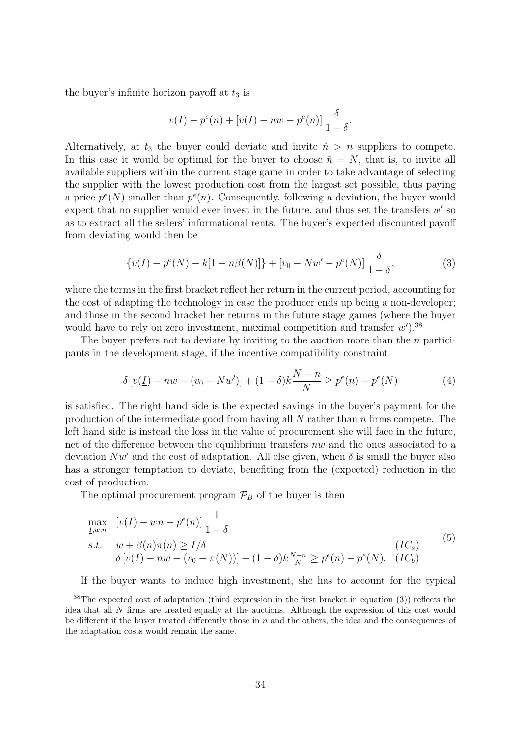the buyer's infinite horizon payoff at $t_3$ is

$$v(\underline{I}) - p^e(n) + [v(\underline{I}) - nw - p^e(n)] \frac{\delta}{1-\delta}.$$

Alternatively, at $t_3$ the buyer could deviate and invite $\tilde{n} > n$ suppliers to compete. In this case it would be optimal for the buyer to choose $\tilde{n} = N$, that is, to invite all available suppliers within the current stage game in order to take advantage of selecting the supplier with the lowest production cost from the largest set possible, thus paying a price $p^e(N)$ smaller than $p^e(n)$. Consequently, following a deviation, the buyer would expect that no supplier would ever invest in the future, and thus set the transfers $w'$ so as to extract all the sellers' informational rents. The buyer's expected discounted payoff from deviating would then be

$$\{v(\underline{I}) - p^e(N) - k[1 - n\beta(N)]\} + [v_0 - Nw' - p^e(N)] \frac{\delta}{1-\delta}, \tag{3}$$

where the terms in the first bracket reflect her return in the current period, accounting for the cost of adapting the technology in case the producer ends up being a non-developer; and those in the second bracket her returns in the future stage games (where the buyer would have to rely on zero investment, maximal competition and transfer $w'$).[38]

The buyer prefers not to deviate by inviting to the auction more than the $n$ participants in the development stage, if the incentive compatibility constraint

$$\delta [v(\underline{I}) - nw - (v_0 - Nw')] + (1-\delta)k\frac{N-n}{N} \geq p^e(n) - p^e(N) \tag{4}$$

is satisfied. The right hand side is the expected savings in the buyer's payment for the production of the intermediate good from having all $N$ rather than $n$ firms compete. The left hand side is instead the loss in the value of procurement she will face in the future, net of the difference between the equilibrium transfers $nw$ and the ones associated to a deviation $Nw'$ and the cost of adaptation. All else given, when $\delta$ is small the buyer also has a stronger temptation to deviate, benefiting from the (expected) reduction in the cost of production.

The optimal procurement program $\mathcal{P}_B$ of the buyer is then

$$\begin{array}{lll} \max\limits_{\underline{I},w,n} & [v(\underline{I}) - wn - p^e(n)] \dfrac{1}{1-\delta} & \\ s.t. & w + \beta(n)\pi(n) \geq \underline{I}/\delta & (IC_s) \\ & \delta [v(\underline{I}) - nw - (v_0 - \pi(N))] + (1-\delta)k\frac{N-n}{N} \geq p^e(n) - p^e(N). & (IC_b) \end{array} \tag{5}$$

If the buyer wants to induce high investment, she has to account for the typical

[38]The expected cost of adaptation (third expression in the first bracket in equation (3)) reflects the idea that all $N$ firms are treated equally at the auctions. Although the expression of this cost would be different if the buyer treated differently those in $n$ and the others, the idea and the consequences of the adaptation costs would remain the same.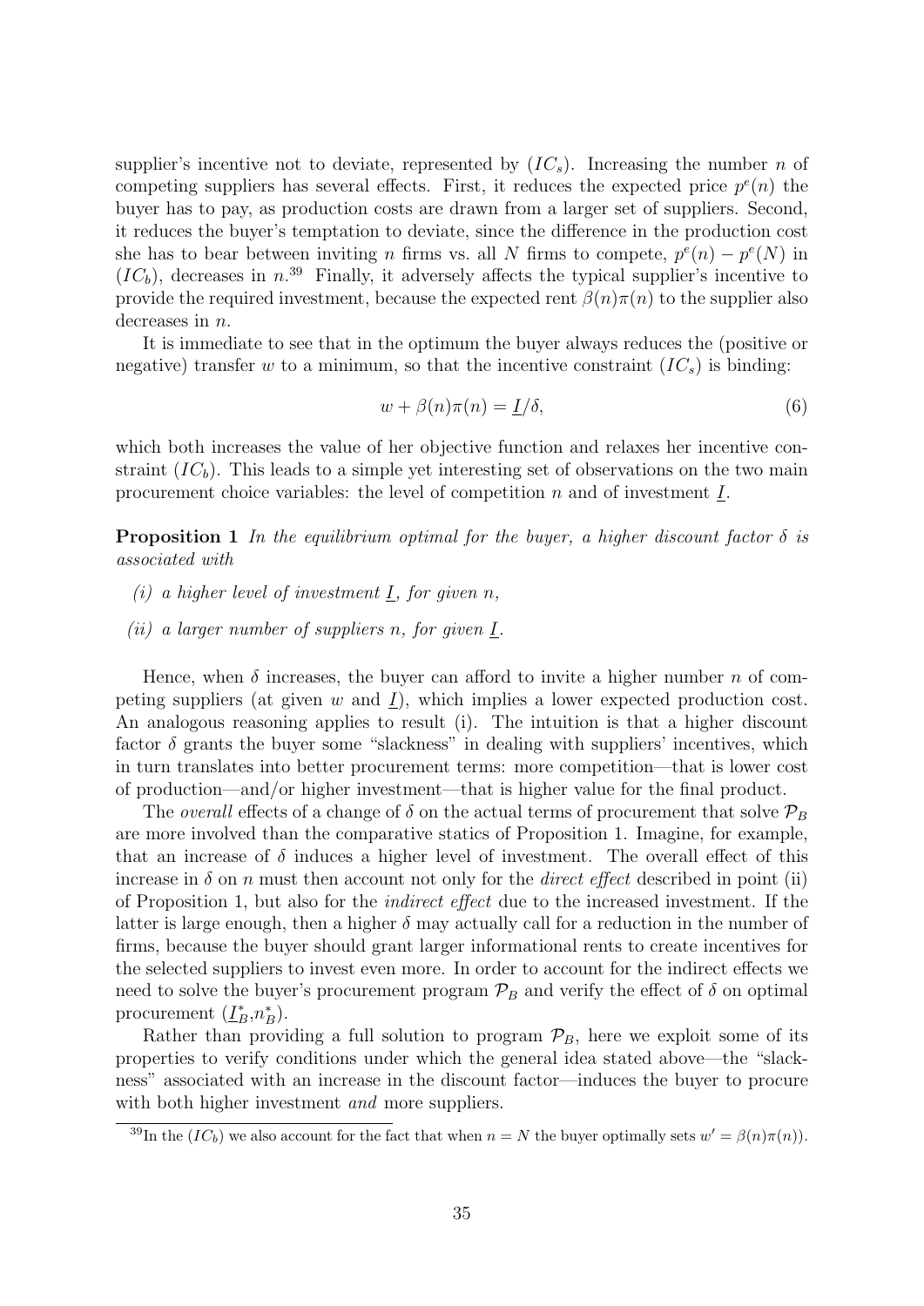supplier's incentive not to deviate, represented by $(IC_s)$. Increasing the number $n$ of competing suppliers has several effects. First, it reduces the expected price $p^e(n)$ the buyer has to pay, as production costs are drawn from a larger set of suppliers. Second, it reduces the buyer's temptation to deviate, since the difference in the production cost she has to bear between inviting $n$ firms vs. all $N$ firms to compete, $p^e(n) - p^e(N)$ in $(IC_b)$, decreases in $n$.[39] Finally, it adversely affects the typical supplier's incentive to provide the required investment, because the expected rent $\beta(n)\pi(n)$ to the supplier also decreases in $n$.

It is immediate to see that in the optimum the buyer always reduces the (positive or negative) transfer $w$ to a minimum, so that the incentive constraint $(IC_s)$ is binding:

$$w + \beta(n)\pi(n) = \underline{I}/\delta, \tag{6}$$

which both increases the value of her objective function and relaxes her incentive constraint $(IC_b)$. This leads to a simple yet interesting set of observations on the two main procurement choice variables: the level of competition $n$ and of investment $\underline{I}$.

**Proposition 1** *In the equilibrium optimal for the buyer, a higher discount factor $\delta$ is associated with*

*(i) a higher level of investment $\underline{I}$, for given $n$,*

*(ii) a larger number of suppliers $n$, for given $\underline{I}$.*

Hence, when $\delta$ increases, the buyer can afford to invite a higher number $n$ of competing suppliers (at given $w$ and $\underline{I}$), which implies a lower expected production cost. An analogous reasoning applies to result (i). The intuition is that a higher discount factor $\delta$ grants the buyer some "slackness" in dealing with suppliers' incentives, which in turn translates into better procurement terms: more competition—that is lower cost of production—and/or higher investment—that is higher value for the final product.

The *overall* effects of a change of $\delta$ on the actual terms of procurement that solve $\mathcal{P}_B$ are more involved than the comparative statics of Proposition 1. Imagine, for example, that an increase of $\delta$ induces a higher level of investment. The overall effect of this increase in $\delta$ on $n$ must then account not only for the *direct effect* described in point (ii) of Proposition 1, but also for the *indirect effect* due to the increased investment. If the latter is large enough, then a higher $\delta$ may actually call for a reduction in the number of firms, because the buyer should grant larger informational rents to create incentives for the selected suppliers to invest even more. In order to account for the indirect effects we need to solve the buyer's procurement program $\mathcal{P}_B$ and verify the effect of $\delta$ on optimal procurement $(\underline{I}_B^*, n_B^*)$.

Rather than providing a full solution to program $\mathcal{P}_B$, here we exploit some of its properties to verify conditions under which the general idea stated above—the "slackness" associated with an increase in the discount factor—induces the buyer to procure with both higher investment *and* more suppliers.

[39] In the $(IC_b)$ we also account for the fact that when $n = N$ the buyer optimally sets $w' = \beta(n)\pi(n)$).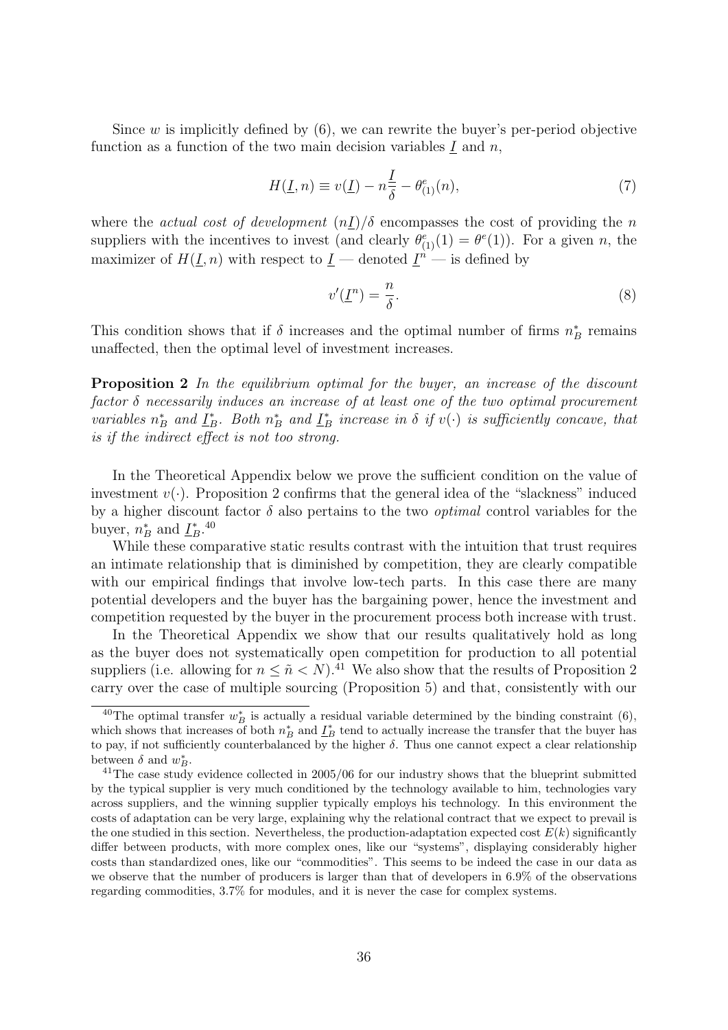Since $w$ is implicitly defined by (6), we can rewrite the buyer's per-period objective function as a function of the two main decision variables $\underline{I}$ and $n$,

$$H(\underline{I}, n) \equiv v(\underline{I}) - n\frac{\underline{I}}{\delta} - \theta^e_{(1)}(n), \tag{7}$$

where the *actual cost of development* $(n\underline{I})/\delta$ encompasses the cost of providing the $n$ suppliers with the incentives to invest (and clearly $\theta^e_{(1)}(1) = \theta^e(1)$). For a given $n$, the maximizer of $H(\underline{I}, n)$ with respect to $\underline{I}$ — denoted $\underline{I}^n$ — is defined by

$$v'(\underline{I}^n) = \frac{n}{\delta}. \tag{8}$$

This condition shows that if $\delta$ increases and the optimal number of firms $n^*_B$ remains unaffected, then the optimal level of investment increases.

**Proposition 2** *In the equilibrium optimal for the buyer, an increase of the discount factor $\delta$ necessarily induces an increase of at least one of the two optimal procurement variables $n^*_B$ and $\underline{I}^*_B$. Both $n^*_B$ and $\underline{I}^*_B$ increase in $\delta$ if $v(\cdot)$ is sufficiently concave, that is if the indirect effect is not too strong.*

In the Theoretical Appendix below we prove the sufficient condition on the value of investment $v(\cdot)$. Proposition 2 confirms that the general idea of the "slackness" induced by a higher discount factor $\delta$ also pertains to the two *optimal* control variables for the buyer, $n^*_B$ and $\underline{I}^*_B$.[40]

While these comparative static results contrast with the intuition that trust requires an intimate relationship that is diminished by competition, they are clearly compatible with our empirical findings that involve low-tech parts. In this case there are many potential developers and the buyer has the bargaining power, hence the investment and competition requested by the buyer in the procurement process both increase with trust.

In the Theoretical Appendix we show that our results qualitatively hold as long as the buyer does not systematically open competition for production to all potential suppliers (i.e. allowing for $n \leq \tilde{n} < N$).[41] We also show that the results of Proposition 2 carry over the case of multiple sourcing (Proposition 5) and that, consistently with our

[40]The optimal transfer $w^*_B$ is actually a residual variable determined by the binding constraint (6), which shows that increases of both $n^*_B$ and $\underline{I}^*_B$ tend to actually increase the transfer that the buyer has to pay, if not sufficiently counterbalanced by the higher $\delta$. Thus one cannot expect a clear relationship between $\delta$ and $w^*_B$.

[41]The case study evidence collected in 2005/06 for our industry shows that the blueprint submitted by the typical supplier is very much conditioned by the technology available to him, technologies vary across suppliers, and the winning supplier typically employs his technology. In this environment the costs of adaptation can be very large, explaining why the relational contract that we expect to prevail is the one studied in this section. Nevertheless, the production-adaptation expected cost $E(k)$ significantly differ between products, with more complex ones, like our "systems", displaying considerably higher costs than standardized ones, like our "commodities". This seems to be indeed the case in our data as we observe that the number of producers is larger than that of developers in 6.9% of the observations regarding commodities, 3.7% for modules, and it is never the case for complex systems.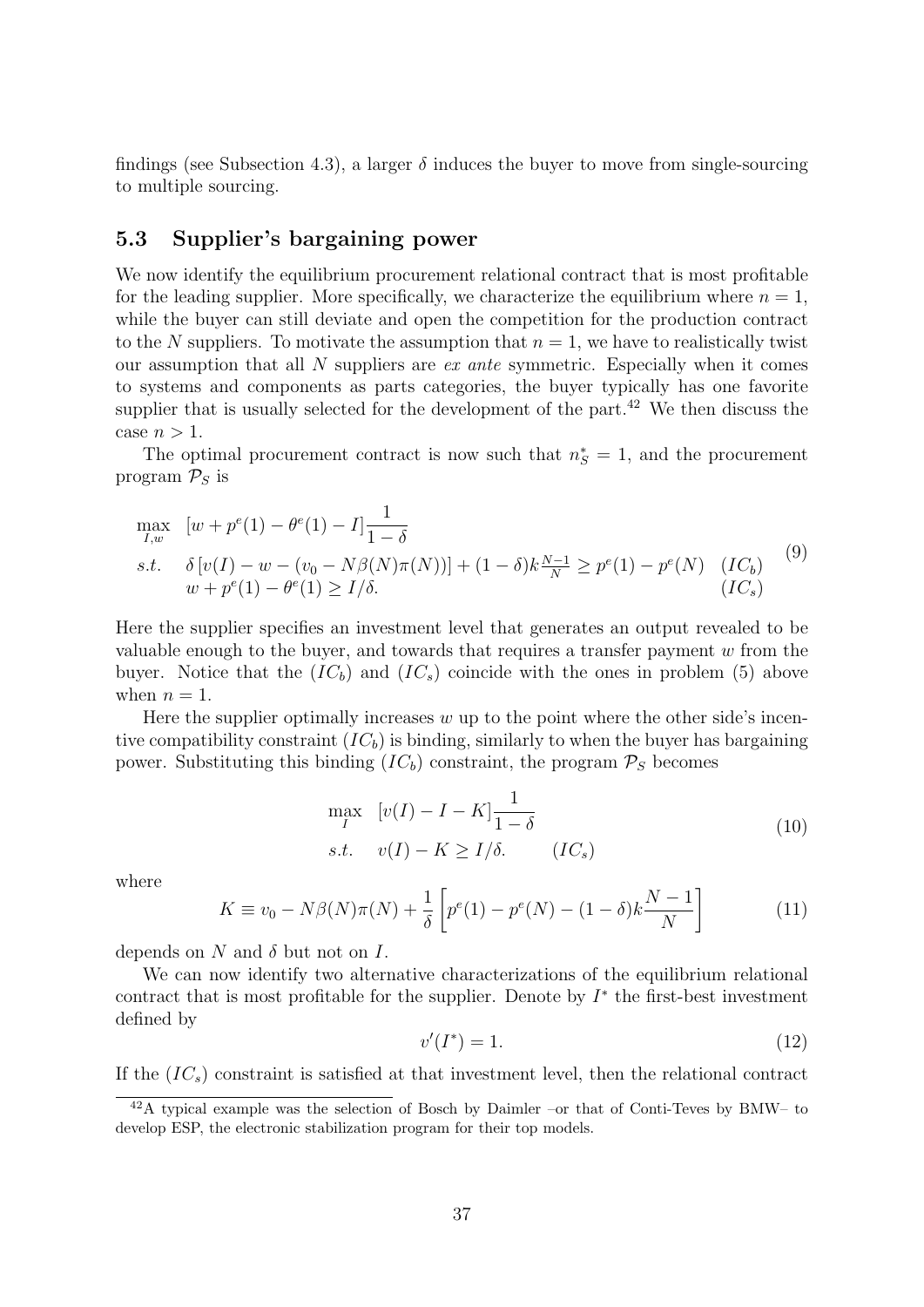findings (see Subsection 4.3), a larger $\delta$ induces the buyer to move from single-sourcing to multiple sourcing.

### 5.3 Supplier's bargaining power

We now identify the equilibrium procurement relational contract that is most profitable for the leading supplier. More specifically, we characterize the equilibrium where $n = 1$, while the buyer can still deviate and open the competition for the production contract to the $N$ suppliers. To motivate the assumption that $n = 1$, we have to realistically twist our assumption that all $N$ suppliers are *ex ante* symmetric. Especially when it comes to systems and components as parts categories, the buyer typically has one favorite supplier that is usually selected for the development of the part.[42] We then discuss the case $n > 1$.

The optimal procurement contract is now such that $n_S^* = 1$, and the procurement program $\mathcal{P}_S$ is

$$
\begin{array}{lll}
\max\limits_{I,w} & [w + p^e(1) - \theta^e(1) - I]\dfrac{1}{1-\delta} & \\
s.t. & \delta\left[v(I) - w - (v_0 - N\beta(N)\pi(N))\right] + (1-\delta)k\frac{N-1}{N} \geq p^e(1) - p^e(N) & (IC_b) \\
 & w + p^e(1) - \theta^e(1) \geq I/\delta. & (IC_s)
\end{array}
\tag{9}
$$

Here the supplier specifies an investment level that generates an output revealed to be valuable enough to the buyer, and towards that requires a transfer payment $w$ from the buyer. Notice that the $(IC_b)$ and $(IC_s)$ coincide with the ones in problem (5) above when $n = 1$.

Here the supplier optimally increases $w$ up to the point where the other side's incentive compatibility constraint $(IC_b)$ is binding, similarly to when the buyer has bargaining power. Substituting this binding $(IC_b)$ constraint, the program $\mathcal{P}_S$ becomes

$$
\begin{array}{lll}
\max\limits_{I} & [v(I) - I - K]\dfrac{1}{1-\delta} & \\
s.t. & v(I) - K \geq I/\delta. & (IC_s)
\end{array}
\tag{10}
$$

where

$$
K \equiv v_0 - N\beta(N)\pi(N) + \frac{1}{\delta}\left[p^e(1) - p^e(N) - (1-\delta)k\frac{N-1}{N}\right] \tag{11}
$$

depends on $N$ and $\delta$ but not on $I$.

We can now identify two alternative characterizations of the equilibrium relational contract that is most profitable for the supplier. Denote by $I^*$ the first-best investment defined by

$$
v'(I^*) = 1. \tag{12}
$$

If the $(IC_s)$ constraint is satisfied at that investment level, then the relational contract

[42] A typical example was the selection of Bosch by Daimler –or that of Conti-Teves by BMW– to develop ESP, the electronic stabilization program for their top models.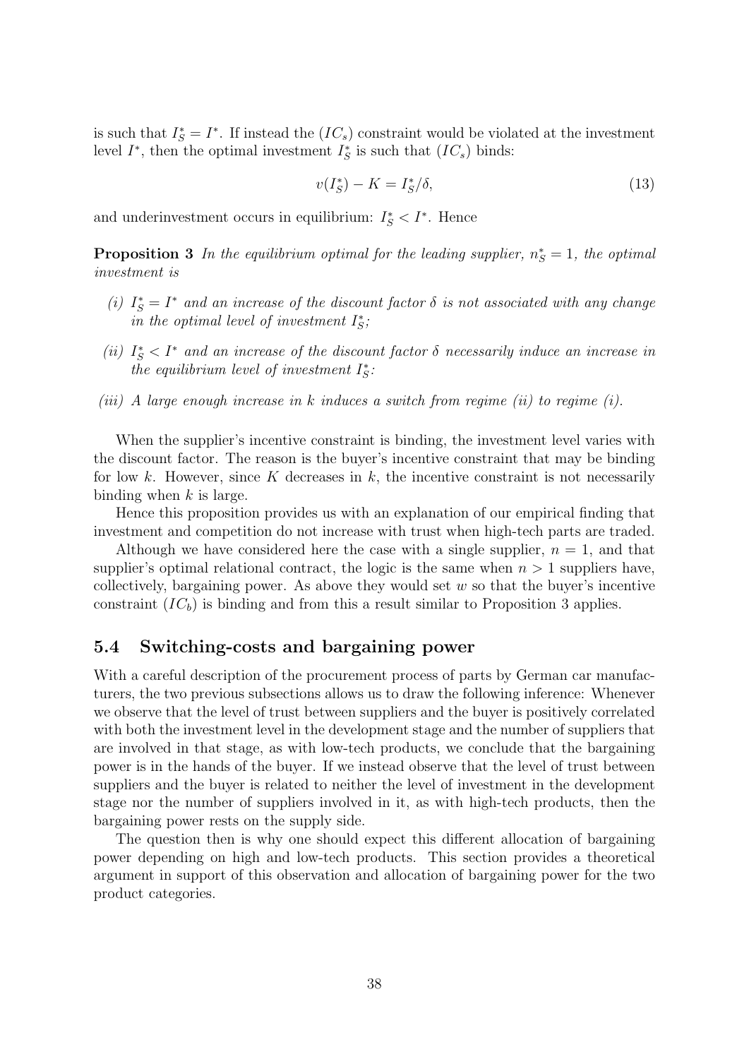is such that $I_S^* = I^*$. If instead the $(IC_s)$ constraint would be violated at the investment level $I^*$, then the optimal investment $I_S^*$ is such that $(IC_s)$ binds:

$$v(I_S^*) - K = I_S^*/\delta, \tag{13}$$

and underinvestment occurs in equilibrium: $I_S^* < I^*$. Hence

**Proposition 3** *In the equilibrium optimal for the leading supplier, $n_S^* = 1$, the optimal investment is*

*(i) $I_S^* = I^*$ and an increase of the discount factor $\delta$ is not associated with any change in the optimal level of investment $I_S^*$;*

*(ii) $I_S^* < I^*$ and an increase of the discount factor $\delta$ necessarily induce an increase in the equilibrium level of investment $I_S^*$:*

*(iii) A large enough increase in $k$ induces a switch from regime (ii) to regime (i).*

When the supplier's incentive constraint is binding, the investment level varies with the discount factor. The reason is the buyer's incentive constraint that may be binding for low $k$. However, since $K$ decreases in $k$, the incentive constraint is not necessarily binding when $k$ is large.

Hence this proposition provides us with an explanation of our empirical finding that investment and competition do not increase with trust when high-tech parts are traded.

Although we have considered here the case with a single supplier, $n = 1$, and that supplier's optimal relational contract, the logic is the same when $n > 1$ suppliers have, collectively, bargaining power. As above they would set $w$ so that the buyer's incentive constraint $(IC_b)$ is binding and from this a result similar to Proposition 3 applies.

## 5.4 Switching-costs and bargaining power

With a careful description of the procurement process of parts by German car manufacturers, the two previous subsections allows us to draw the following inference: Whenever we observe that the level of trust between suppliers and the buyer is positively correlated with both the investment level in the development stage and the number of suppliers that are involved in that stage, as with low-tech products, we conclude that the bargaining power is in the hands of the buyer. If we instead observe that the level of trust between suppliers and the buyer is related to neither the level of investment in the development stage nor the number of suppliers involved in it, as with high-tech products, then the bargaining power rests on the supply side.

The question then is why one should expect this different allocation of bargaining power depending on high and low-tech products. This section provides a theoretical argument in support of this observation and allocation of bargaining power for the two product categories.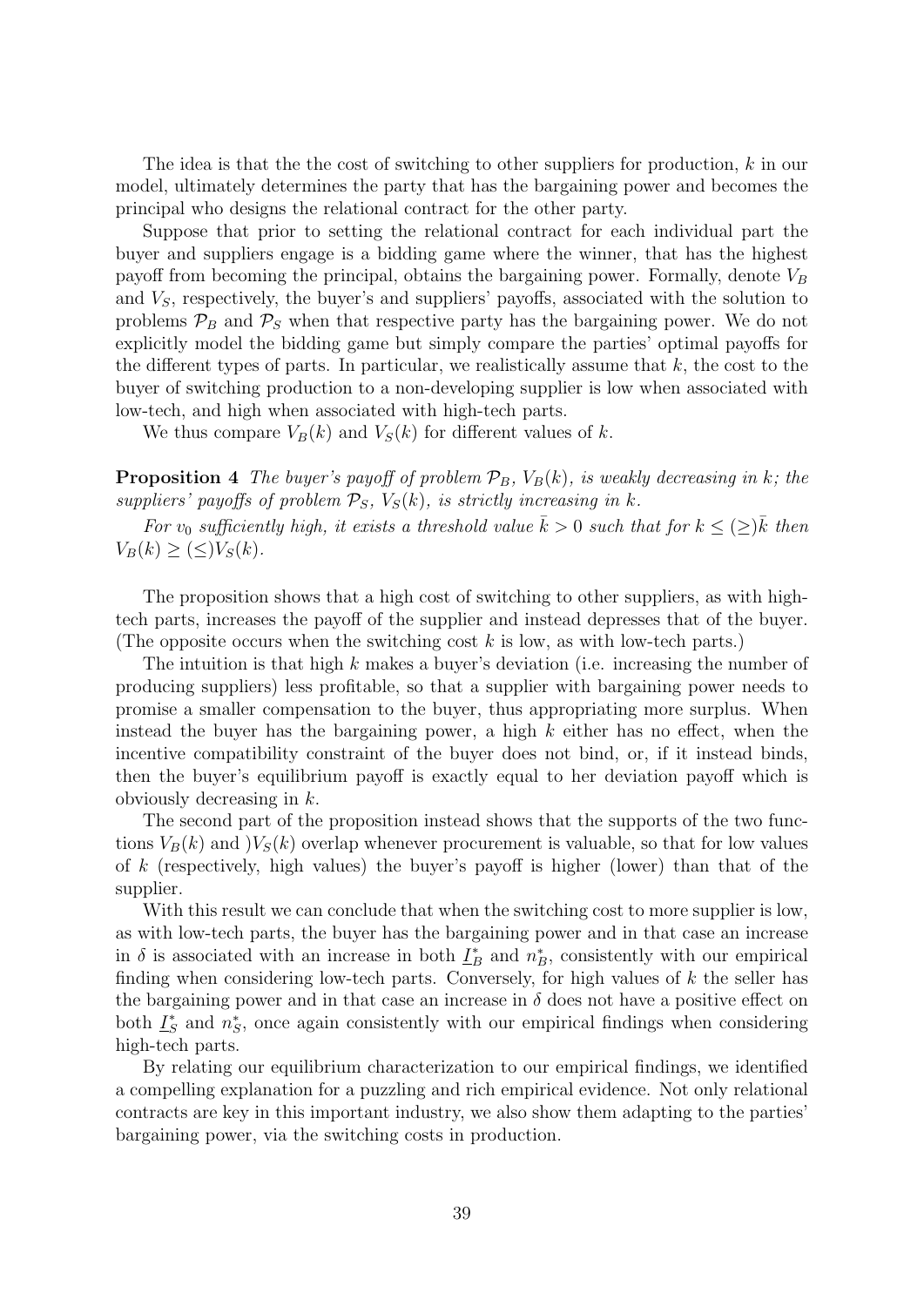The idea is that the the cost of switching to other suppliers for production, $k$ in our model, ultimately determines the party that has the bargaining power and becomes the principal who designs the relational contract for the other party.

Suppose that prior to setting the relational contract for each individual part the buyer and suppliers engage is a bidding game where the winner, that has the highest payoff from becoming the principal, obtains the bargaining power. Formally, denote $V_B$ and $V_S$, respectively, the buyer's and suppliers' payoffs, associated with the solution to problems $\mathcal{P}_B$ and $\mathcal{P}_S$ when that respective party has the bargaining power. We do not explicitly model the bidding game but simply compare the parties' optimal payoffs for the different types of parts. In particular, we realistically assume that $k$, the cost to the buyer of switching production to a non-developing supplier is low when associated with low-tech, and high when associated with high-tech parts.

We thus compare $V_B(k)$ and $V_S(k)$ for different values of $k$.

**Proposition 4** *The buyer's payoff of problem $\mathcal{P}_B$, $V_B(k)$, is weakly decreasing in $k$; the suppliers' payoffs of problem $\mathcal{P}_S$, $V_S(k)$, is strictly increasing in $k$.*

*For $v_0$ sufficiently high, it exists a threshold value $\bar{k} > 0$ such that for $k \leq (\geq)\bar{k}$ then $V_B(k) \geq (\leq) V_S(k)$.*

The proposition shows that a high cost of switching to other suppliers, as with high-tech parts, increases the payoff of the supplier and instead depresses that of the buyer. (The opposite occurs when the switching cost $k$ is low, as with low-tech parts.)

The intuition is that high $k$ makes a buyer's deviation (i.e. increasing the number of producing suppliers) less profitable, so that a supplier with bargaining power needs to promise a smaller compensation to the buyer, thus appropriating more surplus. When instead the buyer has the bargaining power, a high $k$ either has no effect, when the incentive compatibility constraint of the buyer does not bind, or, if it instead binds, then the buyer's equilibrium payoff is exactly equal to her deviation payoff which is obviously decreasing in $k$.

The second part of the proposition instead shows that the supports of the two functions $V_B(k)$ and )$V_S(k)$ overlap whenever procurement is valuable, so that for low values of $k$ (respectively, high values) the buyer's payoff is higher (lower) than that of the supplier.

With this result we can conclude that when the switching cost to more supplier is low, as with low-tech parts, the buyer has the bargaining power and in that case an increase in $\delta$ is associated with an increase in both $\underline{I}_B^*$ and $n_B^*$, consistently with our empirical finding when considering low-tech parts. Conversely, for high values of $k$ the seller has the bargaining power and in that case an increase in $\delta$ does not have a positive effect on both $\underline{I}_S^*$ and $n_S^*$, once again consistently with our empirical findings when considering high-tech parts.

By relating our equilibrium characterization to our empirical findings, we identified a compelling explanation for a puzzling and rich empirical evidence. Not only relational contracts are key in this important industry, we also show them adapting to the parties' bargaining power, via the switching costs in production.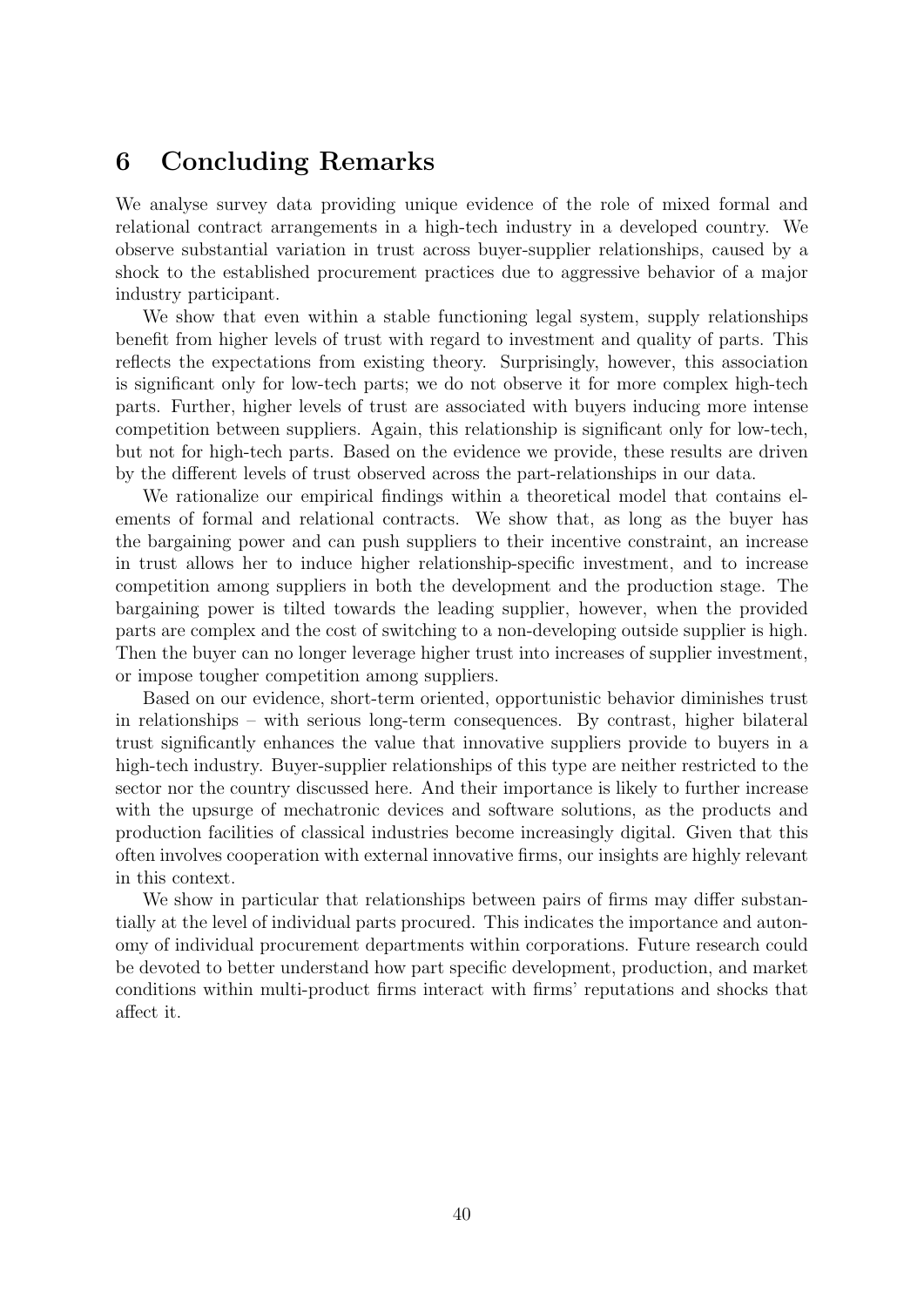## 6 Concluding Remarks

We analyse survey data providing unique evidence of the role of mixed formal and relational contract arrangements in a high-tech industry in a developed country. We observe substantial variation in trust across buyer-supplier relationships, caused by a shock to the established procurement practices due to aggressive behavior of a major industry participant.

We show that even within a stable functioning legal system, supply relationships benefit from higher levels of trust with regard to investment and quality of parts. This reflects the expectations from existing theory. Surprisingly, however, this association is significant only for low-tech parts; we do not observe it for more complex high-tech parts. Further, higher levels of trust are associated with buyers inducing more intense competition between suppliers. Again, this relationship is significant only for low-tech, but not for high-tech parts. Based on the evidence we provide, these results are driven by the different levels of trust observed across the part-relationships in our data.

We rationalize our empirical findings within a theoretical model that contains elements of formal and relational contracts. We show that, as long as the buyer has the bargaining power and can push suppliers to their incentive constraint, an increase in trust allows her to induce higher relationship-specific investment, and to increase competition among suppliers in both the development and the production stage. The bargaining power is tilted towards the leading supplier, however, when the provided parts are complex and the cost of switching to a non-developing outside supplier is high. Then the buyer can no longer leverage higher trust into increases of supplier investment, or impose tougher competition among suppliers.

Based on our evidence, short-term oriented, opportunistic behavior diminishes trust in relationships – with serious long-term consequences. By contrast, higher bilateral trust significantly enhances the value that innovative suppliers provide to buyers in a high-tech industry. Buyer-supplier relationships of this type are neither restricted to the sector nor the country discussed here. And their importance is likely to further increase with the upsurge of mechatronic devices and software solutions, as the products and production facilities of classical industries become increasingly digital. Given that this often involves cooperation with external innovative firms, our insights are highly relevant in this context.

We show in particular that relationships between pairs of firms may differ substantially at the level of individual parts procured. This indicates the importance and autonomy of individual procurement departments within corporations. Future research could be devoted to better understand how part specific development, production, and market conditions within multi-product firms interact with firms' reputations and shocks that affect it.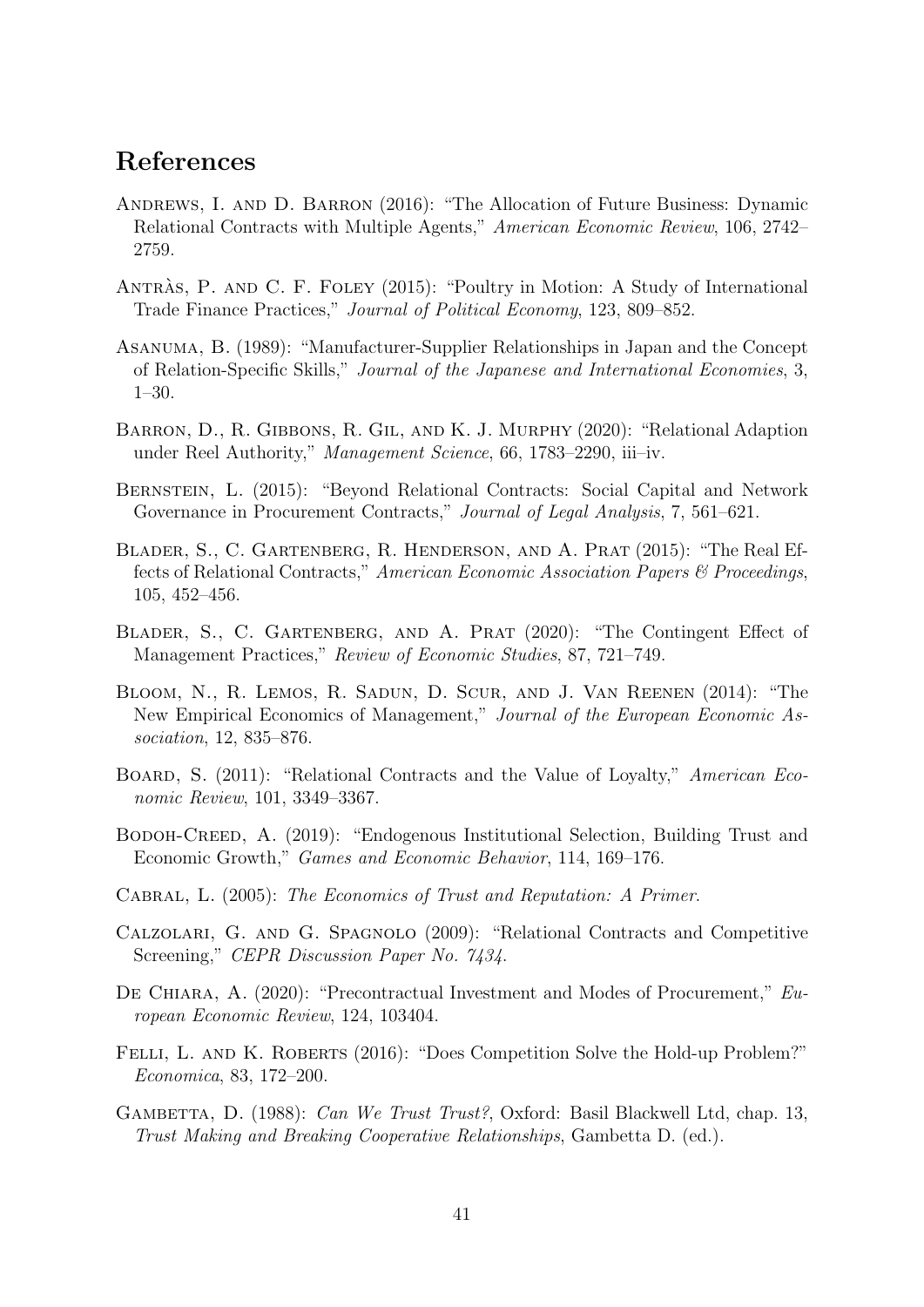## References

Andrews, I. and D. Barron (2016): "The Allocation of Future Business: Dynamic Relational Contracts with Multiple Agents," *American Economic Review*, 106, 2742–2759.

Antràs, P. and C. F. Foley (2015): "Poultry in Motion: A Study of International Trade Finance Practices," *Journal of Political Economy*, 123, 809–852.

Asanuma, B. (1989): "Manufacturer-Supplier Relationships in Japan and the Concept of Relation-Specific Skills," *Journal of the Japanese and International Economies*, 3, 1–30.

Barron, D., R. Gibbons, R. Gil, and K. J. Murphy (2020): "Relational Adaption under Reel Authority," *Management Science*, 66, 1783–2290, iii–iv.

Bernstein, L. (2015): "Beyond Relational Contracts: Social Capital and Network Governance in Procurement Contracts," *Journal of Legal Analysis*, 7, 561–621.

Blader, S., C. Gartenberg, R. Henderson, and A. Prat (2015): "The Real Effects of Relational Contracts," *American Economic Association Papers & Proceedings*, 105, 452–456.

Blader, S., C. Gartenberg, and A. Prat (2020): "The Contingent Effect of Management Practices," *Review of Economic Studies*, 87, 721–749.

Bloom, N., R. Lemos, R. Sadun, D. Scur, and J. Van Reenen (2014): "The New Empirical Economics of Management," *Journal of the European Economic Association*, 12, 835–876.

Board, S. (2011): "Relational Contracts and the Value of Loyalty," *American Economic Review*, 101, 3349–3367.

Bodoh-Creed, A. (2019): "Endogenous Institutional Selection, Building Trust and Economic Growth," *Games and Economic Behavior*, 114, 169–176.

Cabral, L. (2005): *The Economics of Trust and Reputation: A Primer*.

Calzolari, G. and G. Spagnolo (2009): "Relational Contracts and Competitive Screening," *CEPR Discussion Paper No. 7434*.

De Chiara, A. (2020): "Precontractual Investment and Modes of Procurement," *European Economic Review*, 124, 103404.

Felli, L. and K. Roberts (2016): "Does Competition Solve the Hold-up Problem?" *Economica*, 83, 172–200.

Gambetta, D. (1988): *Can We Trust Trust?*, Oxford: Basil Blackwell Ltd, chap. 13, *Trust Making and Breaking Cooperative Relationships*, Gambetta D. (ed.).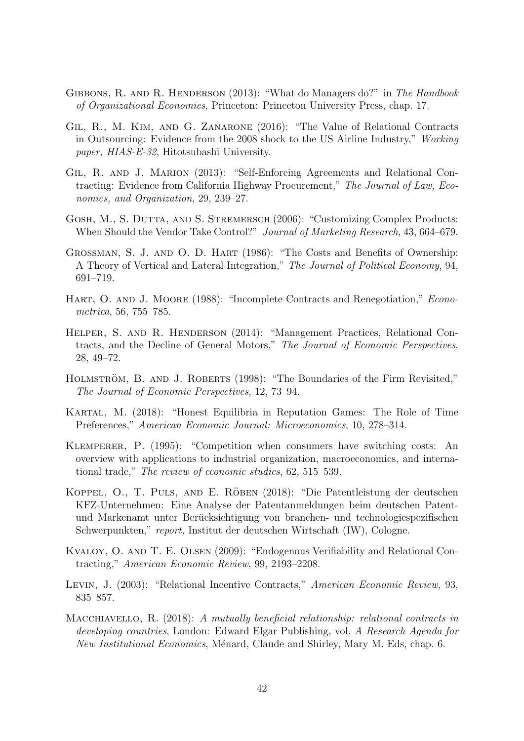Gibbons, R. and R. Henderson (2013): "What do Managers do?" in *The Handbook of Organizational Economics*, Princeton: Princeton University Press, chap. 17.

Gil, R., M. Kim, and G. Zanarone (2016): "The Value of Relational Contracts in Outsourcing: Evidence from the 2008 shock to the US Airline Industry," *Working paper, HIAS-E-32*, Hitotsubashi University.

Gil, R. and J. Marion (2013): "Self-Enforcing Agreements and Relational Contracting: Evidence from California Highway Procurement," *The Journal of Law, Economics, and Organization*, 29, 239–27.

Gosh, M., S. Dutta, and S. Stremersch (2006): "Customizing Complex Products: When Should the Vendor Take Control?" *Journal of Marketing Research*, 43, 664–679.

Grossman, S. J. and O. D. Hart (1986): "The Costs and Benefits of Ownership: A Theory of Vertical and Lateral Integration," *The Journal of Political Economy*, 94, 691–719.

Hart, O. and J. Moore (1988): "Incomplete Contracts and Renegotiation," *Econometrica*, 56, 755–785.

Helper, S. and R. Henderson (2014): "Management Practices, Relational Contracts, and the Decline of General Motors," *The Journal of Economic Perspectives*, 28, 49–72.

Holmström, B. and J. Roberts (1998): "The Boundaries of the Firm Revisited," *The Journal of Economic Perspectives*, 12, 73–94.

Kartal, M. (2018): "Honest Equilibria in Reputation Games: The Role of Time Preferences," *American Economic Journal: Microeconomics*, 10, 278–314.

Klemperer, P. (1995): "Competition when consumers have switching costs: An overview with applications to industrial organization, macroeconomics, and international trade," *The review of economic studies*, 62, 515–539.

Koppel, O., T. Puls, and E. Röben (2018): "Die Patentleistung der deutschen KFZ-Unternehmen: Eine Analyse der Patentanmeldungen beim deutschen Patent- und Markenamt unter Berücksichtigung von branchen- und technologiespezifischen Schwerpunkten," *report,* Institut der deutschen Wirtschaft (IW), Cologne.

Kvaloy, O. and T. E. Olsen (2009): "Endogenous Verifiability and Relational Contracting," *American Economic Review*, 99, 2193–2208.

Levin, J. (2003): "Relational Incentive Contracts," *American Economic Review*, 93, 835–857.

Macchiavello, R. (2018): *A mutually beneficial relationship: relational contracts in developing countries*, London: Edward Elgar Publishing, vol. *A Research Agenda for New Institutional Economics*, Ménard, Claude and Shirley, Mary M. Eds, chap. 6.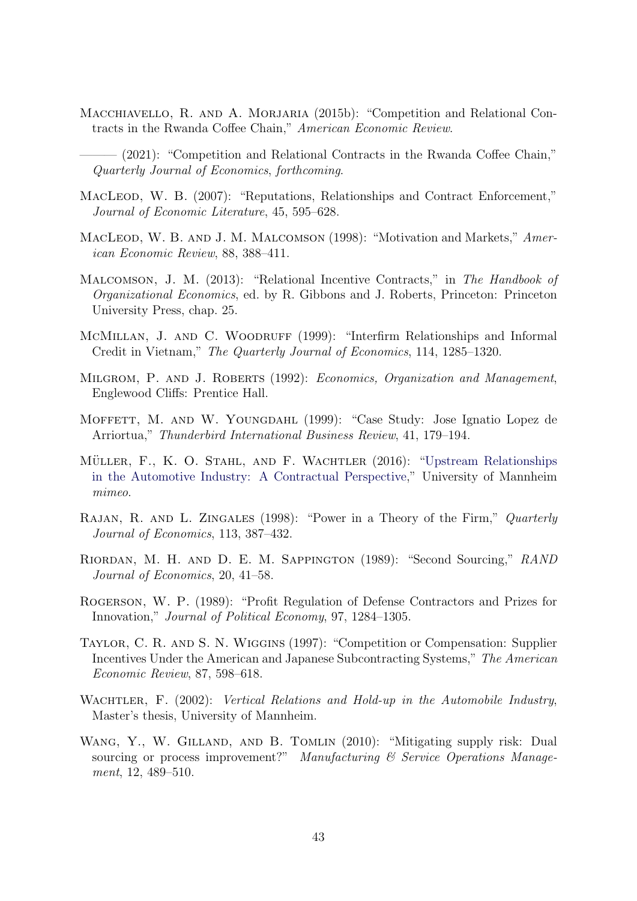Macchiavello, R. and A. Morjaria (2015b): "Competition and Relational Contracts in the Rwanda Coffee Chain," *American Economic Review*.

——— (2021): "Competition and Relational Contracts in the Rwanda Coffee Chain," *Quarterly Journal of Economics, forthcoming*.

MacLeod, W. B. (2007): "Reputations, Relationships and Contract Enforcement," *Journal of Economic Literature*, 45, 595–628.

MacLeod, W. B. and J. M. Malcomson (1998): "Motivation and Markets," *American Economic Review*, 88, 388–411.

Malcomson, J. M. (2013): "Relational Incentive Contracts," in *The Handbook of Organizational Economics*, ed. by R. Gibbons and J. Roberts, Princeton: Princeton University Press, chap. 25.

McMillan, J. and C. Woodruff (1999): "Interfirm Relationships and Informal Credit in Vietnam," *The Quarterly Journal of Economics*, 114, 1285–1320.

Milgrom, P. and J. Roberts (1992): *Economics, Organization and Management*, Englewood Cliffs: Prentice Hall.

Moffett, M. and W. Youngdahl (1999): "Case Study: Jose Ignatio Lopez de Arriortua," *Thunderbird International Business Review*, 41, 179–194.

Müller, F., K. O. Stahl, and F. Wachtler (2016): "Upstream Relationships in the Automotive Industry: A Contractual Perspective," University of Mannheim *mimeo*.

Rajan, R. and L. Zingales (1998): "Power in a Theory of the Firm," *Quarterly Journal of Economics*, 113, 387–432.

Riordan, M. H. and D. E. M. Sappington (1989): "Second Sourcing," *RAND Journal of Economics*, 20, 41–58.

Rogerson, W. P. (1989): "Profit Regulation of Defense Contractors and Prizes for Innovation," *Journal of Political Economy*, 97, 1284–1305.

Taylor, C. R. and S. N. Wiggins (1997): "Competition or Compensation: Supplier Incentives Under the American and Japanese Subcontracting Systems," *The American Economic Review*, 87, 598–618.

Wachtler, F. (2002): *Vertical Relations and Hold-up in the Automobile Industry*, Master's thesis, University of Mannheim.

Wang, Y., W. Gilland, and B. Tomlin (2010): "Mitigating supply risk: Dual sourcing or process improvement?" *Manufacturing & Service Operations Management*, 12, 489–510.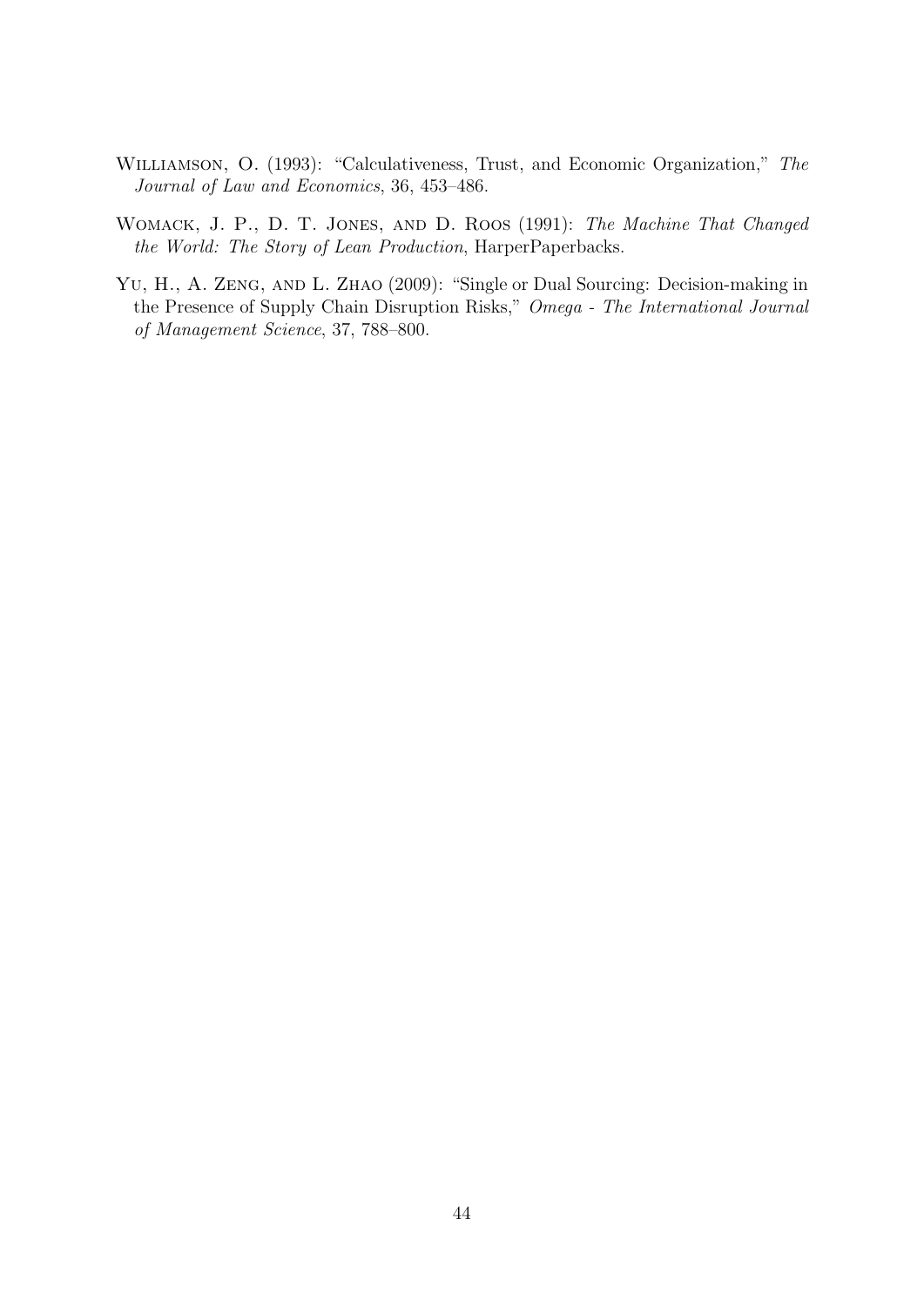Williamson, O. (1993): "Calculativeness, Trust, and Economic Organization," *The Journal of Law and Economics*, 36, 453–486.

Womack, J. P., D. T. Jones, and D. Roos (1991): *The Machine That Changed the World: The Story of Lean Production*, HarperPaperbacks.

Yu, H., A. Zeng, and L. Zhao (2009): "Single or Dual Sourcing: Decision-making in the Presence of Supply Chain Disruption Risks," *Omega - The International Journal of Management Science*, 37, 788–800.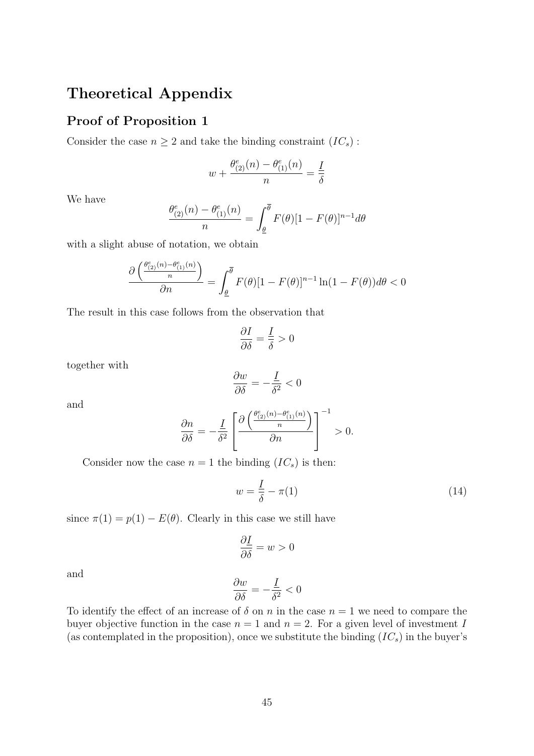# Theoretical Appendix

## Proof of Proposition 1

Consider the case $n \geq 2$ and take the binding constraint $(IC_s)$ :

$$w + \frac{\theta^e_{(2)}(n) - \theta^e_{(1)}(n)}{n} = \frac{I}{\delta}$$

We have

$$\frac{\theta^e_{(2)}(n) - \theta^e_{(1)}(n)}{n} = \int_{\underline{\theta}}^{\overline{\theta}} F(\theta)[1 - F(\theta)]^{n-1} d\theta$$

with a slight abuse of notation, we obtain

$$\frac{\partial \left( \frac{\theta^e_{(2)}(n) - \theta^e_{(1)}(n)}{n} \right)}{\partial n} = \int_{\underline{\theta}}^{\overline{\theta}} F(\theta)[1 - F(\theta)]^{n-1} \ln(1 - F(\theta)) d\theta < 0$$

The result in this case follows from the observation that

$$\frac{\partial I}{\partial \delta} = \frac{I}{\delta} > 0$$

together with

$$\frac{\partial w}{\partial \delta} = -\frac{I}{\delta^2} < 0$$

and

$$\frac{\partial n}{\partial \delta} = -\frac{I}{\delta^2} \left[ \frac{\partial \left( \frac{\theta^e_{(2)}(n) - \theta^e_{(1)}(n)}{n} \right)}{\partial n} \right]^{-1} > 0.$$

Consider now the case $n = 1$ the binding $(IC_s)$ is then:

$$w = \frac{I}{\delta} - \pi(1) \tag{14}$$

since $\pi(1) = p(1) - E(\theta)$. Clearly in this case we still have

$$\frac{\partial I}{\partial \delta} = w > 0$$

and

$$\frac{\partial w}{\partial \delta} = -\frac{I}{\delta^2} < 0$$

To identify the effect of an increase of $\delta$ on $n$ in the case $n = 1$ we need to compare the buyer objective function in the case $n = 1$ and $n = 2$. For a given level of investment $I$ (as contemplated in the proposition), once we substitute the binding $(IC_s)$ in the buyer's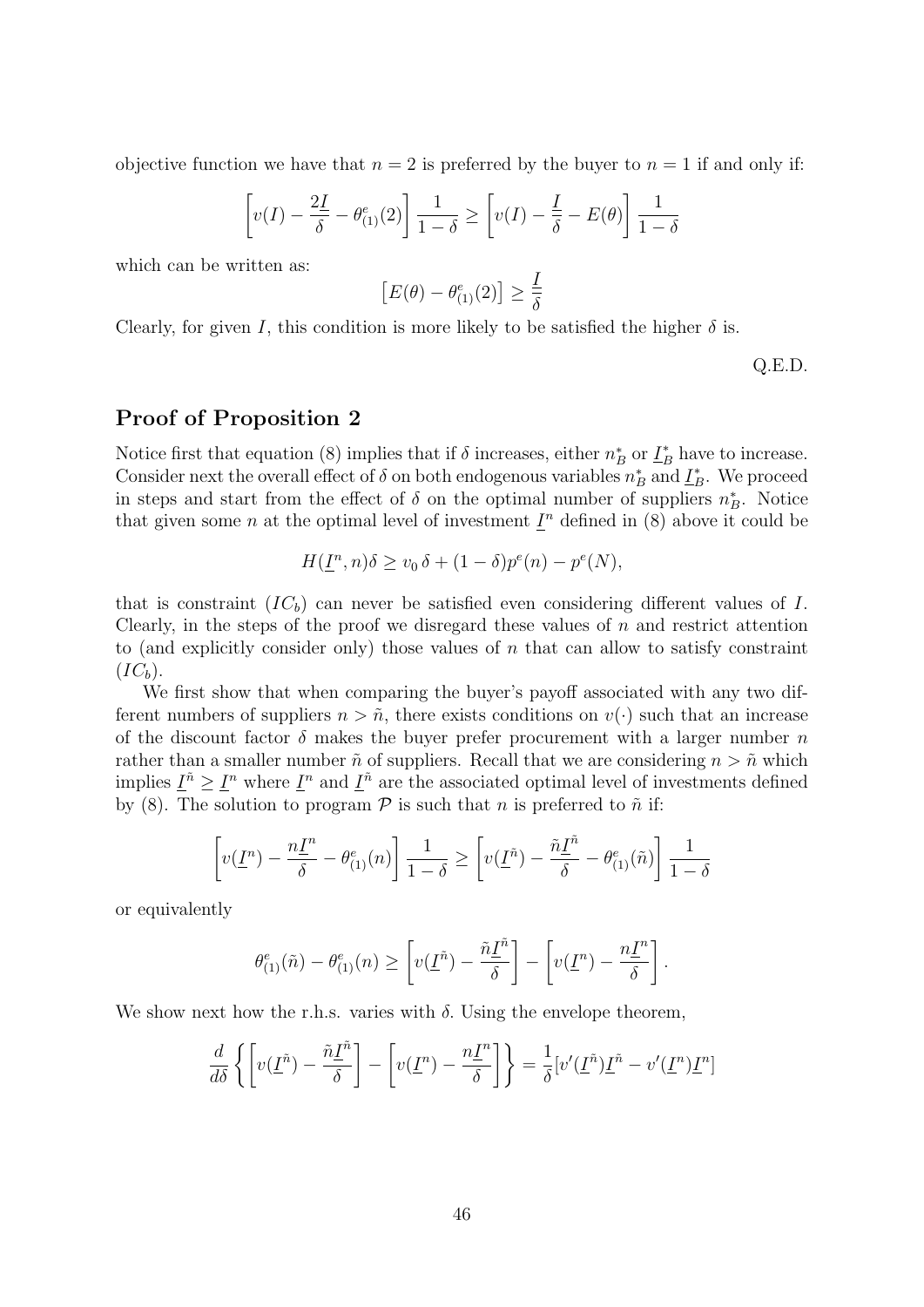objective function we have that $n = 2$ is preferred by the buyer to $n = 1$ if and only if:

$$\left[v(I) - \frac{2\underline{I}}{\delta} - \theta^e_{(1)}(2)\right]\frac{1}{1-\delta} \geq \left[v(I) - \frac{\underline{I}}{\delta} - E(\theta)\right]\frac{1}{1-\delta}$$

which can be written as:

$$\left[E(\theta) - \theta^e_{(1)}(2)\right] \geq \frac{\underline{I}}{\delta}$$

Clearly, for given $I$, this condition is more likely to be satisfied the higher $\delta$ is.

Q.E.D.

## Proof of Proposition 2

Notice first that equation (8) implies that if $\delta$ increases, either $n^*_B$ or $\underline{I}^*_B$ have to increase. Consider next the overall effect of $\delta$ on both endogenous variables $n^*_B$ and $\underline{I}^*_B$. We proceed in steps and start from the effect of $\delta$ on the optimal number of suppliers $n^*_B$. Notice that given some $n$ at the optimal level of investment $\underline{I}^n$ defined in (8) above it could be

$$H(\underline{I}^n, n)\delta \geq v_0\,\delta + (1-\delta)p^e(n) - p^e(N),$$

that is constraint $(IC_b)$ can never be satisfied even considering different values of $I$. Clearly, in the steps of the proof we disregard these values of $n$ and restrict attention to (and explicitly consider only) those values of $n$ that can allow to satisfy constraint $(IC_b)$.

We first show that when comparing the buyer's payoff associated with any two different numbers of suppliers $n > \tilde{n}$, there exists conditions on $v(\cdot)$ such that an increase of the discount factor $\delta$ makes the buyer prefer procurement with a larger number $n$ rather than a smaller number $\tilde{n}$ of suppliers. Recall that we are considering $n > \tilde{n}$ which implies $\underline{I}^{\tilde{n}} \geq \underline{I}^n$ where $\underline{I}^n$ and $\underline{I}^{\tilde{n}}$ are the associated optimal level of investments defined by (8). The solution to program $\mathcal{P}$ is such that $n$ is preferred to $\tilde{n}$ if:

$$\left[v(\underline{I}^n) - \frac{n\underline{I}^n}{\delta} - \theta^e_{(1)}(n)\right]\frac{1}{1-\delta} \geq \left[v(\underline{I}^{\tilde{n}}) - \frac{\tilde{n}\underline{I}^{\tilde{n}}}{\delta} - \theta^e_{(1)}(\tilde{n})\right]\frac{1}{1-\delta}$$

or equivalently

$$\theta^e_{(1)}(\tilde{n}) - \theta^e_{(1)}(n) \geq \left[v(\underline{I}^{\tilde{n}}) - \frac{\tilde{n}\underline{I}^{\tilde{n}}}{\delta}\right] - \left[v(\underline{I}^n) - \frac{n\underline{I}^n}{\delta}\right].$$

We show next how the r.h.s. varies with $\delta$. Using the envelope theorem,

$$\frac{d}{d\delta}\left\{\left[v(\underline{I}^{\tilde{n}}) - \frac{\tilde{n}\underline{I}^{\tilde{n}}}{\delta}\right] - \left[v(\underline{I}^n) - \frac{n\underline{I}^n}{\delta}\right]\right\} = \frac{1}{\delta}\left[v'(\underline{I}^{\tilde{n}})\underline{I}^{\tilde{n}} - v'(\underline{I}^n)\underline{I}^n\right]$$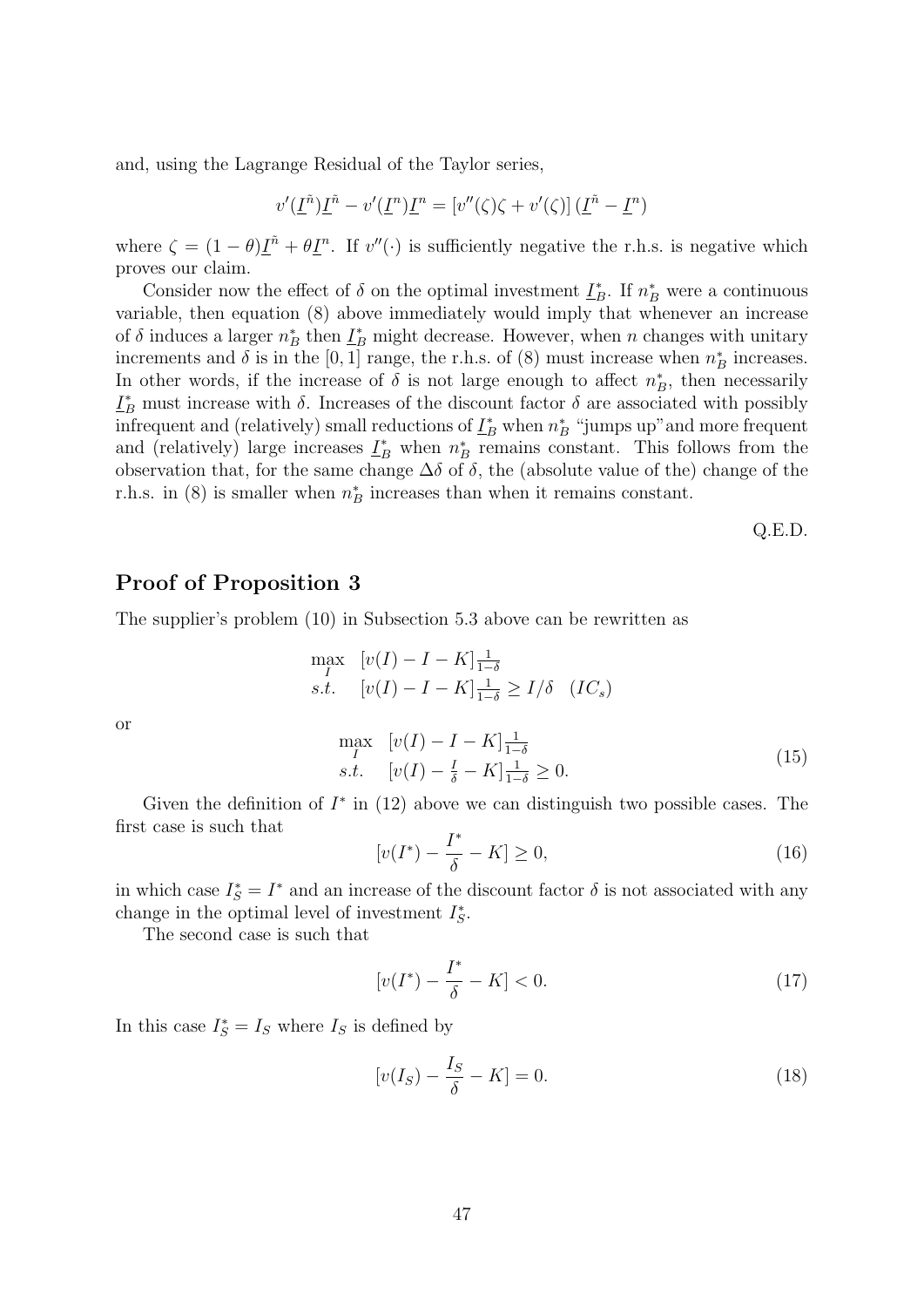and, using the Lagrange Residual of the Taylor series,

$$v'(\underline{I}^{\tilde{n}})\underline{I}^{\tilde{n}} - v'(\underline{I}^{n})\underline{I}^{n} = [v''(\zeta)\zeta + v'(\zeta)]\,(\underline{I}^{\tilde{n}} - \underline{I}^{n})$$

where $\zeta = (1-\theta)\underline{I}^{\tilde{n}} + \theta\underline{I}^{n}$. If $v''(\cdot)$ is sufficiently negative the r.h.s. is negative which proves our claim.

Consider now the effect of $\delta$ on the optimal investment $\underline{I}_B^*$. If $n_B^*$ were a continuous variable, then equation (8) above immediately would imply that whenever an increase of $\delta$ induces a larger $n_B^*$ then $\underline{I}_B^*$ might decrease. However, when $n$ changes with unitary increments and $\delta$ is in the $[0,1]$ range, the r.h.s. of (8) must increase when $n_B^*$ increases. In other words, if the increase of $\delta$ is not large enough to affect $n_B^*$, then necessarily $\underline{I}_B^*$ must increase with $\delta$. Increases of the discount factor $\delta$ are associated with possibly infrequent and (relatively) small reductions of $\underline{I}_B^*$ when $n_B^*$ "jumps up" and more frequent and (relatively) large increases $\underline{I}_B^*$ when $n_B^*$ remains constant. This follows from the observation that, for the same change $\Delta\delta$ of $\delta$, the (absolute value of the) change of the r.h.s. in (8) is smaller when $n_B^*$ increases than when it remains constant.

Q.E.D.

## Proof of Proposition 3

The supplier's problem (10) in Subsection 5.3 above can be rewritten as

$$\begin{array}{ll} \max\limits_{I} & [v(I) - I - K]\frac{1}{1-\delta} \\ s.t. & [v(I) - I - K]\frac{1}{1-\delta} \geq I/\delta \quad (IC_s) \end{array}$$

or

$$\begin{array}{ll} \max\limits_{I} & [v(I) - I - K]\frac{1}{1-\delta} \\ s.t. & [v(I) - \frac{I}{\delta} - K]\frac{1}{1-\delta} \geq 0. \end{array} \tag{15}$$

Given the definition of $I^*$ in (12) above we can distinguish two possible cases. The first case is such that

$$[v(I^*) - \frac{I^*}{\delta} - K] \geq 0, \tag{16}$$

in which case $I_S^* = I^*$ and an increase of the discount factor $\delta$ is not associated with any change in the optimal level of investment $I_S^*$.

The second case is such that

$$[v(I^*) - \frac{I^*}{\delta} - K] < 0. \tag{17}$$

In this case $I_S^* = I_S$ where $I_S$ is defined by

$$[v(I_S) - \frac{I_S}{\delta} - K] = 0. \tag{18}$$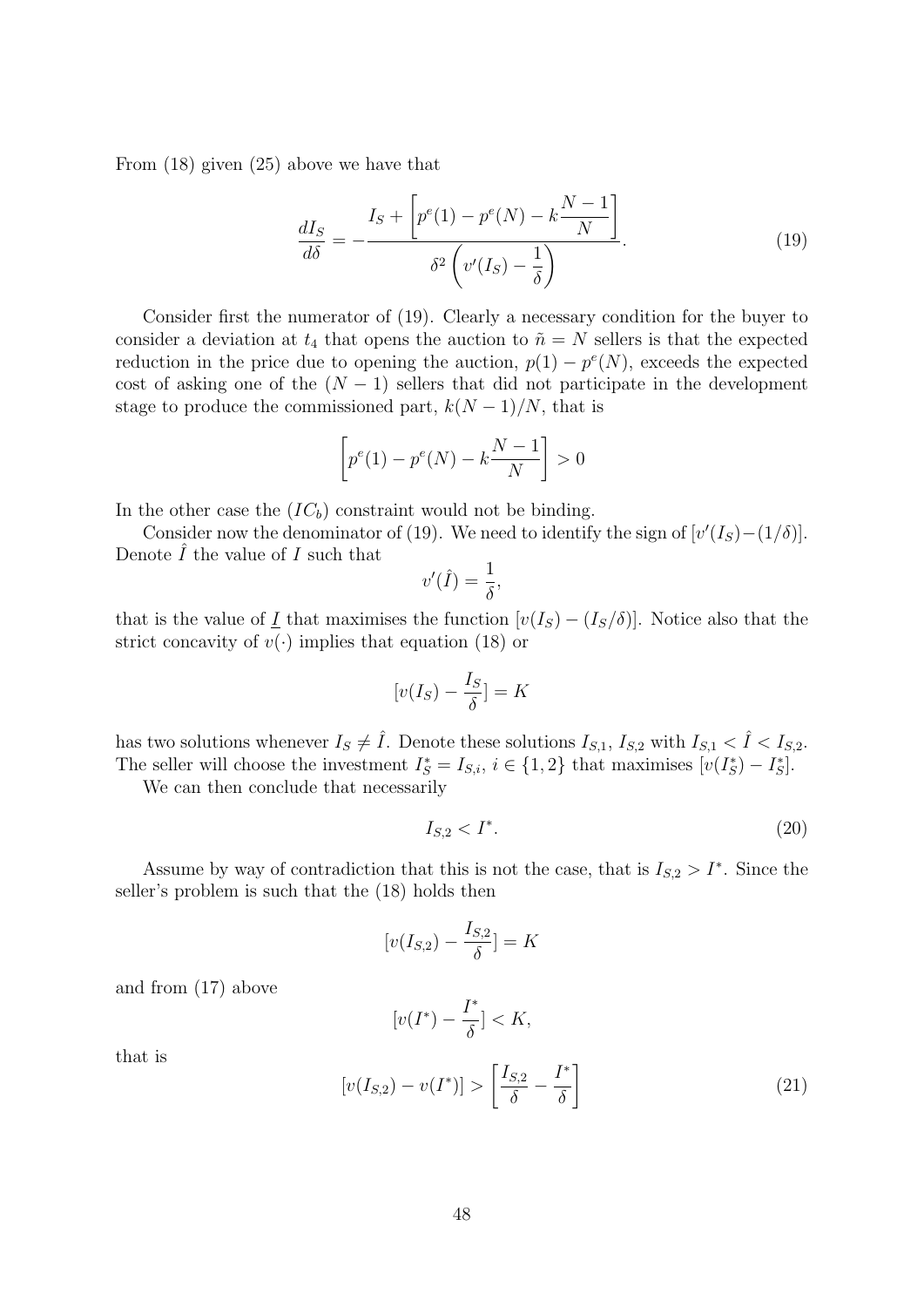From (18) given (25) above we have that

$$\frac{dI_S}{d\delta} = -\frac{I_S + \left[p^e(1) - p^e(N) - k\dfrac{N-1}{N}\right]}{\delta^2\left(v'(I_S) - \dfrac{1}{\delta}\right)}. \tag{19}$$

Consider first the numerator of (19). Clearly a necessary condition for the buyer to consider a deviation at $t_4$ that opens the auction to $\tilde{n} = N$ sellers is that the expected reduction in the price due to opening the auction, $p(1) - p^e(N)$, exceeds the expected cost of asking one of the $(N-1)$ sellers that did not participate in the development stage to produce the commissioned part, $k(N-1)/N$, that is

$$\left[p^e(1) - p^e(N) - k\frac{N-1}{N}\right] > 0$$

In the other case the $(IC_b)$ constraint would not be binding.

Consider now the denominator of (19). We need to identify the sign of $[v'(I_S) - (1/\delta)]$. Denote $\hat{I}$ the value of $I$ such that

$$v'(\hat{I}) = \frac{1}{\delta},$$

that is the value of $\underline{I}$ that maximises the function $[v(I_S) - (I_S/\delta)]$. Notice also that the strict concavity of $v(\cdot)$ implies that equation (18) or

$$[v(I_S) - \frac{I_S}{\delta}] = K$$

has two solutions whenever $I_S \neq \hat{I}$. Denote these solutions $I_{S,1}$, $I_{S,2}$ with $I_{S,1} < \hat{I} < I_{S,2}$. The seller will choose the investment $I_S^* = I_{S,i}$, $i \in \{1, 2\}$ that maximises $[v(I_S^*) - I_S^*]$.

We can then conclude that necessarily

$$I_{S,2} < I^*. \tag{20}$$

Assume by way of contradiction that this is not the case, that is $I_{S,2} > I^*$. Since the seller's problem is such that the (18) holds then

$$[v(I_{S,2}) - \frac{I_{S,2}}{\delta}] = K$$

and from (17) above

$$[v(I^*) - \frac{I^*}{\delta}] < K,$$

that is

$$[v(I_{S,2}) - v(I^*)] > \left[\frac{I_{S,2}}{\delta} - \frac{I^*}{\delta}\right] \tag{21}$$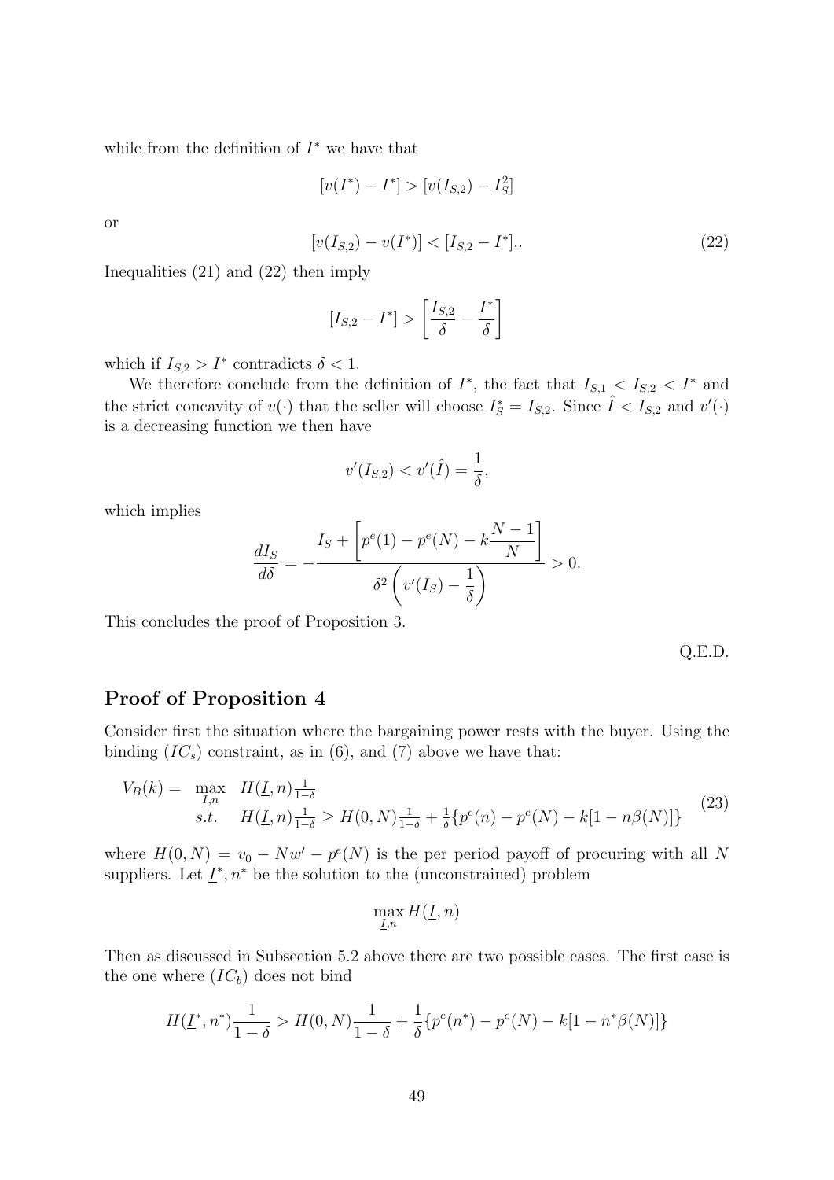while from the definition of $I^*$ we have that

$$[v(I^*) - I^*] > [v(I_{S,2}) - I_S^2]$$

or

$$[v(I_{S,2}) - v(I^*)] < [I_{S,2} - I^*].. \tag{22}$$

Inequalities (21) and (22) then imply

$$[I_{S,2} - I^*] > \left[\frac{I_{S,2}}{\delta} - \frac{I^*}{\delta}\right]$$

which if $I_{S,2} > I^*$ contradicts $\delta < 1$.

We therefore conclude from the definition of $I^*$, the fact that $I_{S,1} < I_{S,2} < I^*$ and the strict concavity of $v(\cdot)$ that the seller will choose $I_S^* = I_{S,2}$. Since $\hat{I} < I_{S,2}$ and $v'(\cdot)$ is a decreasing function we then have

$$v'(I_{S,2}) < v'(\hat{I}) = \frac{1}{\delta},$$

which implies

$$\frac{dI_S}{d\delta} = -\frac{I_S + \left[p^e(1) - p^e(N) - k\dfrac{N-1}{N}\right]}{\delta^2\left(v'(I_S) - \dfrac{1}{\delta}\right)} > 0.$$

This concludes the proof of Proposition 3.

Q.E.D.

## Proof of Proposition 4

Consider first the situation where the bargaining power rests with the buyer. Using the binding $(IC_s)$ constraint, as in (6), and (7) above we have that:

$$\begin{aligned} V_B(k) = \;& \max_{\underline{I},n} \quad H(\underline{I},n)\tfrac{1}{1-\delta} \\ & s.t. \quad H(\underline{I},n)\tfrac{1}{1-\delta} \geq H(0,N)\tfrac{1}{1-\delta} + \tfrac{1}{\delta}\{p^e(n) - p^e(N) - k[1 - n\beta(N)]\} \end{aligned} \tag{23}$$

where $H(0,N) = v_0 - Nw' - p^e(N)$ is the per period payoff of procuring with all $N$ suppliers. Let $\underline{I}^*, n^*$ be the solution to the (unconstrained) problem

$$\max_{\underline{I},n} H(\underline{I},n)$$

Then as discussed in Subsection 5.2 above there are two possible cases. The first case is the one where $(IC_b)$ does not bind

$$H(\underline{I}^*, n^*)\frac{1}{1-\delta} > H(0,N)\frac{1}{1-\delta} + \frac{1}{\delta}\{p^e(n^*) - p^e(N) - k[1 - n^*\beta(N)]\}$$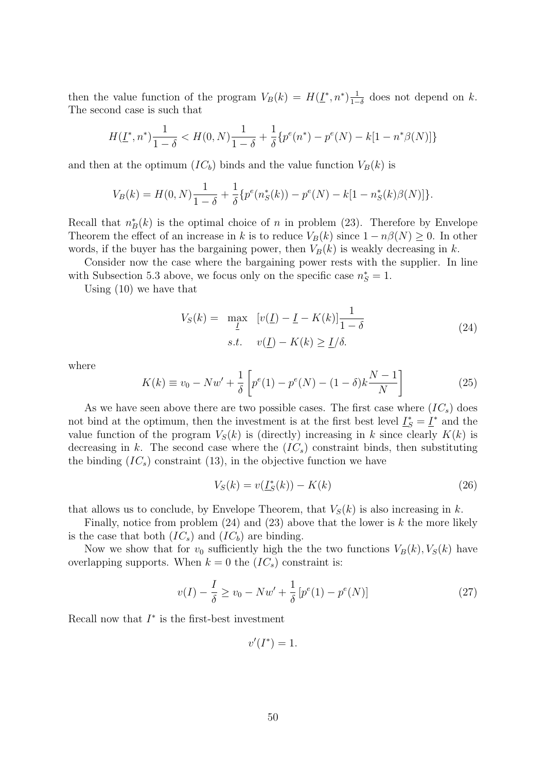then the value function of the program $V_B(k) = H(\underline{I}^*, n^*)\frac{1}{1-\delta}$ does not depend on $k$. The second case is such that

$$H(\underline{I}^*, n^*)\frac{1}{1-\delta} < H(0, N)\frac{1}{1-\delta} + \frac{1}{\delta}\{p^e(n^*) - p^e(N) - k[1 - n^*\beta(N)]\}$$

and then at the optimum $(IC_b)$ binds and the value function $V_B(k)$ is

$$V_B(k) = H(0, N)\frac{1}{1-\delta} + \frac{1}{\delta}\{p^e(n_S^*(k)) - p^e(N) - k[1 - n_S^*(k)\beta(N)]\}.$$

Recall that $n_B^*(k)$ is the optimal choice of $n$ in problem (23). Therefore by Envelope Theorem the effect of an increase in $k$ is to reduce $V_B(k)$ since $1 - n\beta(N) \geq 0$. In other words, if the buyer has the bargaining power, then $V_B(k)$ is weakly decreasing in $k$.

Consider now the case where the bargaining power rests with the supplier. In line with Subsection 5.3 above, we focus only on the specific case $n_S^* = 1$.

Using (10) we have that

$$\begin{aligned} V_S(k) = \quad & \max_{\underline{I}} \quad [v(\underline{I}) - \underline{I} - K(k)]\frac{1}{1-\delta} \\ & s.t. \quad v(\underline{I}) - K(k) \geq \underline{I}/\delta. \end{aligned} \tag{24}$$

where

$$K(k) \equiv v_0 - Nw' + \frac{1}{\delta}\left[p^e(1) - p^e(N) - (1-\delta)k\frac{N-1}{N}\right] \tag{25}$$

As we have seen above there are two possible cases. The first case where $(IC_s)$ does not bind at the optimum, then the investment is at the first best level $\underline{I}_S^* = \underline{I}^*$ and the value function of the program $V_S(k)$ is (directly) increasing in $k$ since clearly $K(k)$ is decreasing in $k$. The second case where the $(IC_s)$ constraint binds, then substituting the binding $(IC_s)$ constraint (13), in the objective function we have

$$V_S(k) = v(\underline{I}_S^*(k)) - K(k) \tag{26}$$

that allows us to conclude, by Envelope Theorem, that $V_S(k)$ is also increasing in $k$.

Finally, notice from problem (24) and (23) above that the lower is $k$ the more likely is the case that both $(IC_s)$ and $(IC_b)$ are binding.

Now we show that for $v_0$ sufficiently high the the two functions $V_B(k), V_S(k)$ have overlapping supports. When $k = 0$ the $(IC_s)$ constraint is:

$$v(I) - \frac{I}{\delta} \geq v_0 - Nw' + \frac{1}{\delta}\left[p^e(1) - p^e(N)\right] \tag{27}$$

Recall now that $I^*$ is the first-best investment

$$v'(I^*) = 1.$$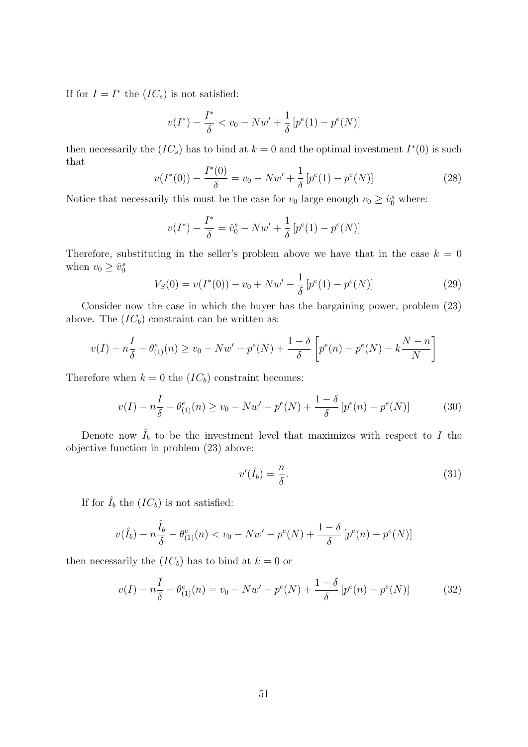If for $I = I^*$ the $(IC_s)$ is not satisfied:

$$v(I^*) - \frac{I^*}{\delta} < v_0 - Nw' + \frac{1}{\delta}\left[p^e(1) - p^e(N)\right]$$

then necessarily the $(IC_s)$ has to bind at $k = 0$ and the optimal investment $I^*(0)$ is such that

$$v(I^*(0)) - \frac{I^*(0)}{\delta} = v_0 - Nw' + \frac{1}{\delta}\left[p^e(1) - p^e(N)\right] \tag{28}$$

Notice that necessarily this must be the case for $v_0$ large enough $v_0 \geq \hat{v}_0^s$ where:

$$v(I^*) - \frac{I^*}{\delta} = \hat{v}_0^s - Nw' + \frac{1}{\delta}\left[p^e(1) - p^e(N)\right]$$

Therefore, substituting in the seller's problem above we have that in the case $k = 0$ when $v_0 \geq \hat{v}_0^s$

$$V_S(0) = v(I^*(0)) - v_0 + Nw' - \frac{1}{\delta}\left[p^e(1) - p^e(N)\right] \tag{29}$$

Consider now the case in which the buyer has the bargaining power, problem (23) above. The $(IC_b)$ constraint can be written as:

$$v(I) - n\frac{I}{\delta} - \theta^e_{(1)}(n) \geq v_0 - Nw' - p^e(N) + \frac{1-\delta}{\delta}\left[p^e(n) - p^e(N) - k\frac{N-n}{N}\right]$$

Therefore when $k = 0$ the $(IC_b)$ constraint becomes:

$$v(I) - n\frac{I}{\delta} - \theta^e_{(1)}(n) \geq v_0 - Nw' - p^e(N) + \frac{1-\delta}{\delta}\left[p^e(n) - p^e(N)\right] \tag{30}$$

Denote now $\hat{I}_b$ to be the investment level that maximizes with respect to $I$ the objective function in problem (23) above:

$$v'(\hat{I}_b) = \frac{n}{\delta}. \tag{31}$$

If for $\hat{I}_b$ the $(IC_b)$ is not satisfied:

$$v(\hat{I}_b) - n\frac{\hat{I}_b}{\delta} - \theta^e_{(1)}(n) < v_0 - Nw' - p^e(N) + \frac{1-\delta}{\delta}\left[p^e(n) - p^e(N)\right]$$

then necessarily the $(IC_b)$ has to bind at $k = 0$ or

$$v(I) - n\frac{I}{\delta} - \theta^e_{(1)}(n) = v_0 - Nw' - p^e(N) + \frac{1-\delta}{\delta}\left[p^e(n) - p^e(N)\right] \tag{32}$$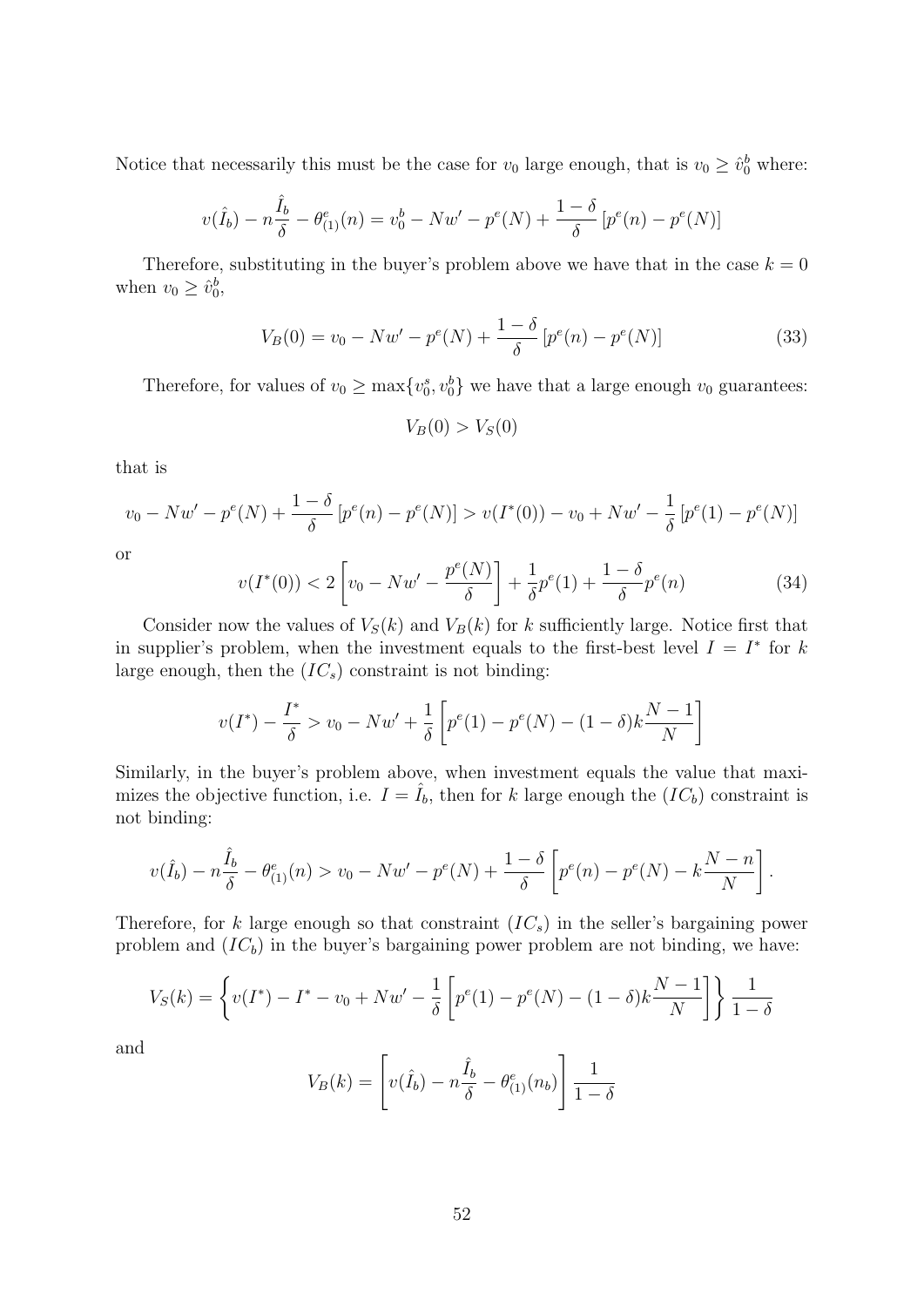Notice that necessarily this must be the case for $v_0$ large enough, that is $v_0 \geq \hat{v}_0^b$ where:

$$v(\hat{I}_b) - n\frac{\hat{I}_b}{\delta} - \theta^e_{(1)}(n) = v_0^b - Nw' - p^e(N) + \frac{1-\delta}{\delta}\left[p^e(n) - p^e(N)\right]$$

Therefore, substituting in the buyer's problem above we have that in the case $k = 0$ when $v_0 \geq \hat{v}_0^b$,

$$V_B(0) = v_0 - Nw' - p^e(N) + \frac{1-\delta}{\delta}\left[p^e(n) - p^e(N)\right] \tag{33}$$

Therefore, for values of $v_0 \geq \max\{v_0^s, v_0^b\}$ we have that a large enough $v_0$ guarantees:

$$V_B(0) > V_S(0)$$

that is

$$v_0 - Nw' - p^e(N) + \frac{1-\delta}{\delta}\left[p^e(n) - p^e(N)\right] > v(I^*(0)) - v_0 + Nw' - \frac{1}{\delta}\left[p^e(1) - p^e(N)\right]$$

or

$$v(I^*(0)) < 2\left[v_0 - Nw' - \frac{p^e(N)}{\delta}\right] + \frac{1}{\delta}p^e(1) + \frac{1-\delta}{\delta}p^e(n) \tag{34}$$

Consider now the values of $V_S(k)$ and $V_B(k)$ for $k$ sufficiently large. Notice first that in supplier's problem, when the investment equals to the first-best level $I = I^*$ for $k$ large enough, then the $(IC_s)$ constraint is not binding:

$$v(I^*) - \frac{I^*}{\delta} > v_0 - Nw' + \frac{1}{\delta}\left[p^e(1) - p^e(N) - (1-\delta)k\frac{N-1}{N}\right]$$

Similarly, in the buyer's problem above, when investment equals the value that maximizes the objective function, i.e. $I = \hat{I}_b$, then for $k$ large enough the $(IC_b)$ constraint is not binding:

$$v(\hat{I}_b) - n\frac{\hat{I}_b}{\delta} - \theta^e_{(1)}(n) > v_0 - Nw' - p^e(N) + \frac{1-\delta}{\delta}\left[p^e(n) - p^e(N) - k\frac{N-n}{N}\right].$$

Therefore, for $k$ large enough so that constraint $(IC_s)$ in the seller's bargaining power problem and $(IC_b)$ in the buyer's bargaining power problem are not binding, we have:

$$V_S(k) = \left\{v(I^*) - I^* - v_0 + Nw' - \frac{1}{\delta}\left[p^e(1) - p^e(N) - (1-\delta)k\frac{N-1}{N}\right]\right\}\frac{1}{1-\delta}$$

and

$$V_B(k) = \left[v(\hat{I}_b) - n\frac{\hat{I}_b}{\delta} - \theta^e_{(1)}(n_b)\right]\frac{1}{1-\delta}$$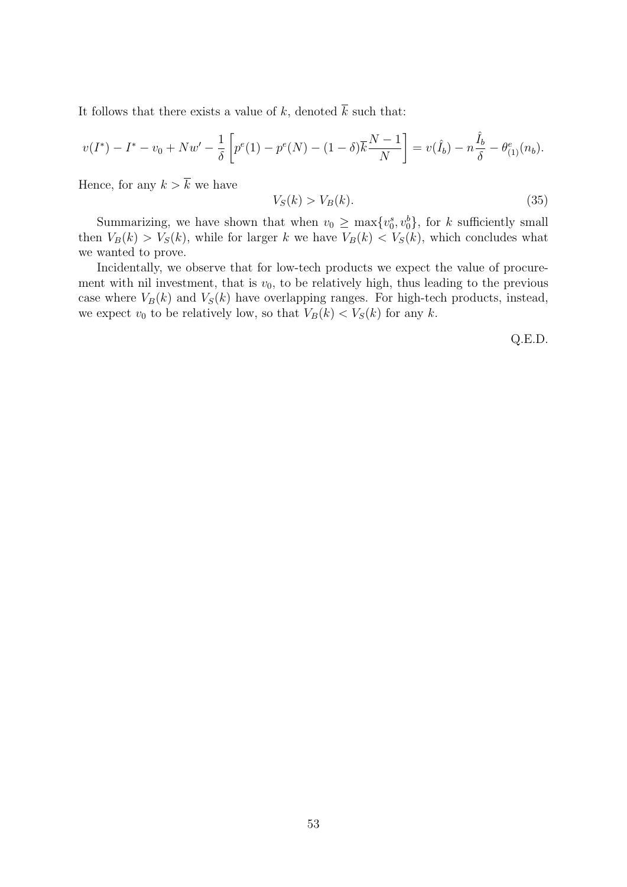It follows that there exists a value of $k$, denoted $\overline{k}$ such that:

$$v(I^*) - I^* - v_0 + Nw' - \frac{1}{\delta}\left[p^e(1) - p^e(N) - (1-\delta)\overline{k}\frac{N-1}{N}\right] = v(\hat{I}_b) - n\frac{\hat{I}_b}{\delta} - \theta^e_{(1)}(n_b).$$

Hence, for any $k > \overline{k}$ we have

$$V_S(k) > V_B(k). \tag{35}$$

Summarizing, we have shown that when $v_0 \geq \max\{v_0^s, v_0^b\}$, for $k$ sufficiently small then $V_B(k) > V_S(k)$, while for larger $k$ we have $V_B(k) < V_S(k)$, which concludes what we wanted to prove.

Incidentally, we observe that for low-tech products we expect the value of procurement with nil investment, that is $v_0$, to be relatively high, thus leading to the previous case where $V_B(k)$ and $V_S(k)$ have overlapping ranges. For high-tech products, instead, we expect $v_0$ to be relatively low, so that $V_B(k) < V_S(k)$ for any $k$.

Q.E.D.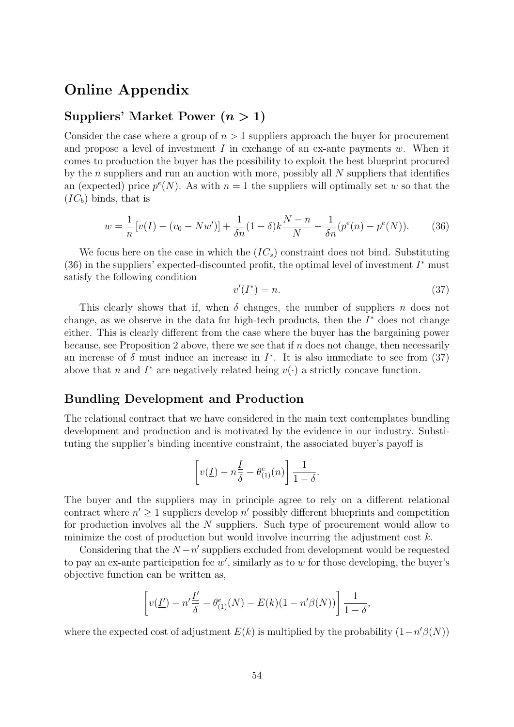# Online Appendix

## Suppliers' Market Power ($n > 1$)

Consider the case where a group of $n > 1$ suppliers approach the buyer for procurement and propose a level of investment $I$ in exchange of an ex-ante payments $w$. When it comes to production the buyer has the possibility to exploit the best blueprint procured by the $n$ suppliers and run an auction with more, possibly all $N$ suppliers that identifies an (expected) price $p^e(N)$. As with $n = 1$ the suppliers will optimally set $w$ so that the $(IC_b)$ binds, that is

$$w = \frac{1}{n}\left[v(I) - (v_0 - Nw')\right] + \frac{1}{\delta n}(1-\delta)k\frac{N-n}{N} - \frac{1}{\delta n}(p^e(n) - p^e(N)). \tag{36}$$

We focus here on the case in which the $(IC_s)$ constraint does not bind. Substituting (36) in the suppliers' expected-discounted profit, the optimal level of investment $I^*$ must satisfy the following condition

$$v'(I^*) = n. \tag{37}$$

This clearly shows that if, when $\delta$ changes, the number of suppliers $n$ does not change, as we observe in the data for high-tech products, then the $I^*$ does not change either. This is clearly different from the case where the buyer has the bargaining power because, see Proposition 2 above, there we see that if $n$ does not change, then necessarily an increase of $\delta$ must induce an increase in $I^*$. It is also immediate to see from (37) above that $n$ and $I^*$ are negatively related being $v(\cdot)$ a strictly concave function.

## Bundling Development and Production

The relational contract that we have considered in the main text contemplates bundling development and production and is motivated by the evidence in our industry. Substituting the supplier's binding incentive constraint, the associated buyer's payoff is

$$\left[v(\underline{I}) - n\frac{\underline{I}}{\delta} - \theta^e_{(1)}(n)\right]\frac{1}{1-\delta}.$$

The buyer and the suppliers may in principle agree to rely on a different relational contract where $n' \geq 1$ suppliers develop $n'$ possibly different blueprints and competition for production involves all the $N$ suppliers. Such type of procurement would allow to minimize the cost of production but would involve incurring the adjustment cost $k$.

Considering that the $N - n'$ suppliers excluded from development would be requested to pay an ex-ante participation fee $w'$, similarly as to $w$ for those developing, the buyer's objective function can be written as,

$$\left[v(\underline{I'}) - n'\frac{\underline{I'}}{\delta} - \theta^e_{(1)}(N) - E(k)(1 - n'\beta(N))\right]\frac{1}{1-\delta},$$

where the expected cost of adjustment $E(k)$ is multiplied by the probability $(1 - n'\beta(N))$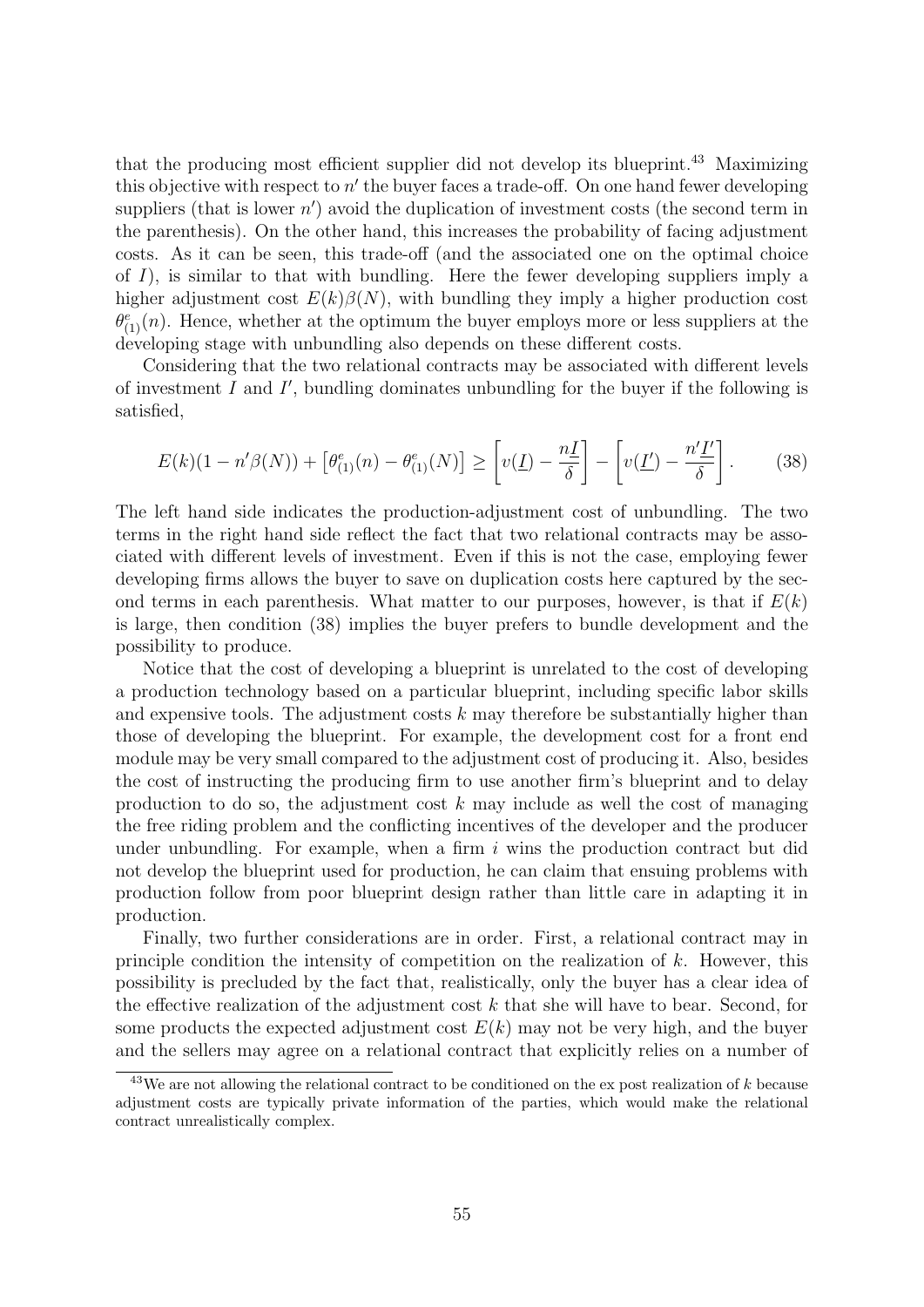that the producing most efficient supplier did not develop its blueprint.[43] Maximizing this objective with respect to $n'$ the buyer faces a trade-off. On one hand fewer developing suppliers (that is lower $n'$) avoid the duplication of investment costs (the second term in the parenthesis). On the other hand, this increases the probability of facing adjustment costs. As it can be seen, this trade-off (and the associated one on the optimal choice of $I$), is similar to that with bundling. Here the fewer developing suppliers imply a higher adjustment cost $E(k)\beta(N)$, with bundling they imply a higher production cost $\theta^e_{(1)}(n)$. Hence, whether at the optimum the buyer employs more or less suppliers at the developing stage with unbundling also depends on these different costs.

Considering that the two relational contracts may be associated with different levels of investment $I$ and $I'$, bundling dominates unbundling for the buyer if the following is satisfied,

$$E(k)(1 - n'\beta(N)) + \left[\theta^e_{(1)}(n) - \theta^e_{(1)}(N)\right] \geq \left[v(\underline{I}) - \frac{n\underline{I}}{\delta}\right] - \left[v(\underline{I'}) - \frac{n'\underline{I'}}{\delta}\right]. \tag{38}$$

The left hand side indicates the production-adjustment cost of unbundling. The two terms in the right hand side reflect the fact that two relational contracts may be associated with different levels of investment. Even if this is not the case, employing fewer developing firms allows the buyer to save on duplication costs here captured by the second terms in each parenthesis. What matter to our purposes, however, is that if $E(k)$ is large, then condition (38) implies the buyer prefers to bundle development and the possibility to produce.

Notice that the cost of developing a blueprint is unrelated to the cost of developing a production technology based on a particular blueprint, including specific labor skills and expensive tools. The adjustment costs $k$ may therefore be substantially higher than those of developing the blueprint. For example, the development cost for a front end module may be very small compared to the adjustment cost of producing it. Also, besides the cost of instructing the producing firm to use another firm's blueprint and to delay production to do so, the adjustment cost $k$ may include as well the cost of managing the free riding problem and the conflicting incentives of the developer and the producer under unbundling. For example, when a firm $i$ wins the production contract but did not develop the blueprint used for production, he can claim that ensuing problems with production follow from poor blueprint design rather than little care in adapting it in production.

Finally, two further considerations are in order. First, a relational contract may in principle condition the intensity of competition on the realization of $k$. However, this possibility is precluded by the fact that, realistically, only the buyer has a clear idea of the effective realization of the adjustment cost $k$ that she will have to bear. Second, for some products the expected adjustment cost $E(k)$ may not be very high, and the buyer and the sellers may agree on a relational contract that explicitly relies on a number of

[43] We are not allowing the relational contract to be conditioned on the ex post realization of $k$ because adjustment costs are typically private information of the parties, which would make the relational contract unrealistically complex.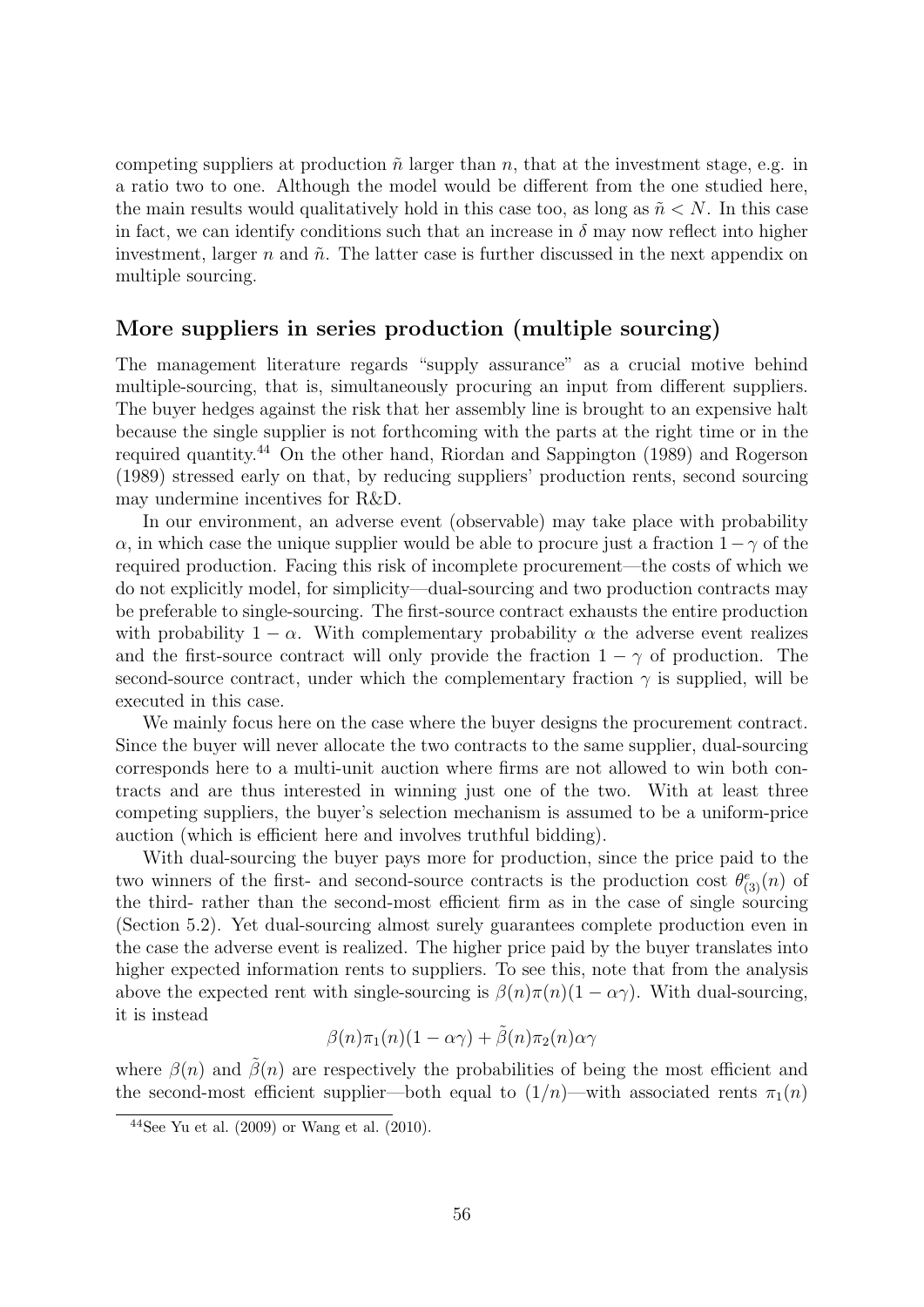competing suppliers at production $\tilde{n}$ larger than $n$, that at the investment stage, e.g. in a ratio two to one. Although the model would be different from the one studied here, the main results would qualitatively hold in this case too, as long as $\tilde{n} < N$. In this case in fact, we can identify conditions such that an increase in $\delta$ may now reflect into higher investment, larger $n$ and $\tilde{n}$. The latter case is further discussed in the next appendix on multiple sourcing.

## More suppliers in series production (multiple sourcing)

The management literature regards "supply assurance" as a crucial motive behind multiple-sourcing, that is, simultaneously procuring an input from different suppliers. The buyer hedges against the risk that her assembly line is brought to an expensive halt because the single supplier is not forthcoming with the parts at the right time or in the required quantity.[44] On the other hand, Riordan and Sappington (1989) and Rogerson (1989) stressed early on that, by reducing suppliers' production rents, second sourcing may undermine incentives for R&D.

In our environment, an adverse event (observable) may take place with probability $\alpha$, in which case the unique supplier would be able to procure just a fraction $1-\gamma$ of the required production. Facing this risk of incomplete procurement—the costs of which we do not explicitly model, for simplicity—dual-sourcing and two production contracts may be preferable to single-sourcing. The first-source contract exhausts the entire production with probability $1-\alpha$. With complementary probability $\alpha$ the adverse event realizes and the first-source contract will only provide the fraction $1-\gamma$ of production. The second-source contract, under which the complementary fraction $\gamma$ is supplied, will be executed in this case.

We mainly focus here on the case where the buyer designs the procurement contract. Since the buyer will never allocate the two contracts to the same supplier, dual-sourcing corresponds here to a multi-unit auction where firms are not allowed to win both contracts and are thus interested in winning just one of the two. With at least three competing suppliers, the buyer's selection mechanism is assumed to be a uniform-price auction (which is efficient here and involves truthful bidding).

With dual-sourcing the buyer pays more for production, since the price paid to the two winners of the first- and second-source contracts is the production cost $\theta^e_{(3)}(n)$ of the third- rather than the second-most efficient firm as in the case of single sourcing (Section 5.2). Yet dual-sourcing almost surely guarantees complete production even in the case the adverse event is realized. The higher price paid by the buyer translates into higher expected information rents to suppliers. To see this, note that from the analysis above the expected rent with single-sourcing is $\beta(n)\pi(n)(1-\alpha\gamma)$. With dual-sourcing, it is instead

$$\beta(n)\pi_1(n)(1-\alpha\gamma) + \tilde{\beta}(n)\pi_2(n)\alpha\gamma$$

where $\beta(n)$ and $\tilde{\beta}(n)$ are respectively the probabilities of being the most efficient and the second-most efficient supplier—both equal to $(1/n)$—with associated rents $\pi_1(n)$

[44] See Yu et al. (2009) or Wang et al. (2010).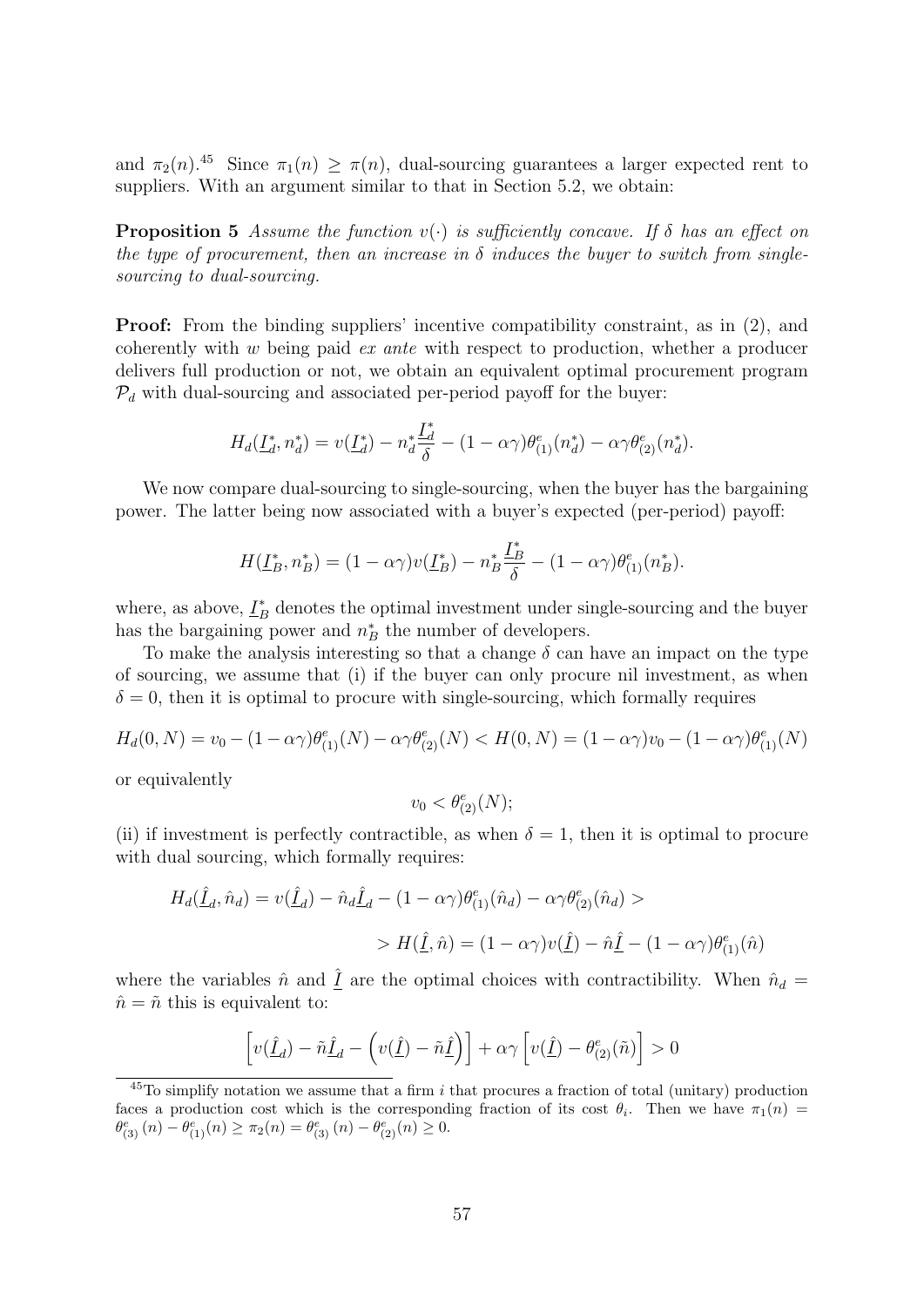and $\pi_2(n)$.[45] Since $\pi_1(n) \geq \pi(n)$, dual-sourcing guarantees a larger expected rent to suppliers. With an argument similar to that in Section 5.2, we obtain:

**Proposition 5** *Assume the function $v(\cdot)$ is sufficiently concave. If $\delta$ has an effect on the type of procurement, then an increase in $\delta$ induces the buyer to switch from single-sourcing to dual-sourcing.*

**Proof:** From the binding suppliers' incentive compatibility constraint, as in (2), and coherently with $w$ being paid *ex ante* with respect to production, whether a producer delivers full production or not, we obtain an equivalent optimal procurement program $\mathcal{P}_d$ with dual-sourcing and associated per-period payoff for the buyer:

$$H_d(\underline{I}_d^*, n_d^*) = v(\underline{I}_d^*) - n_d^* \frac{\underline{I}_d^*}{\delta} - (1 - \alpha\gamma)\theta_{(1)}^e(n_d^*) - \alpha\gamma\theta_{(2)}^e(n_d^*).$$

We now compare dual-sourcing to single-sourcing, when the buyer has the bargaining power. The latter being now associated with a buyer's expected (per-period) payoff:

$$H(\underline{I}_B^*, n_B^*) = (1 - \alpha\gamma)v(\underline{I}_B^*) - n_B^* \frac{\underline{I}_B^*}{\delta} - (1 - \alpha\gamma)\theta_{(1)}^e(n_B^*).$$

where, as above, $\underline{I}_B^*$ denotes the optimal investment under single-sourcing and the buyer has the bargaining power and $n_B^*$ the number of developers.

To make the analysis interesting so that a change $\delta$ can have an impact on the type of sourcing, we assume that (i) if the buyer can only procure nil investment, as when $\delta = 0$, then it is optimal to procure with single-sourcing, which formally requires

$$H_d(0, N) = v_0 - (1 - \alpha\gamma)\theta_{(1)}^e(N) - \alpha\gamma\theta_{(2)}^e(N) < H(0, N) = (1 - \alpha\gamma)v_0 - (1 - \alpha\gamma)\theta_{(1)}^e(N)$$

or equivalently

$$v_0 < \theta_{(2)}^e(N);$$

(ii) if investment is perfectly contractible, as when $\delta = 1$, then it is optimal to procure with dual sourcing, which formally requires:

$$H_d(\hat{\underline{I}}_d, \hat{n}_d) = v(\hat{\underline{I}}_d) - \hat{n}_d\hat{\underline{I}}_d - (1 - \alpha\gamma)\theta_{(1)}^e(\hat{n}_d) - \alpha\gamma\theta_{(2)}^e(\hat{n}_d) >$$

$$> H(\hat{\underline{I}}, \hat{n}) = (1 - \alpha\gamma)v(\hat{\underline{I}}) - \hat{n}\hat{\underline{I}} - (1 - \alpha\gamma)\theta_{(1)}^e(\hat{n})$$

where the variables $\hat{n}$ and $\hat{\underline{I}}$ are the optimal choices with contractibility. When $\hat{n}_d = \hat{n} = \tilde{n}$ this is equivalent to:

$$\left[v(\hat{\underline{I}}_d) - \tilde{n}\hat{\underline{I}}_d - \left(v(\hat{\underline{I}}) - \tilde{n}\hat{\underline{I}}\right)\right] + \alpha\gamma\left[v(\hat{\underline{I}}) - \theta_{(2)}^e(\tilde{n})\right] > 0$$

[45] To simplify notation we assume that a firm $i$ that procures a fraction of total (unitary) production faces a production cost which is the corresponding fraction of its cost $\theta_i$. Then we have $\pi_1(n) = \theta_{(3)}^e(n) - \theta_{(1)}^e(n) \geq \pi_2(n) = \theta_{(3)}^e(n) - \theta_{(2)}^e(n) \geq 0$.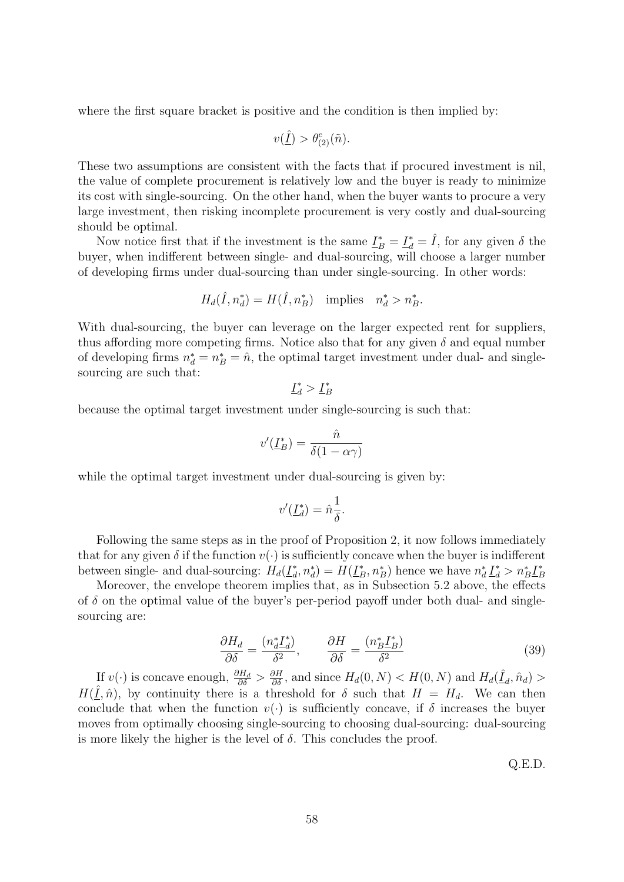where the first square bracket is positive and the condition is then implied by:

$$v(\underline{\hat{I}}) > \theta^e_{(2)}(\tilde{n}).$$

These two assumptions are consistent with the facts that if procured investment is nil, the value of complete procurement is relatively low and the buyer is ready to minimize its cost with single-sourcing. On the other hand, when the buyer wants to procure a very large investment, then risking incomplete procurement is very costly and dual-sourcing should be optimal.

Now notice first that if the investment is the same $\underline{I}^*_B = \underline{I}^*_d = \hat{I}$, for any given $\delta$ the buyer, when indifferent between single- and dual-sourcing, will choose a larger number of developing firms under dual-sourcing than under single-sourcing. In other words:

$$H_d(\hat{I}, n^*_d) = H(\hat{I}, n^*_B) \quad \text{implies} \quad n^*_d > n^*_B.$$

With dual-sourcing, the buyer can leverage on the larger expected rent for suppliers, thus affording more competing firms. Notice also that for any given $\delta$ and equal number of developing firms $n^*_d = n^*_B = \hat{n}$, the optimal target investment under dual- and single-sourcing are such that:

$$\underline{I}^*_d > \underline{I}^*_B$$

because the optimal target investment under single-sourcing is such that:

$$v'(\underline{I}^*_B) = \frac{\hat{n}}{\delta(1-\alpha\gamma)}$$

while the optimal target investment under dual-sourcing is given by:

$$v'(\underline{I}^*_d) = \hat{n}\frac{1}{\delta}.$$

Following the same steps as in the proof of Proposition 2, it now follows immediately that for any given $\delta$ if the function $v(\cdot)$ is sufficiently concave when the buyer is indifferent between single- and dual-sourcing: $H_d(\underline{I}^*_d, n^*_d) = H(\underline{I}^*_B, n^*_B)$ hence we have $n^*_d \underline{I}^*_d > n^*_B \underline{I}^*_B$

Moreover, the envelope theorem implies that, as in Subsection 5.2 above, the effects of $\delta$ on the optimal value of the buyer's per-period payoff under both dual- and single-sourcing are:

$$\frac{\partial H_d}{\partial \delta} = \frac{(n^*_d \underline{I}^*_d)}{\delta^2}, \qquad \frac{\partial H}{\partial \delta} = \frac{(n^*_B \underline{I}^*_B)}{\delta^2} \tag{39}$$

If $v(\cdot)$ is concave enough, $\frac{\partial H_d}{\partial \delta} > \frac{\partial H}{\partial \delta}$, and since $H_d(0, N) < H(0, N)$ and $H_d(\underline{\hat{I}}_d, \hat{n}_d) > H(\underline{\hat{I}}, \hat{n})$, by continuity there is a threshold for $\delta$ such that $H = H_d$. We can then conclude that when the function $v(\cdot)$ is sufficiently concave, if $\delta$ increases the buyer moves from optimally choosing single-sourcing to choosing dual-sourcing: dual-sourcing is more likely the higher is the level of $\delta$. This concludes the proof.

Q.E.D.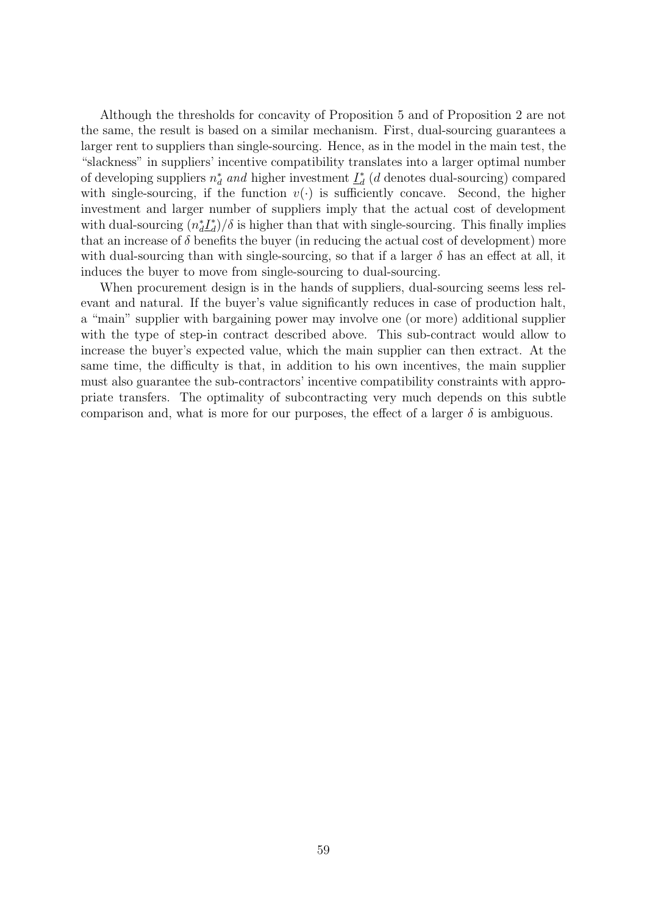Although the thresholds for concavity of Proposition 5 and of Proposition 2 are not the same, the result is based on a similar mechanism. First, dual-sourcing guarantees a larger rent to suppliers than single-sourcing. Hence, as in the model in the main test, the "slackness" in suppliers' incentive compatibility translates into a larger optimal number of developing suppliers $n_d^*$ *and* higher investment $\underline{I}_d^*$ ($d$ denotes dual-sourcing) compared with single-sourcing, if the function $v(\cdot)$ is sufficiently concave. Second, the higher investment and larger number of suppliers imply that the actual cost of development with dual-sourcing $(n_d^* \underline{I}_d^*)/\delta$ is higher than that with single-sourcing. This finally implies that an increase of $\delta$ benefits the buyer (in reducing the actual cost of development) more with dual-sourcing than with single-sourcing, so that if a larger $\delta$ has an effect at all, it induces the buyer to move from single-sourcing to dual-sourcing.

When procurement design is in the hands of suppliers, dual-sourcing seems less relevant and natural. If the buyer's value significantly reduces in case of production halt, a "main" supplier with bargaining power may involve one (or more) additional supplier with the type of step-in contract described above. This sub-contract would allow to increase the buyer's expected value, which the main supplier can then extract. At the same time, the difficulty is that, in addition to his own incentives, the main supplier must also guarantee the sub-contractors' incentive compatibility constraints with appropriate transfers. The optimality of subcontracting very much depends on this subtle comparison and, what is more for our purposes, the effect of a larger $\delta$ is ambiguous.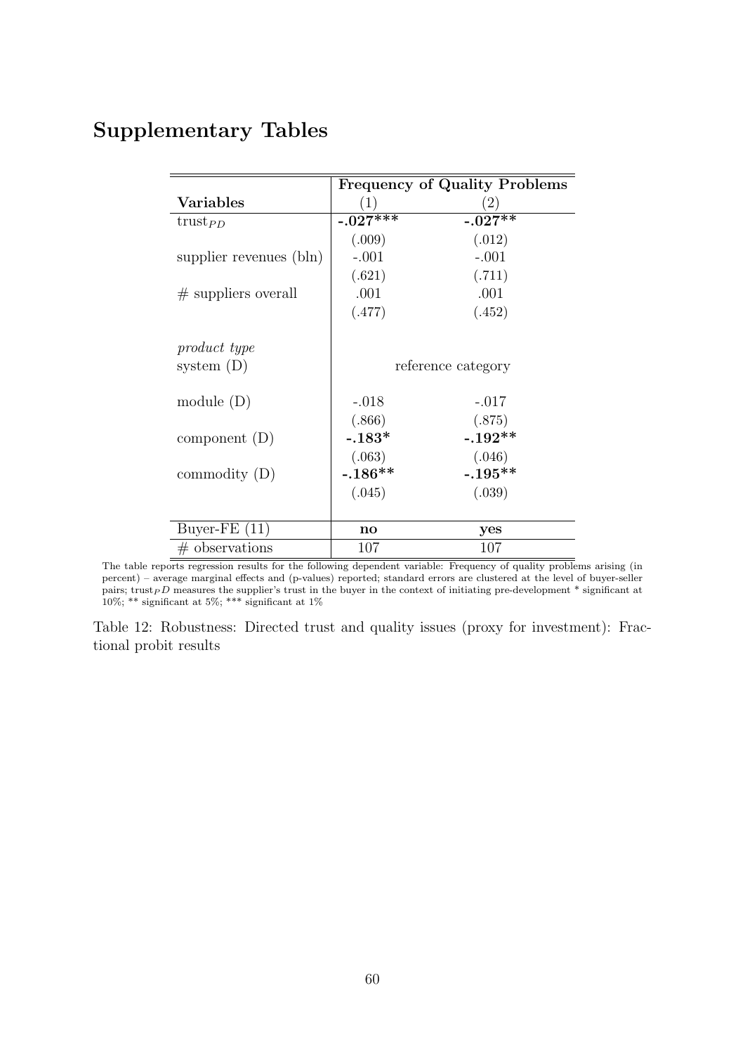## Supplementary Tables

| | Frequency of Quality Problems | |
|---|---|---|
| **Variables** | (1) | (2) |
| $\text{trust}_{PD}$ | **-.027\*\*\*** | **-.027\*\*** |
| | (.009) | (.012) |
| supplier revenues (bln) | -.001 | -.001 |
| | (.621) | (.711) |
| # suppliers overall | .001 | .001 |
| | (.477) | (.452) |
| *product type* | | |
| system (D) | reference category | |
| module (D) | -.018 | -.017 |
| | (.866) | (.875) |
| component (D) | **-.183\*** | **-.192\*\*** |
| | (.063) | (.046) |
| commodity (D) | **-.186\*\*** | **-.195\*\*** |
| | (.045) | (.039) |
| Buyer-FE (11) | **no** | **yes** |
| # observations | 107 | 107 |

The table reports regression results for the following dependent variable: Frequency of quality problems arising (in percent) – average marginal effects and (p-values) reported; standard errors are clustered at the level of buyer-seller pairs; $\text{trust}_P D$ measures the supplier's trust in the buyer in the context of initiating pre-development * significant at 10%; ** significant at 5%; *** significant at 1%

Table 12: Robustness: Directed trust and quality issues (proxy for investment): Fractional probit results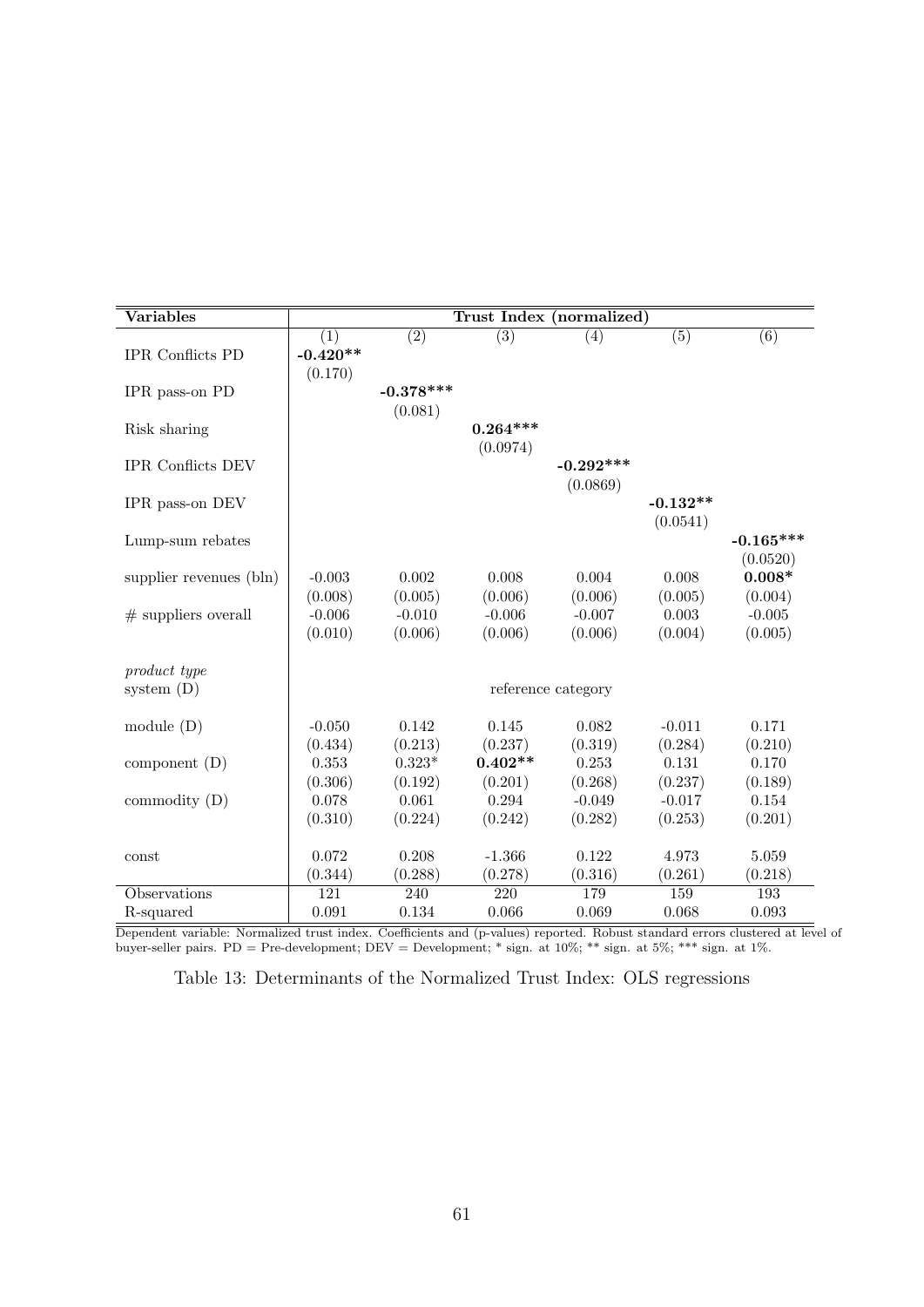| Variables | Trust Index (normalized) | | | | | |
|---|---|---|---|---|---|---|
| | (1) | (2) | (3) | (4) | (5) | (6) |
| IPR Conflicts PD | **-0.420\*\*** | | | | | |
| | (0.170) | | | | | |
| IPR pass-on PD | | **-0.378\*\*\*** | | | | |
| | | (0.081) | | | | |
| Risk sharing | | | **0.264\*\*\*** | | | |
| | | | (0.0974) | | | |
| IPR Conflicts DEV | | | | **-0.292\*\*\*** | | |
| | | | | (0.0869) | | |
| IPR pass-on DEV | | | | | **-0.132\*\*** | |
| | | | | | (0.0541) | |
| Lump-sum rebates | | | | | | **-0.165\*\*\*** |
| | | | | | | (0.0520) |
| supplier revenues (bln) | -0.003 | 0.002 | 0.008 | 0.004 | 0.008 | **0.008\*** |
| | (0.008) | (0.005) | (0.006) | (0.006) | (0.005) | (0.004) |
| # suppliers overall | -0.006 | -0.010 | -0.006 | -0.007 | 0.003 | -0.005 |
| | (0.010) | (0.006) | (0.006) | (0.006) | (0.004) | (0.005) |
| *product type* | | | | | | |
| system (D) | reference category | | | | | |
| module (D) | -0.050 | 0.142 | 0.145 | 0.082 | -0.011 | 0.171 |
| | (0.434) | (0.213) | (0.237) | (0.319) | (0.284) | (0.210) |
| component (D) | 0.353 | 0.323\* | **0.402\*\*** | 0.253 | 0.131 | 0.170 |
| | (0.306) | (0.192) | (0.201) | (0.268) | (0.237) | (0.189) |
| commodity (D) | 0.078 | 0.061 | 0.294 | -0.049 | -0.017 | 0.154 |
| | (0.310) | (0.224) | (0.242) | (0.282) | (0.253) | (0.201) |
| const | 0.072 | 0.208 | -1.366 | 0.122 | 4.973 | 5.059 |
| | (0.344) | (0.288) | (0.278) | (0.316) | (0.261) | (0.218) |
| Observations | 121 | 240 | 220 | 179 | 159 | 193 |
| R-squared | 0.091 | 0.134 | 0.066 | 0.069 | 0.068 | 0.093 |

Dependent variable: Normalized trust index. Coefficients and (p-values) reported. Robust standard errors clustered at level of buyer-seller pairs. PD = Pre-development; DEV = Development; * sign. at 10%; ** sign. at 5%; *** sign. at 1%.

Table 13: Determinants of the Normalized Trust Index: OLS regressions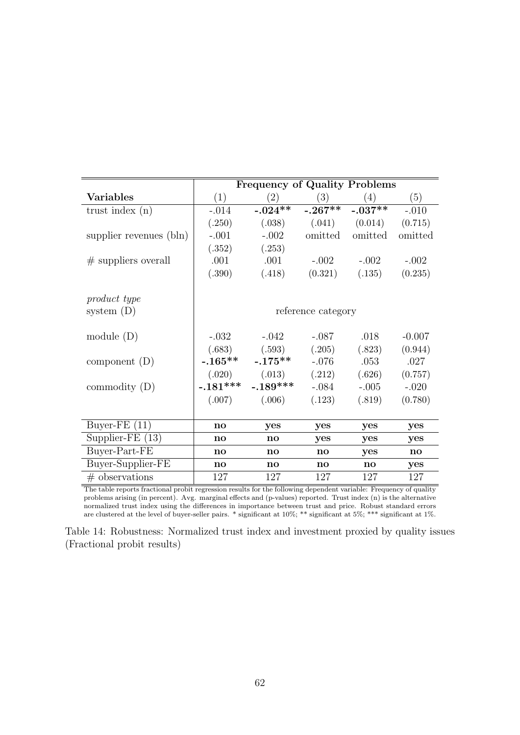| Variables | Frequency of Quality Problems | | | | |
|---|---|---|---|---|---|
| | (1) | (2) | (3) | (4) | (5) |
| trust index (n) | -.014 | **-.024**** | **-.267**** | **-.037**** | -.010 |
| | (.250) | (.038) | (.041) | (0.014) | (0.715) |
| supplier revenues (bln) | -.001 | -.002 | omitted | omitted | omitted |
| | (.352) | (.253) | | | |
| # suppliers overall | .001 | .001 | -.002 | -.002 | -.002 |
| | (.390) | (.418) | (0.321) | (.135) | (0.235) |
| *product type* | | | | | |
| system (D) | | | reference category | | |
| module (D) | -.032 | -.042 | -.087 | .018 | -0.007 |
| | (.683) | (.593) | (.205) | (.823) | (0.944) |
| component (D) | **-.165**** | **-.175**** | -.076 | .053 | .027 |
| | (.020) | (.013) | (.212) | (.626) | (0.757) |
| commodity (D) | **-.181***** | **-.189***** | -.084 | -.005 | -.020 |
| | (.007) | (.006) | (.123) | (.819) | (0.780) |
| Buyer-FE (11) | **no** | **yes** | **yes** | **yes** | **yes** |
| Supplier-FE (13) | **no** | **no** | **yes** | **yes** | **yes** |
| Buyer-Part-FE | **no** | **no** | **no** | **yes** | **no** |
| Buyer-Supplier-FE | **no** | **no** | **no** | **no** | **yes** |
| # observations | 127 | 127 | 127 | 127 | 127 |

The table reports fractional probit regression results for the following dependent variable: Frequency of quality problems arising (in percent). Avg. marginal effects and (p-values) reported. Trust index (n) is the alternative normalized trust index using the differences in importance between trust and price. Robust standard errors are clustered at the level of buyer-seller pairs. * significant at 10%; ** significant at 5%; *** significant at 1%.

Table 14: Robustness: Normalized trust index and investment proxied by quality issues (Fractional probit results)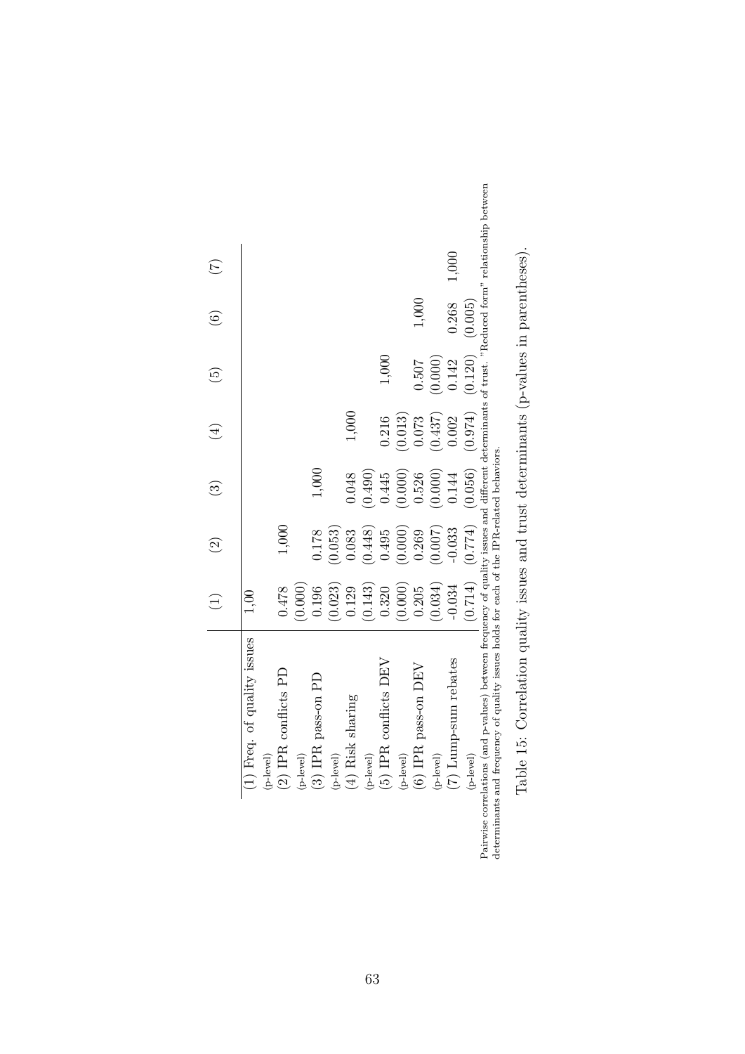|  | (1) | (2) | (3) | (4) | (5) | (6) | (7) |
|---|---|---|---|---|---|---|---|
| (1) Freq. of quality issues | 1,00 |  |  |  |  |  |  |
| (p-level) |  |  |  |  |  |  |  |
| (2) IPR conflicts PD | 0.478 | 1,000 |  |  |  |  |  |
| (p-level) | (0.000) |  |  |  |  |  |  |
| (3) IPR pass-on PD | 0.196 | 0.178 | 1,000 |  |  |  |  |
| (p-level) | (0.023) | (0.053) |  |  |  |  |  |
| (4) Risk sharing | 0.129 | 0.083 | 0.048 | 1,000 |  |  |  |
| (p-level) | (0.143) | (0.448) | (0.490) |  |  |  |  |
| (5) IPR conflicts DEV | 0.320 | 0.495 | 0.445 | 0.216 | 1,000 |  |  |
| (p-level) | (0.000) | (0.000) | (0.000) | (0.013) |  |  |  |
| (6) IPR pass-on DEV | 0.205 | 0.269 | 0.526 | 0.073 | 0.507 | 1,000 |  |
| (p-level) | (0.034) | (0.007) | (0.000) | (0.437) | (0.000) |  |  |
| (7) Lump-sum rebates | -0.034 | -0.033 | 0.144 | 0.002 | 0.142 | 0.268 | 1,000 |
| (p-level) | (0.714) | (0.774) | (0.056) | (0.974) | (0.120) | (0.005) |  |

Pairwise correlations (and p-values) between frequency of quality issues and different determinants of trust. "Reduced form" relationship between determinants and frequency of quality issues holds for each of the IPR-related behaviors.

Table 15: Correlation quality issues and trust determinants (p-values in parentheses).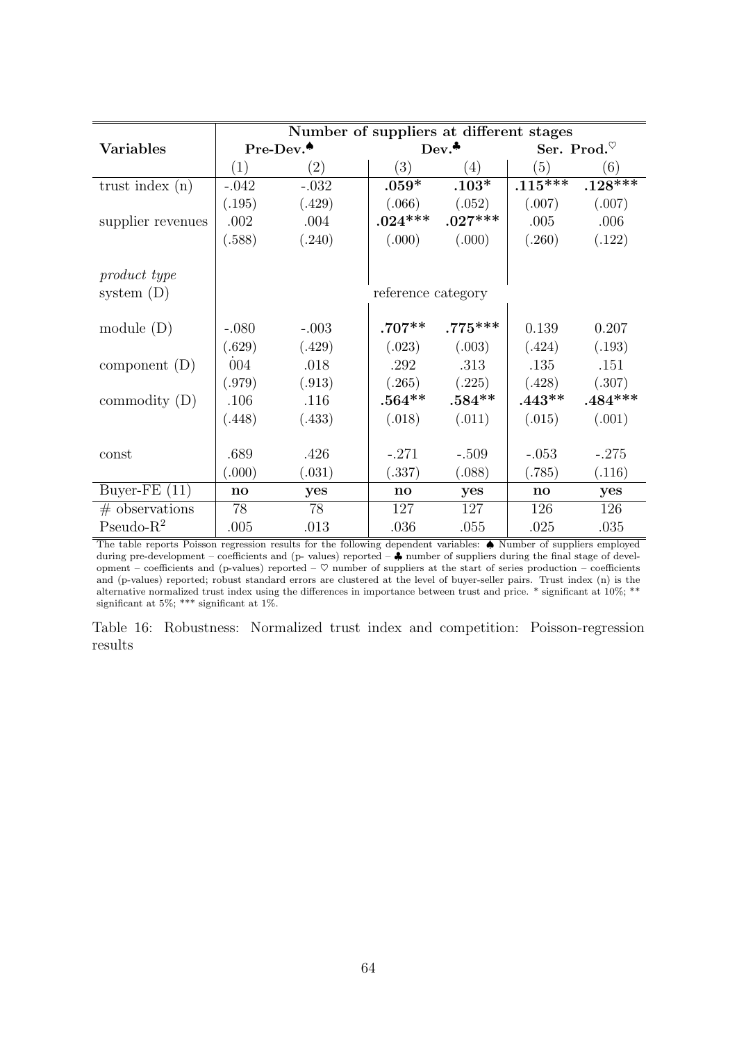| Variables | Number of suppliers at different stages | | | | | |
|---|---|---|---|---|---|---|
| | Pre-Dev.♠ | | Dev.♣ | | Ser. Prod.♡ | |
| | (1) | (2) | (3) | (4) | (5) | (6) |
| trust index (n) | -.042 | -.032 | **.059***  | **.103*** | **.115***** | **.128***** |
| | (.195) | (.429) | (.066) | (.052) | (.007) | (.007) |
| supplier revenues | .002 | .004 | **.024***** | **.027***** | .005 | .006 |
| | (.588) | (.240) | (.000) | (.000) | (.260) | (.122) |
| *product type* | | | | | | |
| system (D) | | | reference category | | | |
| module (D) | -.080 | -.003 | **.707**** | **.775***** | 0.139 | 0.207 |
| | (.629) | (.429) | (.023) | (.003) | (.424) | (.193) |
| component (D) | .004 | .018 | .292 | .313 | .135 | .151 |
| | (.979) | (.913) | (.265) | (.225) | (.428) | (.307) |
| commodity (D) | .106 | .116 | **.564**** | **.584**** | **.443**** | **.484***** |
| | (.448) | (.433) | (.018) | (.011) | (.015) | (.001) |
| const | .689 | .426 | -.271 | -.509 | -.053 | -.275 |
| | (.000) | (.031) | (.337) | (.088) | (.785) | (.116) |
| Buyer-FE (11) | **no** | **yes** | **no** | **yes** | **no** | **yes** |
| # observations | 78 | 78 | 127 | 127 | 126 | 126 |
| Pseudo-$R^2$ | .005 | .013 | .036 | .055 | .025 | .035 |

The table reports Poisson regression results for the following dependent variables: ♠ Number of suppliers employed during pre-development – coefficients and (p- values) reported – ♣ number of suppliers during the final stage of development – coefficients and (p-values) reported – ♡ number of suppliers at the start of series production – coefficients and (p-values) reported; robust standard errors are clustered at the level of buyer-seller pairs. Trust index (n) is the alternative normalized trust index using the differences in importance between trust and price. * significant at 10%; ** significant at 5%; *** significant at 1%.

Table 16: Robustness: Normalized trust index and competition: Poisson-regression results